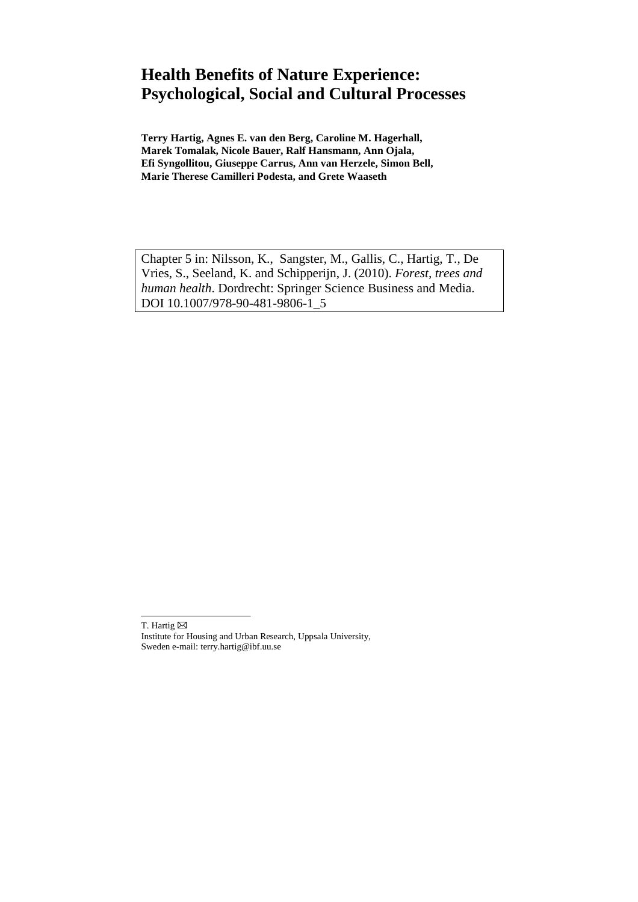# Health Benefits of Nature Experience: Psychological, Social and Cultural Processes

**Terry Hartig, Agnes E. van den Berg, Caroline M. Hagerhall, Marek Tomalak, Nicole Bauer, Ralf Hansmann, Ann Ojala, Efi Syngollitou, Giuseppe Carrus, Ann van Herzele, Simon Bell, Marie Therese Camilleri Podesta, and Grete Waaseth**

Chapter 5 in: Nilsson, K., Sangster, M., Gallis, C., Hartig, T., De Vries, S., Seeland, K. and Schipperijn, J. (2010). *Forest, trees and human health*. Dordrecht: Springer Science Business and Media. DOI 10.1007/978-90-481-9806-1_5

---

T. Hartig ✉
Institute for Housing and Urban Research, Uppsala University, Sweden e-mail: terry.hartig@ibf.uu.se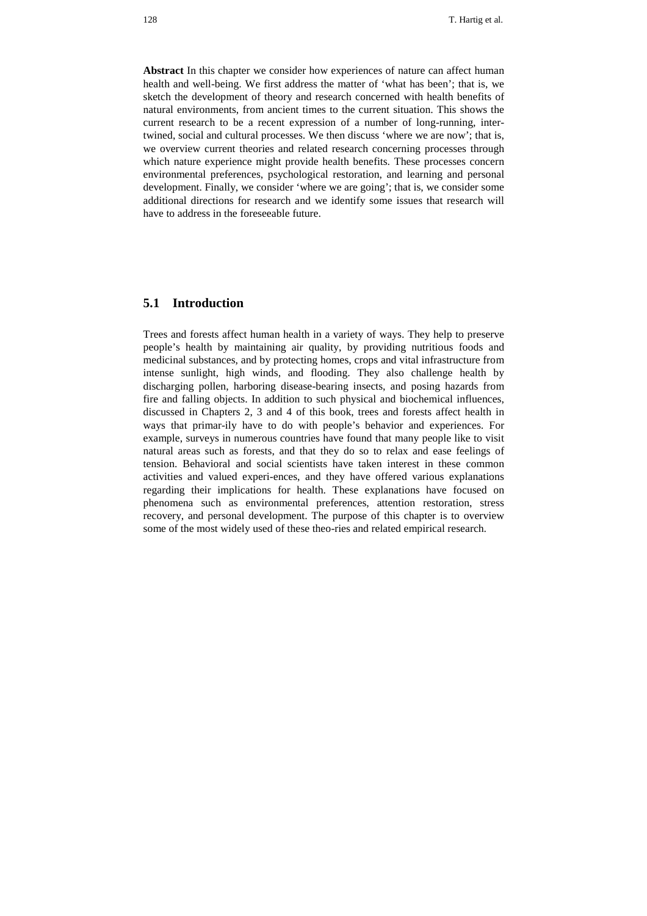**Abstract** In this chapter we consider how experiences of nature can affect human health and well-being. We first address the matter of 'what has been'; that is, we sketch the development of theory and research concerned with health benefits of natural environments, from ancient times to the current situation. This shows the current research to be a recent expression of a number of long-running, inter-twined, social and cultural processes. We then discuss 'where we are now'; that is, we overview current theories and related research concerning processes through which nature experience might provide health benefits. These processes concern environmental preferences, psychological restoration, and learning and personal development. Finally, we consider 'where we are going'; that is, we consider some additional directions for research and we identify some issues that research will have to address in the foreseeable future.

## 5.1 Introduction

Trees and forests affect human health in a variety of ways. They help to preserve people's health by maintaining air quality, by providing nutritious foods and medicinal substances, and by protecting homes, crops and vital infrastructure from intense sunlight, high winds, and flooding. They also challenge health by discharging pollen, harboring disease-bearing insects, and posing hazards from fire and falling objects. In addition to such physical and biochemical influences, discussed in Chapters 2, 3 and 4 of this book, trees and forests affect health in ways that primar-ily have to do with people's behavior and experiences. For example, surveys in numerous countries have found that many people like to visit natural areas such as forests, and that they do so to relax and ease feelings of tension. Behavioral and social scientists have taken interest in these common activities and valued experi-ences, and they have offered various explanations regarding their implications for health. These explanations have focused on phenomena such as environmental preferences, attention restoration, stress recovery, and personal development. The purpose of this chapter is to overview some of the most widely used of these theo-ries and related empirical research.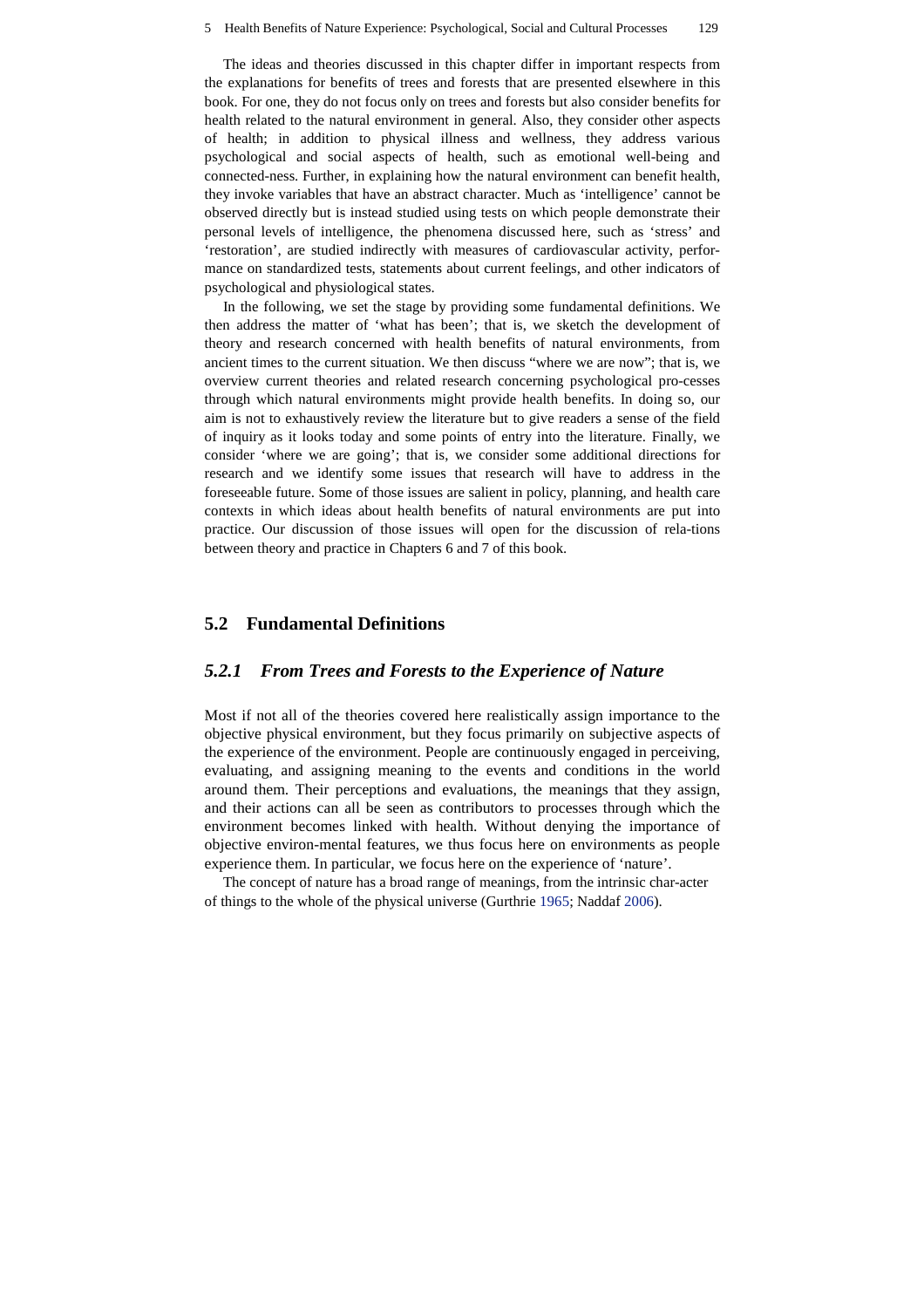The ideas and theories discussed in this chapter differ in important respects from the explanations for benefits of trees and forests that are presented elsewhere in this book. For one, they do not focus only on trees and forests but also consider benefits for health related to the natural environment in general. Also, they consider other aspects of health; in addition to physical illness and wellness, they address various psychological and social aspects of health, such as emotional well-being and connected-ness. Further, in explaining how the natural environment can benefit health, they invoke variables that have an abstract character. Much as 'intelligence' cannot be observed directly but is instead studied using tests on which people demonstrate their personal levels of intelligence, the phenomena discussed here, such as 'stress' and 'restoration', are studied indirectly with measures of cardiovascular activity, performance on standardized tests, statements about current feelings, and other indicators of psychological and physiological states.

In the following, we set the stage by providing some fundamental definitions. We then address the matter of 'what has been'; that is, we sketch the development of theory and research concerned with health benefits of natural environments, from ancient times to the current situation. We then discuss "where we are now"; that is, we overview current theories and related research concerning psychological pro-cesses through which natural environments might provide health benefits. In doing so, our aim is not to exhaustively review the literature but to give readers a sense of the field of inquiry as it looks today and some points of entry into the literature. Finally, we consider 'where we are going'; that is, we consider some additional directions for research and we identify some issues that research will have to address in the foreseeable future. Some of those issues are salient in policy, planning, and health care contexts in which ideas about health benefits of natural environments are put into practice. Our discussion of those issues will open for the discussion of rela-tions between theory and practice in Chapters 6 and 7 of this book.

## 5.2 Fundamental Definitions

### *5.2.1 From Trees and Forests to the Experience of Nature*

Most if not all of the theories covered here realistically assign importance to the objective physical environment, but they focus primarily on subjective aspects of the experience of the environment. People are continuously engaged in perceiving, evaluating, and assigning meaning to the events and conditions in the world around them. Their perceptions and evaluations, the meanings that they assign, and their actions can all be seen as contributors to processes through which the environment becomes linked with health. Without denying the importance of objective environ-mental features, we thus focus here on environments as people experience them. In particular, we focus here on the experience of 'nature'.

The concept of nature has a broad range of meanings, from the intrinsic char-acter of things to the whole of the physical universe (Gurthrie 1965; Naddaf 2006).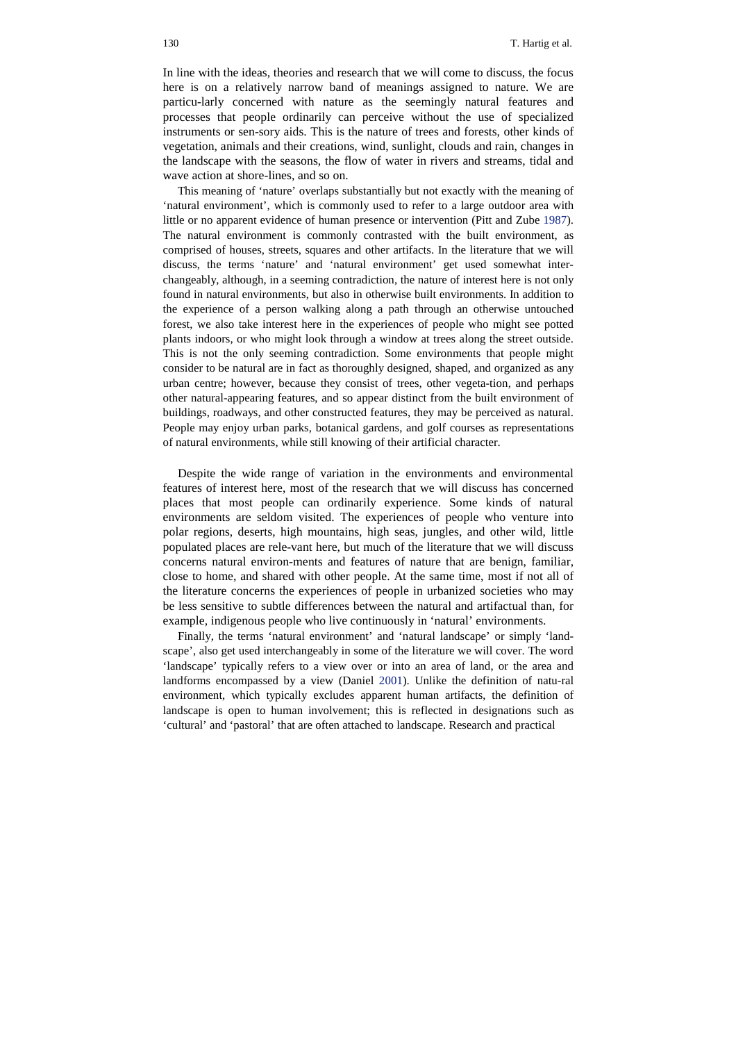In line with the ideas, theories and research that we will come to discuss, the focus here is on a relatively narrow band of meanings assigned to nature. We are particu-larly concerned with nature as the seemingly natural features and processes that people ordinarily can perceive without the use of specialized instruments or sen-sory aids. This is the nature of trees and forests, other kinds of vegetation, animals and their creations, wind, sunlight, clouds and rain, changes in the landscape with the seasons, the flow of water in rivers and streams, tidal and wave action at shore-lines, and so on.

This meaning of 'nature' overlaps substantially but not exactly with the meaning of 'natural environment', which is commonly used to refer to a large outdoor area with little or no apparent evidence of human presence or intervention (Pitt and Zube 1987). The natural environment is commonly contrasted with the built environment, as comprised of houses, streets, squares and other artifacts. In the literature that we will discuss, the terms 'nature' and 'natural environment' get used somewhat inter-changeably, although, in a seeming contradiction, the nature of interest here is not only found in natural environments, but also in otherwise built environments. In addition to the experience of a person walking along a path through an otherwise untouched forest, we also take interest here in the experiences of people who might see potted plants indoors, or who might look through a window at trees along the street outside. This is not the only seeming contradiction. Some environments that people might consider to be natural are in fact as thoroughly designed, shaped, and organized as any urban centre; however, because they consist of trees, other vegeta-tion, and perhaps other natural-appearing features, and so appear distinct from the built environment of buildings, roadways, and other constructed features, they may be perceived as natural. People may enjoy urban parks, botanical gardens, and golf courses as representations of natural environments, while still knowing of their artificial character.

Despite the wide range of variation in the environments and environmental features of interest here, most of the research that we will discuss has concerned places that most people can ordinarily experience. Some kinds of natural environments are seldom visited. The experiences of people who venture into polar regions, deserts, high mountains, high seas, jungles, and other wild, little populated places are rele-vant here, but much of the literature that we will discuss concerns natural environ-ments and features of nature that are benign, familiar, close to home, and shared with other people. At the same time, most if not all of the literature concerns the experiences of people in urbanized societies who may be less sensitive to subtle differences between the natural and artifactual than, for example, indigenous people who live continuously in 'natural' environments.

Finally, the terms 'natural environment' and 'natural landscape' or simply 'land-scape', also get used interchangeably in some of the literature we will cover. The word 'landscape' typically refers to a view over or into an area of land, or the area and landforms encompassed by a view (Daniel 2001). Unlike the definition of natu-ral environment, which typically excludes apparent human artifacts, the definition of landscape is open to human involvement; this is reflected in designations such as 'cultural' and 'pastoral' that are often attached to landscape. Research and practical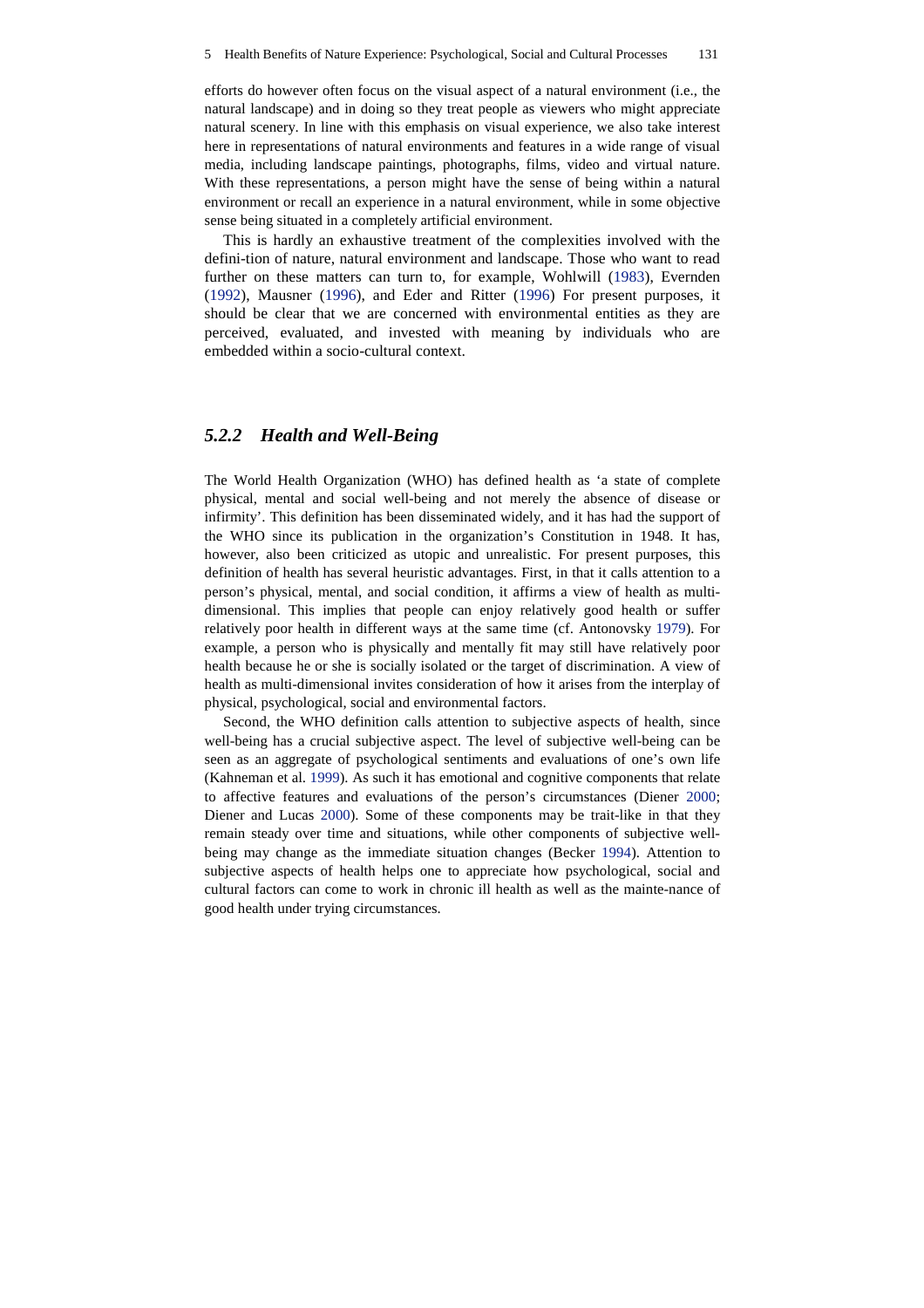efforts do however often focus on the visual aspect of a natural environment (i.e., the natural landscape) and in doing so they treat people as viewers who might appreciate natural scenery. In line with this emphasis on visual experience, we also take interest here in representations of natural environments and features in a wide range of visual media, including landscape paintings, photographs, films, video and virtual nature. With these representations, a person might have the sense of being within a natural environment or recall an experience in a natural environment, while in some objective sense being situated in a completely artificial environment.

This is hardly an exhaustive treatment of the complexities involved with the defini-tion of nature, natural environment and landscape. Those who want to read further on these matters can turn to, for example, Wohlwill (1983), Evernden (1992), Mausner (1996), and Eder and Ritter (1996) For present purposes, it should be clear that we are concerned with environmental entities as they are perceived, evaluated, and invested with meaning by individuals who are embedded within a socio-cultural context.

### *5.2.2 Health and Well-Being*

The World Health Organization (WHO) has defined health as 'a state of complete physical, mental and social well-being and not merely the absence of disease or infirmity'. This definition has been disseminated widely, and it has had the support of the WHO since its publication in the organization's Constitution in 1948. It has, however, also been criticized as utopic and unrealistic. For present purposes, this definition of health has several heuristic advantages. First, in that it calls attention to a person's physical, mental, and social condition, it affirms a view of health as multi-dimensional. This implies that people can enjoy relatively good health or suffer relatively poor health in different ways at the same time (cf. Antonovsky 1979). For example, a person who is physically and mentally fit may still have relatively poor health because he or she is socially isolated or the target of discrimination. A view of health as multi-dimensional invites consideration of how it arises from the interplay of physical, psychological, social and environmental factors.

Second, the WHO definition calls attention to subjective aspects of health, since well-being has a crucial subjective aspect. The level of subjective well-being can be seen as an aggregate of psychological sentiments and evaluations of one's own life (Kahneman et al. 1999). As such it has emotional and cognitive components that relate to affective features and evaluations of the person's circumstances (Diener 2000; Diener and Lucas 2000). Some of these components may be trait-like in that they remain steady over time and situations, while other components of subjective well-being may change as the immediate situation changes (Becker 1994). Attention to subjective aspects of health helps one to appreciate how psychological, social and cultural factors can come to work in chronic ill health as well as the mainte-nance of good health under trying circumstances.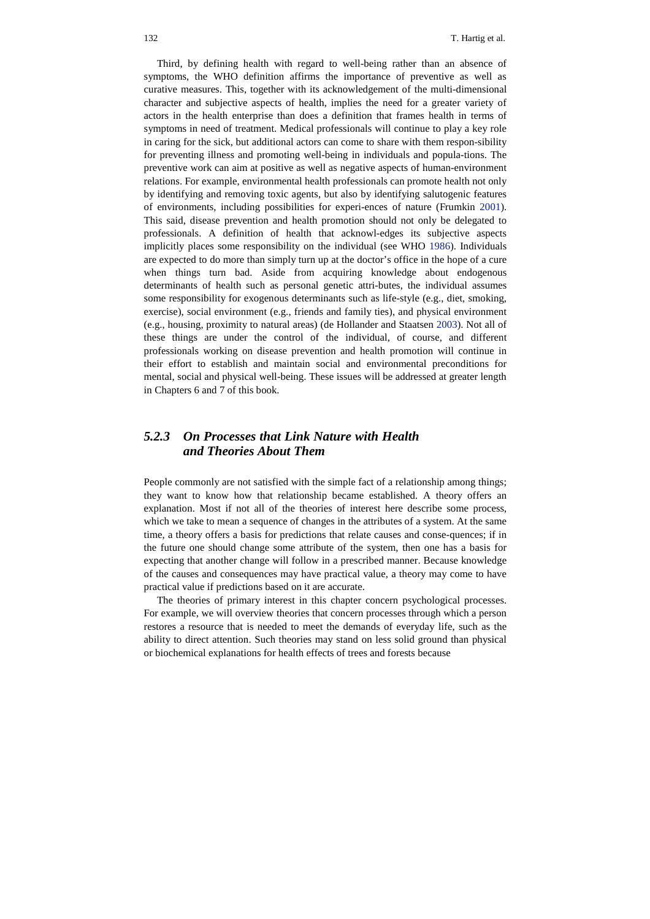Third, by defining health with regard to well-being rather than an absence of symptoms, the WHO definition affirms the importance of preventive as well as curative measures. This, together with its acknowledgement of the multi-dimensional character and subjective aspects of health, implies the need for a greater variety of actors in the health enterprise than does a definition that frames health in terms of symptoms in need of treatment. Medical professionals will continue to play a key role in caring for the sick, but additional actors can come to share with them respon-sibility for preventing illness and promoting well-being in individuals and popula-tions. The preventive work can aim at positive as well as negative aspects of human-environment relations. For example, environmental health professionals can promote health not only by identifying and removing toxic agents, but also by identifying salutogenic features of environments, including possibilities for experi-ences of nature (Frumkin 2001). This said, disease prevention and health promotion should not only be delegated to professionals. A definition of health that acknowl-edges its subjective aspects implicitly places some responsibility on the individual (see WHO 1986). Individuals are expected to do more than simply turn up at the doctor's office in the hope of a cure when things turn bad. Aside from acquiring knowledge about endogenous determinants of health such as personal genetic attri-butes, the individual assumes some responsibility for exogenous determinants such as life-style (e.g., diet, smoking, exercise), social environment (e.g., friends and family ties), and physical environment (e.g., housing, proximity to natural areas) (de Hollander and Staatsen 2003). Not all of these things are under the control of the individual, of course, and different professionals working on disease prevention and health promotion will continue in their effort to establish and maintain social and environmental preconditions for mental, social and physical well-being. These issues will be addressed at greater length in Chapters 6 and 7 of this book.

### *5.2.3 On Processes that Link Nature with Health and Theories About Them*

People commonly are not satisfied with the simple fact of a relationship among things; they want to know how that relationship became established. A theory offers an explanation. Most if not all of the theories of interest here describe some process, which we take to mean a sequence of changes in the attributes of a system. At the same time, a theory offers a basis for predictions that relate causes and conse-quences; if in the future one should change some attribute of the system, then one has a basis for expecting that another change will follow in a prescribed manner. Because knowledge of the causes and consequences may have practical value, a theory may come to have practical value if predictions based on it are accurate.

The theories of primary interest in this chapter concern psychological processes. For example, we will overview theories that concern processes through which a person restores a resource that is needed to meet the demands of everyday life, such as the ability to direct attention. Such theories may stand on less solid ground than physical or biochemical explanations for health effects of trees and forests because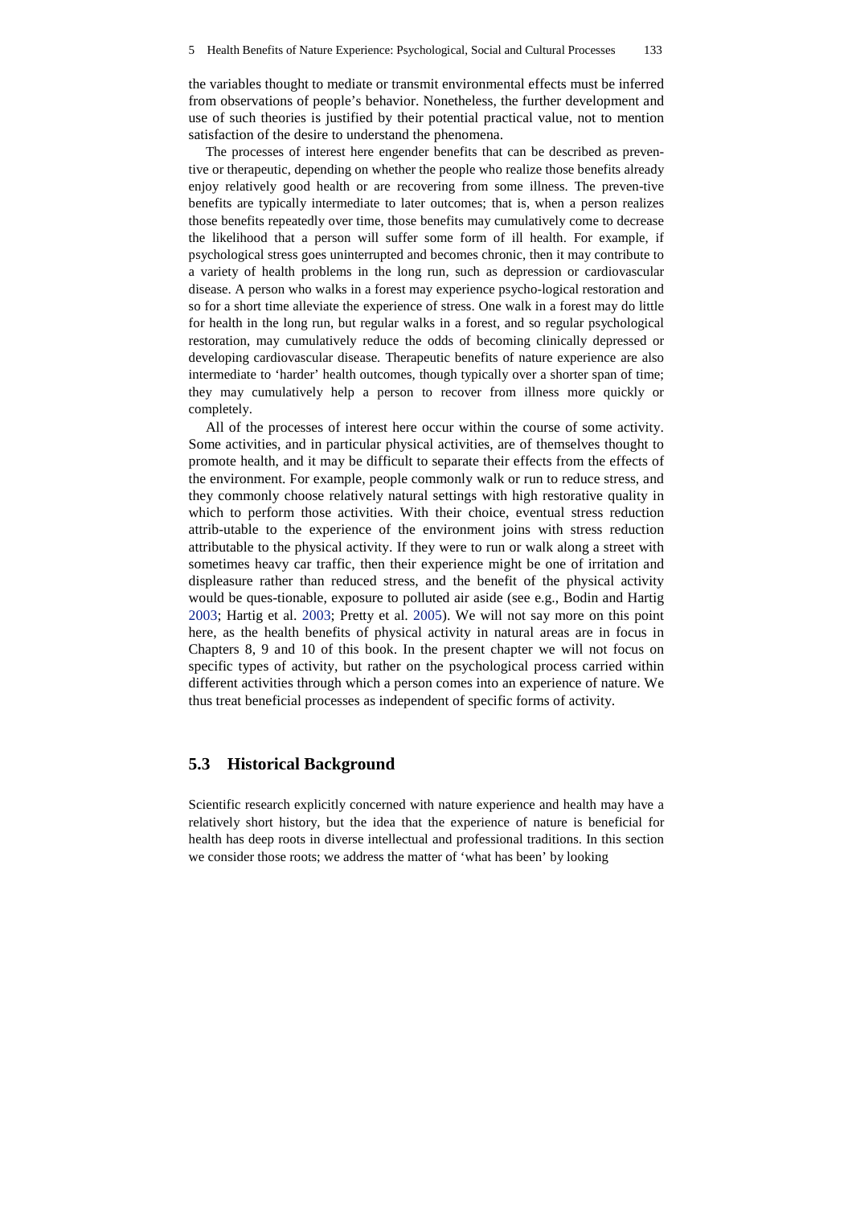the variables thought to mediate or transmit environmental effects must be inferred from observations of people's behavior. Nonetheless, the further development and use of such theories is justified by their potential practical value, not to mention satisfaction of the desire to understand the phenomena.

The processes of interest here engender benefits that can be described as preventive or therapeutic, depending on whether the people who realize those benefits already enjoy relatively good health or are recovering from some illness. The preventive benefits are typically intermediate to later outcomes; that is, when a person realizes those benefits repeatedly over time, those benefits may cumulatively come to decrease the likelihood that a person will suffer some form of ill health. For example, if psychological stress goes uninterrupted and becomes chronic, then it may contribute to a variety of health problems in the long run, such as depression or cardiovascular disease. A person who walks in a forest may experience psychological restoration and so for a short time alleviate the experience of stress. One walk in a forest may do little for health in the long run, but regular walks in a forest, and so regular psychological restoration, may cumulatively reduce the odds of becoming clinically depressed or developing cardiovascular disease. Therapeutic benefits of nature experience are also intermediate to 'harder' health outcomes, though typically over a shorter span of time; they may cumulatively help a person to recover from illness more quickly or completely.

All of the processes of interest here occur within the course of some activity. Some activities, and in particular physical activities, are of themselves thought to promote health, and it may be difficult to separate their effects from the effects of the environment. For example, people commonly walk or run to reduce stress, and they commonly choose relatively natural settings with high restorative quality in which to perform those activities. With their choice, eventual stress reduction attributable to the experience of the environment joins with stress reduction attributable to the physical activity. If they were to run or walk along a street with sometimes heavy car traffic, then their experience might be one of irritation and displeasure rather than reduced stress, and the benefit of the physical activity would be questionable, exposure to polluted air aside (see e.g., Bodin and Hartig 2003; Hartig et al. 2003; Pretty et al. 2005). We will not say more on this point here, as the health benefits of physical activity in natural areas are in focus in Chapters 8, 9 and 10 of this book. In the present chapter we will not focus on specific types of activity, but rather on the psychological process carried within different activities through which a person comes into an experience of nature. We thus treat beneficial processes as independent of specific forms of activity.

## 5.3 Historical Background

Scientific research explicitly concerned with nature experience and health may have a relatively short history, but the idea that the experience of nature is beneficial for health has deep roots in diverse intellectual and professional traditions. In this section we consider those roots; we address the matter of 'what has been' by looking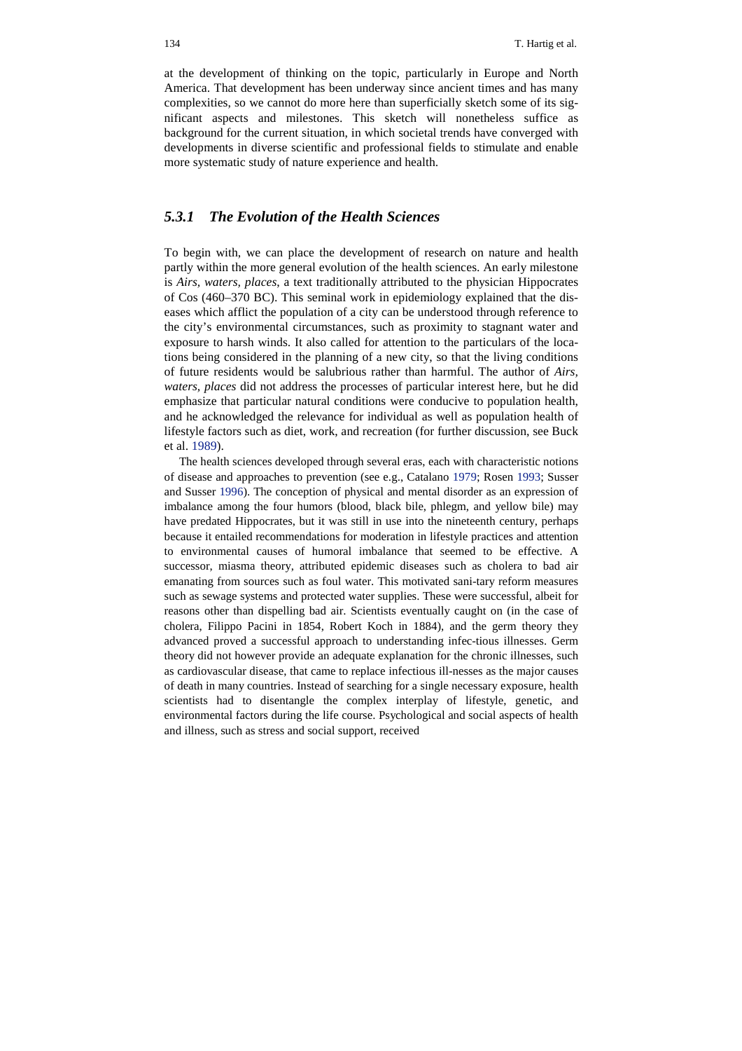at the development of thinking on the topic, particularly in Europe and North America. That development has been underway since ancient times and has many complexities, so we cannot do more here than superficially sketch some of its significant aspects and milestones. This sketch will nonetheless suffice as background for the current situation, in which societal trends have converged with developments in diverse scientific and professional fields to stimulate and enable more systematic study of nature experience and health.

### *5.3.1 The Evolution of the Health Sciences*

To begin with, we can place the development of research on nature and health partly within the more general evolution of the health sciences. An early milestone is *Airs, waters, places*, a text traditionally attributed to the physician Hippocrates of Cos (460–370 BC). This seminal work in epidemiology explained that the diseases which afflict the population of a city can be understood through reference to the city's environmental circumstances, such as proximity to stagnant water and exposure to harsh winds. It also called for attention to the particulars of the locations being considered in the planning of a new city, so that the living conditions of future residents would be salubrious rather than harmful. The author of *Airs, waters, places* did not address the processes of particular interest here, but he did emphasize that particular natural conditions were conducive to population health, and he acknowledged the relevance for individual as well as population health of lifestyle factors such as diet, work, and recreation (for further discussion, see Buck et al. 1989).

The health sciences developed through several eras, each with characteristic notions of disease and approaches to prevention (see e.g., Catalano 1979; Rosen 1993; Susser and Susser 1996). The conception of physical and mental disorder as an expression of imbalance among the four humors (blood, black bile, phlegm, and yellow bile) may have predated Hippocrates, but it was still in use into the nineteenth century, perhaps because it entailed recommendations for moderation in lifestyle practices and attention to environmental causes of humoral imbalance that seemed to be effective. A successor, miasma theory, attributed epidemic diseases such as cholera to bad air emanating from sources such as foul water. This motivated sani-tary reform measures such as sewage systems and protected water supplies. These were successful, albeit for reasons other than dispelling bad air. Scientists eventually caught on (in the case of cholera, Filippo Pacini in 1854, Robert Koch in 1884), and the germ theory they advanced proved a successful approach to understanding infec-tious illnesses. Germ theory did not however provide an adequate explanation for the chronic illnesses, such as cardiovascular disease, that came to replace infectious ill-nesses as the major causes of death in many countries. Instead of searching for a single necessary exposure, health scientists had to disentangle the complex interplay of lifestyle, genetic, and environmental factors during the life course. Psychological and social aspects of health and illness, such as stress and social support, received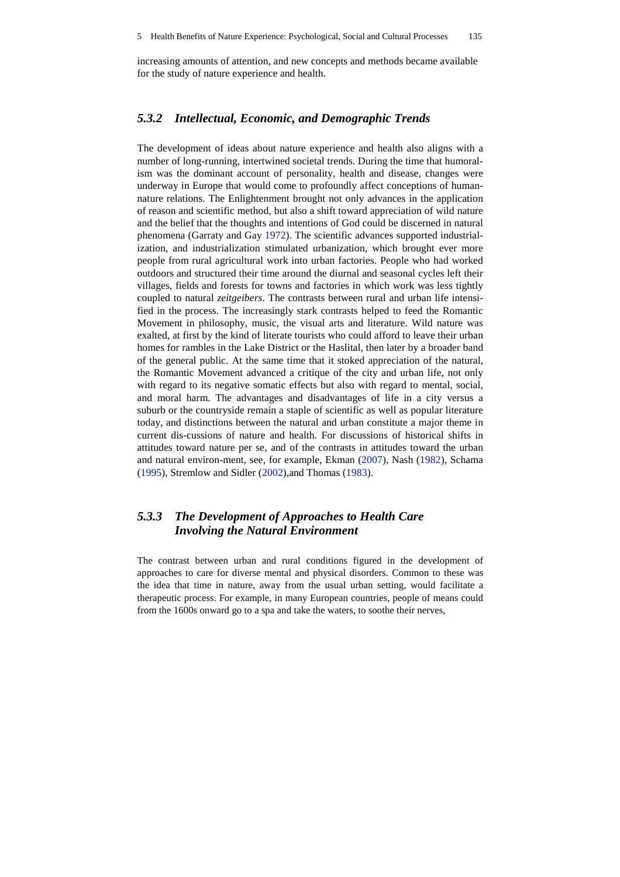increasing amounts of attention, and new concepts and methods became available for the study of nature experience and health.

### *5.3.2 Intellectual, Economic, and Demographic Trends*

The development of ideas about nature experience and health also aligns with a number of long-running, intertwined societal trends. During the time that humoralism was the dominant account of personality, health and disease, changes were underway in Europe that would come to profoundly affect conceptions of human-nature relations. The Enlightenment brought not only advances in the application of reason and scientific method, but also a shift toward appreciation of wild nature and the belief that the thoughts and intentions of God could be discerned in natural phenomena (Garraty and Gay 1972). The scientific advances supported industrialization, and industrialization stimulated urbanization, which brought ever more people from rural agricultural work into urban factories. People who had worked outdoors and structured their time around the diurnal and seasonal cycles left their villages, fields and forests for towns and factories in which work was less tightly coupled to natural *zeitgeibers*. The contrasts between rural and urban life intensified in the process. The increasingly stark contrasts helped to feed the Romantic Movement in philosophy, music, the visual arts and literature. Wild nature was exalted, at first by the kind of literate tourists who could afford to leave their urban homes for rambles in the Lake District or the Haslital, then later by a broader band of the general public. At the same time that it stoked appreciation of the natural, the Romantic Movement advanced a critique of the city and urban life, not only with regard to its negative somatic effects but also with regard to mental, social, and moral harm. The advantages and disadvantages of life in a city versus a suburb or the countryside remain a staple of scientific as well as popular literature today, and distinctions between the natural and urban constitute a major theme in current dis-cussions of nature and health. For discussions of historical shifts in attitudes toward nature per se, and of the contrasts in attitudes toward the urban and natural environ-ment, see, for example, Ekman (2007), Nash (1982), Schama (1995), Stremlow and Sidler (2002),and Thomas (1983).

### *5.3.3 The Development of Approaches to Health Care Involving the Natural Environment*

The contrast between urban and rural conditions figured in the development of approaches to care for diverse mental and physical disorders. Common to these was the idea that time in nature, away from the usual urban setting, would facilitate a therapeutic process. For example, in many European countries, people of means could from the 1600s onward go to a spa and take the waters, to soothe their nerves,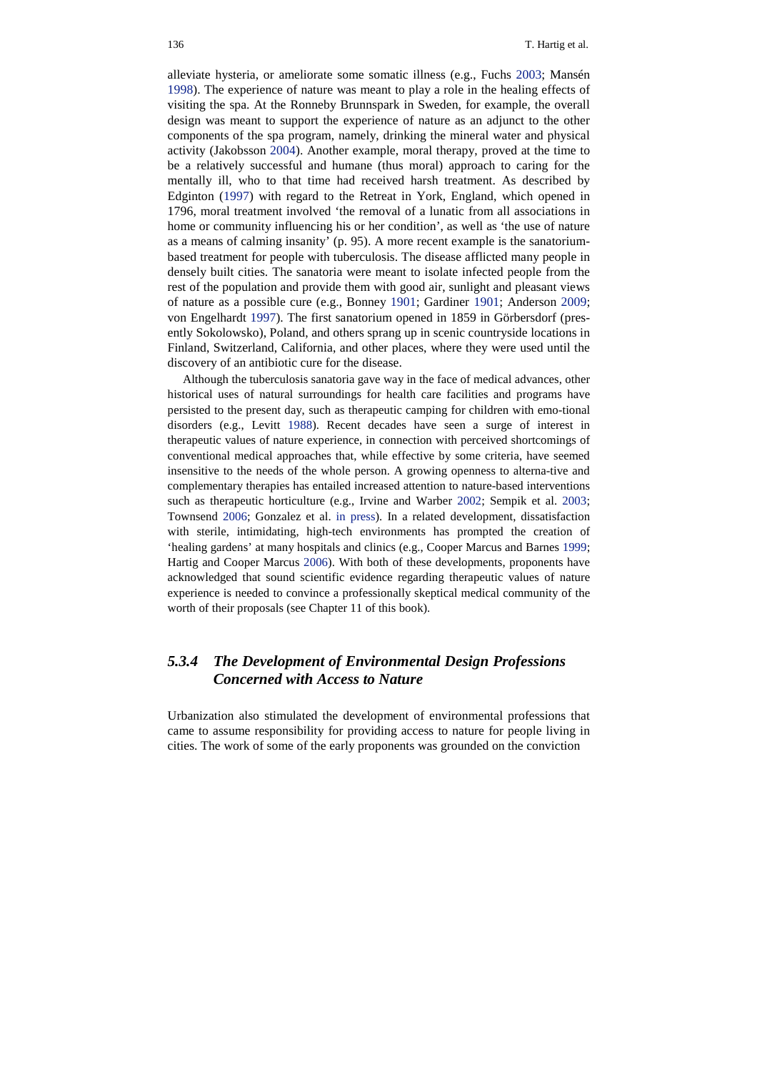alleviate hysteria, or ameliorate some somatic illness (e.g., Fuchs 2003; Mansén 1998). The experience of nature was meant to play a role in the healing effects of visiting the spa. At the Ronneby Brunnspark in Sweden, for example, the overall design was meant to support the experience of nature as an adjunct to the other components of the spa program, namely, drinking the mineral water and physical activity (Jakobsson 2004). Another example, moral therapy, proved at the time to be a relatively successful and humane (thus moral) approach to caring for the mentally ill, who to that time had received harsh treatment. As described by Edginton (1997) with regard to the Retreat in York, England, which opened in 1796, moral treatment involved 'the removal of a lunatic from all associations in home or community influencing his or her condition', as well as 'the use of nature as a means of calming insanity' (p. 95). A more recent example is the sanatorium-based treatment for people with tuberculosis. The disease afflicted many people in densely built cities. The sanatoria were meant to isolate infected people from the rest of the population and provide them with good air, sunlight and pleasant views of nature as a possible cure (e.g., Bonney 1901; Gardiner 1901; Anderson 2009; von Engelhardt 1997). The first sanatorium opened in 1859 in Görbersdorf (presently Sokolowsko), Poland, and others sprang up in scenic countryside locations in Finland, Switzerland, California, and other places, where they were used until the discovery of an antibiotic cure for the disease.

Although the tuberculosis sanatoria gave way in the face of medical advances, other historical uses of natural surroundings for health care facilities and programs have persisted to the present day, such as therapeutic camping for children with emo-tional disorders (e.g., Levitt 1988). Recent decades have seen a surge of interest in therapeutic values of nature experience, in connection with perceived shortcomings of conventional medical approaches that, while effective by some criteria, have seemed insensitive to the needs of the whole person. A growing openness to alterna-tive and complementary therapies has entailed increased attention to nature-based interventions such as therapeutic horticulture (e.g., Irvine and Warber 2002; Sempik et al. 2003; Townsend 2006; Gonzalez et al. in press). In a related development, dissatisfaction with sterile, intimidating, high-tech environments has prompted the creation of 'healing gardens' at many hospitals and clinics (e.g., Cooper Marcus and Barnes 1999; Hartig and Cooper Marcus 2006). With both of these developments, proponents have acknowledged that sound scientific evidence regarding therapeutic values of nature experience is needed to convince a professionally skeptical medical community of the worth of their proposals (see Chapter 11 of this book).

### *5.3.4 The Development of Environmental Design Professions Concerned with Access to Nature*

Urbanization also stimulated the development of environmental professions that came to assume responsibility for providing access to nature for people living in cities. The work of some of the early proponents was grounded on the conviction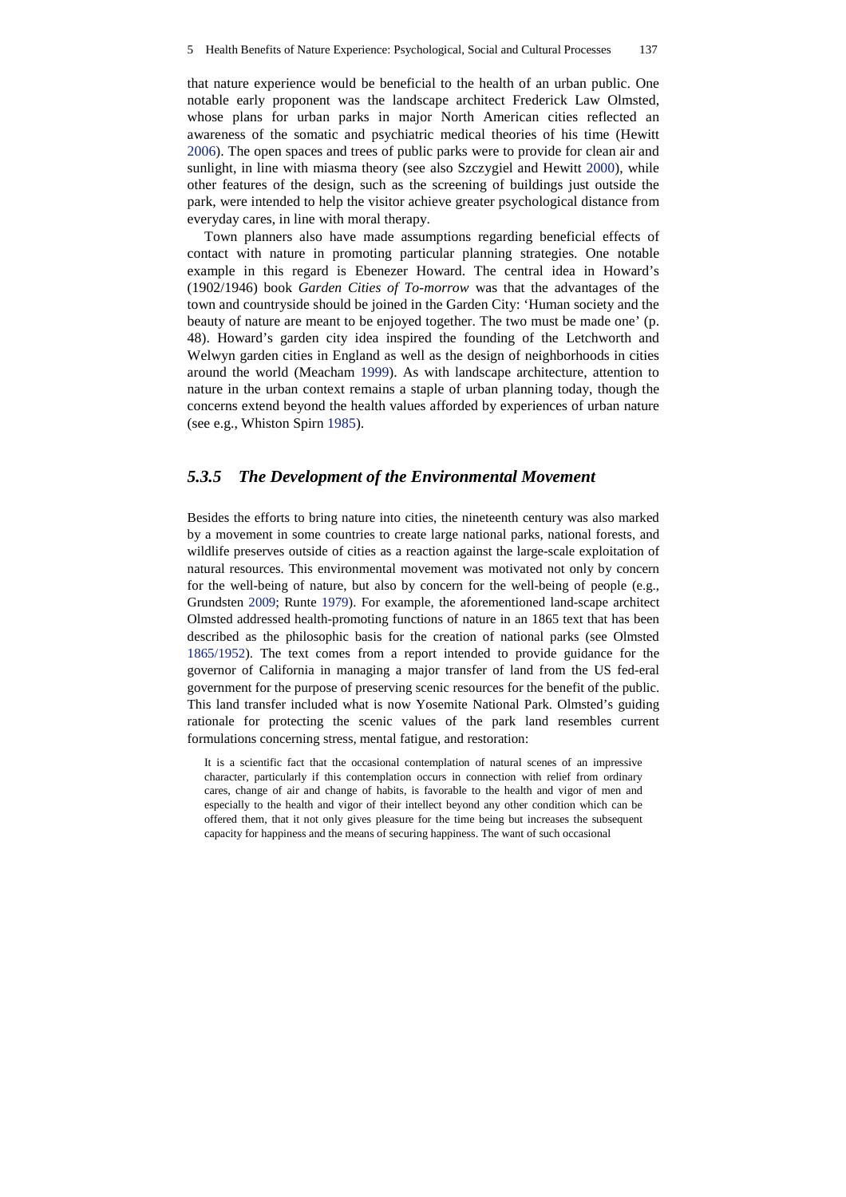that nature experience would be beneficial to the health of an urban public. One notable early proponent was the landscape architect Frederick Law Olmsted, whose plans for urban parks in major North American cities reflected an awareness of the somatic and psychiatric medical theories of his time (Hewitt 2006). The open spaces and trees of public parks were to provide for clean air and sunlight, in line with miasma theory (see also Szczygiel and Hewitt 2000), while other features of the design, such as the screening of buildings just outside the park, were intended to help the visitor achieve greater psychological distance from everyday cares, in line with moral therapy.

Town planners also have made assumptions regarding beneficial effects of contact with nature in promoting particular planning strategies. One notable example in this regard is Ebenezer Howard. The central idea in Howard's (1902/1946) book *Garden Cities of To-morrow* was that the advantages of the town and countryside should be joined in the Garden City: 'Human society and the beauty of nature are meant to be enjoyed together. The two must be made one' (p. 48). Howard's garden city idea inspired the founding of the Letchworth and Welwyn garden cities in England as well as the design of neighborhoods in cities around the world (Meacham 1999). As with landscape architecture, attention to nature in the urban context remains a staple of urban planning today, though the concerns extend beyond the health values afforded by experiences of urban nature (see e.g., Whiston Spirn 1985).

### *5.3.5 The Development of the Environmental Movement*

Besides the efforts to bring nature into cities, the nineteenth century was also marked by a movement in some countries to create large national parks, national forests, and wildlife preserves outside of cities as a reaction against the large-scale exploitation of natural resources. This environmental movement was motivated not only by concern for the well-being of nature, but also by concern for the well-being of people (e.g., Grundsten 2009; Runte 1979). For example, the aforementioned land-scape architect Olmsted addressed health-promoting functions of nature in an 1865 text that has been described as the philosophic basis for the creation of national parks (see Olmsted 1865/1952). The text comes from a report intended to provide guidance for the governor of California in managing a major transfer of land from the US fed-eral government for the purpose of preserving scenic resources for the benefit of the public. This land transfer included what is now Yosemite National Park. Olmsted's guiding rationale for protecting the scenic values of the park land resembles current formulations concerning stress, mental fatigue, and restoration:

> It is a scientific fact that the occasional contemplation of natural scenes of an impressive character, particularly if this contemplation occurs in connection with relief from ordinary cares, change of air and change of habits, is favorable to the health and vigor of men and especially to the health and vigor of their intellect beyond any other condition which can be offered them, that it not only gives pleasure for the time being but increases the subsequent capacity for happiness and the means of securing happiness. The want of such occasional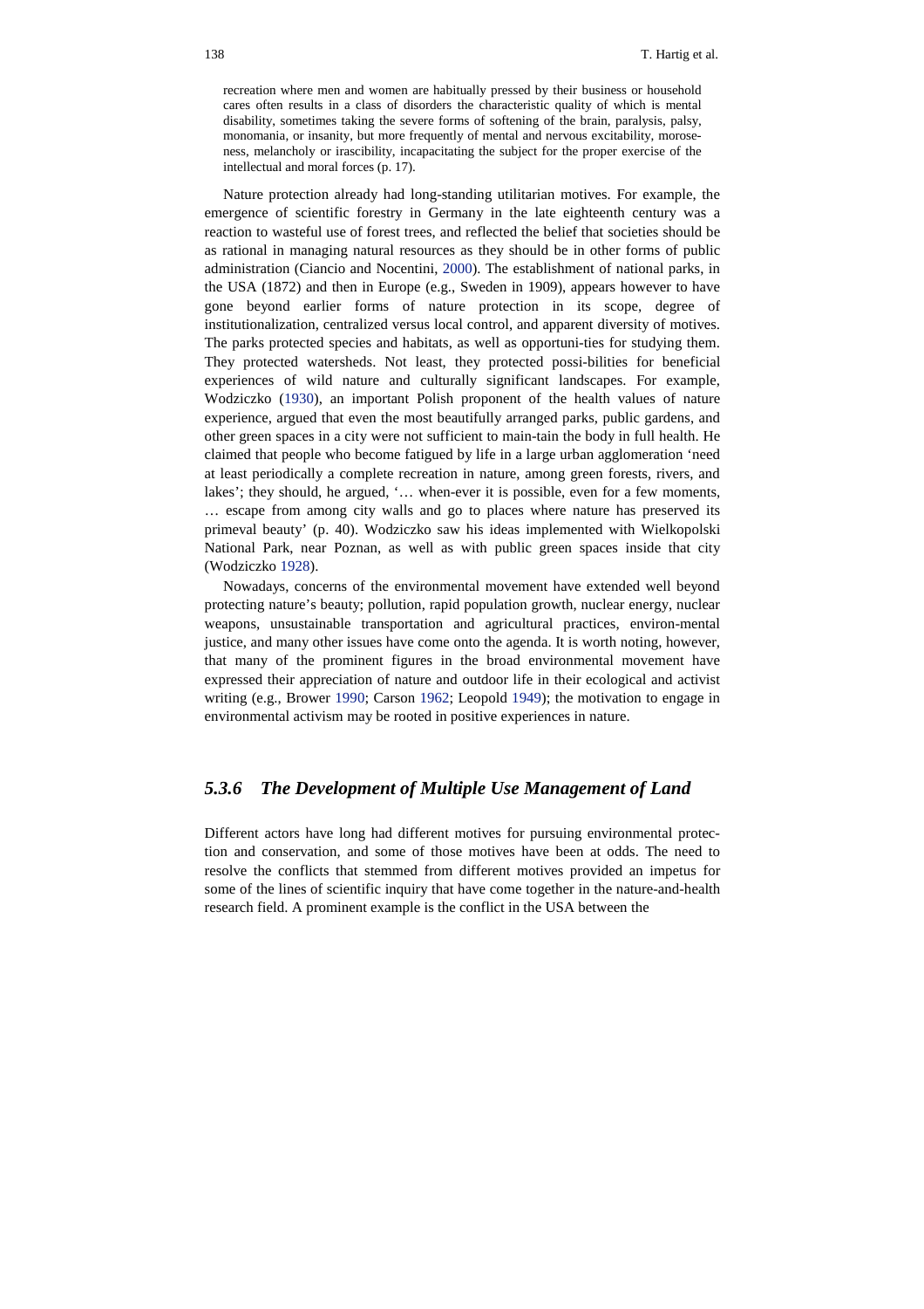> recreation where men and women are habitually pressed by their business or household cares often results in a class of disorders the characteristic quality of which is mental disability, sometimes taking the severe forms of softening of the brain, paralysis, palsy, monomania, or insanity, but more frequently of mental and nervous excitability, moroseness, melancholy or irascibility, incapacitating the subject for the proper exercise of the intellectual and moral forces (p. 17).

Nature protection already had long-standing utilitarian motives. For example, the emergence of scientific forestry in Germany in the late eighteenth century was a reaction to wasteful use of forest trees, and reflected the belief that societies should be as rational in managing natural resources as they should be in other forms of public administration (Ciancio and Nocentini, 2000). The establishment of national parks, in the USA (1872) and then in Europe (e.g., Sweden in 1909), appears however to have gone beyond earlier forms of nature protection in its scope, degree of institutionalization, centralized versus local control, and apparent diversity of motives. The parks protected species and habitats, as well as opportunities for studying them. They protected watersheds. Not least, they protected possibilities for beneficial experiences of wild nature and culturally significant landscapes. For example, Wodziczko (1930), an important Polish proponent of the health values of nature experience, argued that even the most beautifully arranged parks, public gardens, and other green spaces in a city were not sufficient to maintain the body in full health. He claimed that people who become fatigued by life in a large urban agglomeration 'need at least periodically a complete recreation in nature, among green forests, rivers, and lakes'; they should, he argued, '… when-ever it is possible, even for a few moments, … escape from among city walls and go to places where nature has preserved its primeval beauty' (p. 40). Wodziczko saw his ideas implemented with Wielkopolski National Park, near Poznan, as well as with public green spaces inside that city (Wodziczko 1928).

Nowadays, concerns of the environmental movement have extended well beyond protecting nature's beauty; pollution, rapid population growth, nuclear energy, nuclear weapons, unsustainable transportation and agricultural practices, environmental justice, and many other issues have come onto the agenda. It is worth noting, however, that many of the prominent figures in the broad environmental movement have expressed their appreciation of nature and outdoor life in their ecological and activist writing (e.g., Brower 1990; Carson 1962; Leopold 1949); the motivation to engage in environmental activism may be rooted in positive experiences in nature.

### 5.3.6 The Development of Multiple Use Management of Land

Different actors have long had different motives for pursuing environmental protection and conservation, and some of those motives have been at odds. The need to resolve the conflicts that stemmed from different motives provided an impetus for some of the lines of scientific inquiry that have come together in the nature-and-health research field. A prominent example is the conflict in the USA between the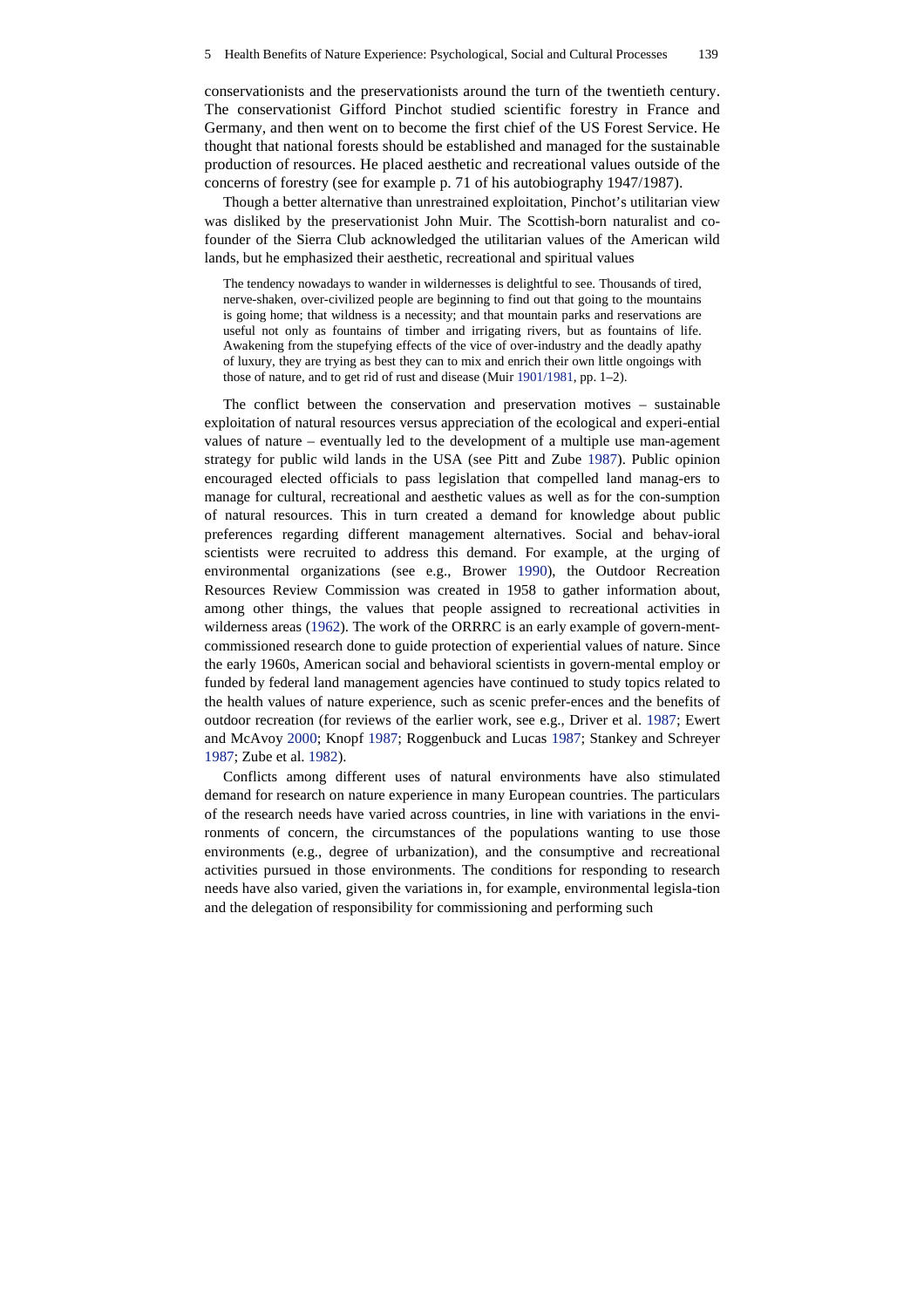conservationists and the preservationists around the turn of the twentieth century. The conservationist Gifford Pinchot studied scientific forestry in France and Germany, and then went on to become the first chief of the US Forest Service. He thought that national forests should be established and managed for the sustainable production of resources. He placed aesthetic and recreational values outside of the concerns of forestry (see for example p. 71 of his autobiography 1947/1987).

Though a better alternative than unrestrained exploitation, Pinchot's utilitarian view was disliked by the preservationist John Muir. The Scottish-born naturalist and co-founder of the Sierra Club acknowledged the utilitarian values of the American wild lands, but he emphasized their aesthetic, recreational and spiritual values

> The tendency nowadays to wander in wildernesses is delightful to see. Thousands of tired, nerve-shaken, over-civilized people are beginning to find out that going to the mountains is going home; that wildness is a necessity; and that mountain parks and reservations are useful not only as fountains of timber and irrigating rivers, but as fountains of life. Awakening from the stupefying effects of the vice of over-industry and the deadly apathy of luxury, they are trying as best they can to mix and enrich their own little ongoings with those of nature, and to get rid of rust and disease (Muir 1901/1981, pp. 1–2).

The conflict between the conservation and preservation motives – sustainable exploitation of natural resources versus appreciation of the ecological and experi-ential values of nature – eventually led to the development of a multiple use man-agement strategy for public wild lands in the USA (see Pitt and Zube 1987). Public opinion encouraged elected officials to pass legislation that compelled land manag-ers to manage for cultural, recreational and aesthetic values as well as for the con-sumption of natural resources. This in turn created a demand for knowledge about public preferences regarding different management alternatives. Social and behav-ioral scientists were recruited to address this demand. For example, at the urging of environmental organizations (see e.g., Brower 1990), the Outdoor Recreation Resources Review Commission was created in 1958 to gather information about, among other things, the values that people assigned to recreational activities in wilderness areas (1962). The work of the ORRRC is an early example of govern-ment-commissioned research done to guide protection of experiential values of nature. Since the early 1960s, American social and behavioral scientists in govern-mental employ or funded by federal land management agencies have continued to study topics related to the health values of nature experience, such as scenic prefer-ences and the benefits of outdoor recreation (for reviews of the earlier work, see e.g., Driver et al. 1987; Ewert and McAvoy 2000; Knopf 1987; Roggenbuck and Lucas 1987; Stankey and Schreyer 1987; Zube et al. 1982).

Conflicts among different uses of natural environments have also stimulated demand for research on nature experience in many European countries. The particulars of the research needs have varied across countries, in line with variations in the envi-ronments of concern, the circumstances of the populations wanting to use those environments (e.g., degree of urbanization), and the consumptive and recreational activities pursued in those environments. The conditions for responding to research needs have also varied, given the variations in, for example, environmental legisla-tion and the delegation of responsibility for commissioning and performing such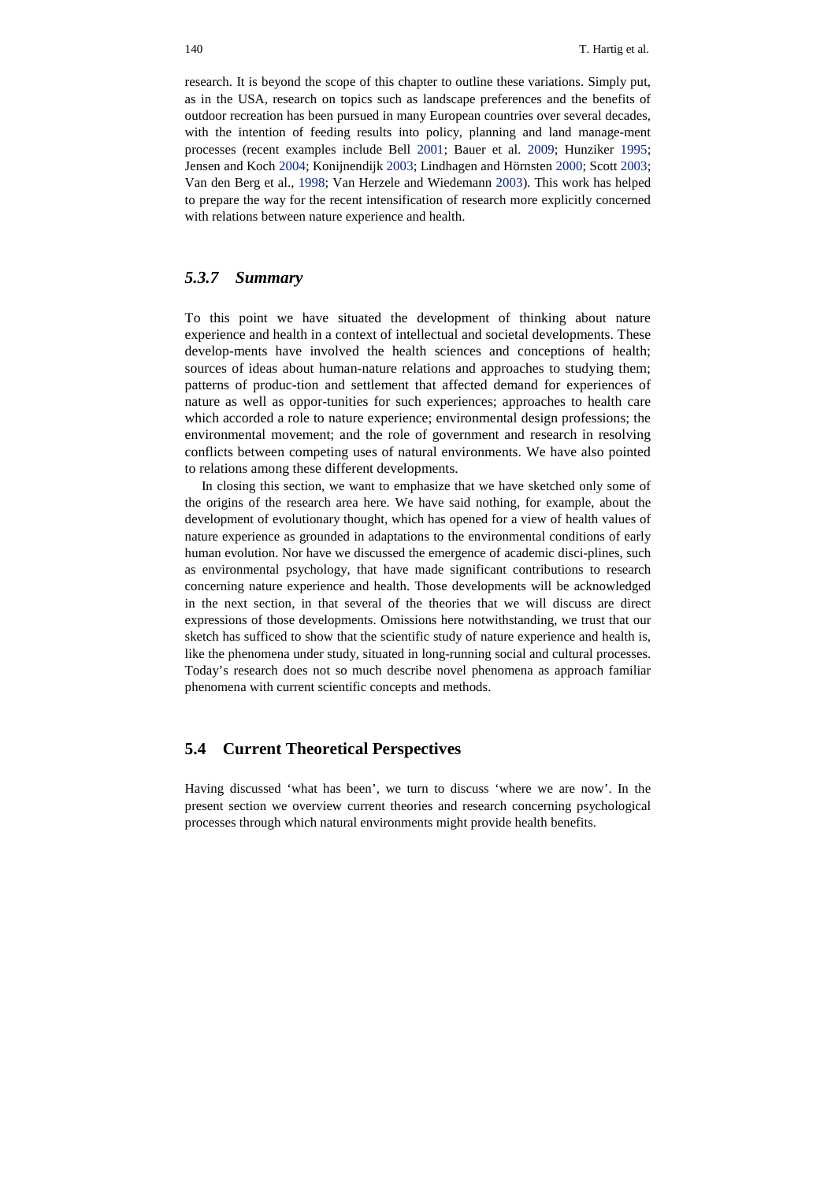research. It is beyond the scope of this chapter to outline these variations. Simply put, as in the USA, research on topics such as landscape preferences and the benefits of outdoor recreation has been pursued in many European countries over several decades, with the intention of feeding results into policy, planning and land manage-ment processes (recent examples include Bell 2001; Bauer et al. 2009; Hunziker 1995; Jensen and Koch 2004; Konijnendijk 2003; Lindhagen and Hörnsten 2000; Scott 2003; Van den Berg et al., 1998; Van Herzele and Wiedemann 2003). This work has helped to prepare the way for the recent intensification of research more explicitly concerned with relations between nature experience and health.

### *5.3.7 Summary*

To this point we have situated the development of thinking about nature experience and health in a context of intellectual and societal developments. These develop-ments have involved the health sciences and conceptions of health; sources of ideas about human-nature relations and approaches to studying them; patterns of produc-tion and settlement that affected demand for experiences of nature as well as oppor-tunities for such experiences; approaches to health care which accorded a role to nature experience; environmental design professions; the environmental movement; and the role of government and research in resolving conflicts between competing uses of natural environments. We have also pointed to relations among these different developments.

In closing this section, we want to emphasize that we have sketched only some of the origins of the research area here. We have said nothing, for example, about the development of evolutionary thought, which has opened for a view of health values of nature experience as grounded in adaptations to the environmental conditions of early human evolution. Nor have we discussed the emergence of academic disci-plines, such as environmental psychology, that have made significant contributions to research concerning nature experience and health. Those developments will be acknowledged in the next section, in that several of the theories that we will discuss are direct expressions of those developments. Omissions here notwithstanding, we trust that our sketch has sufficed to show that the scientific study of nature experience and health is, like the phenomena under study, situated in long-running social and cultural processes. Today's research does not so much describe novel phenomena as approach familiar phenomena with current scientific concepts and methods.

## 5.4 Current Theoretical Perspectives

Having discussed 'what has been', we turn to discuss 'where we are now'. In the present section we overview current theories and research concerning psychological processes through which natural environments might provide health benefits.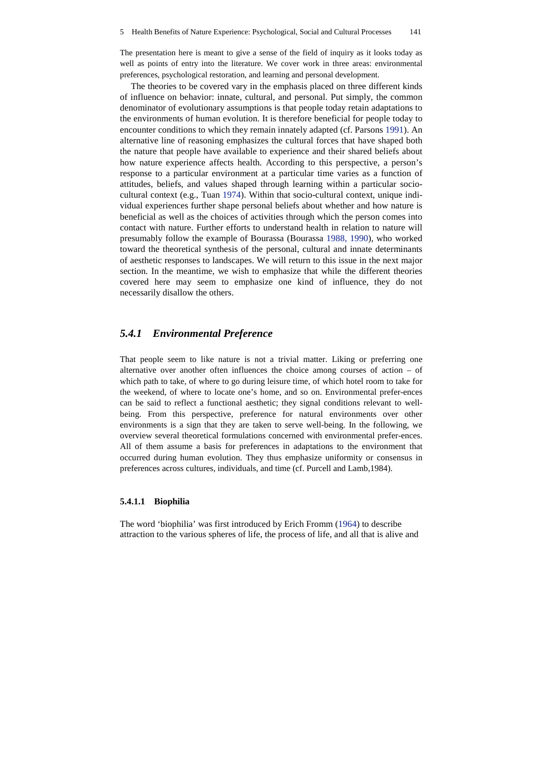The presentation here is meant to give a sense of the field of inquiry as it looks today as well as points of entry into the literature. We cover work in three areas: environmental preferences, psychological restoration, and learning and personal development.

The theories to be covered vary in the emphasis placed on three different kinds of influence on behavior: innate, cultural, and personal. Put simply, the common denominator of evolutionary assumptions is that people today retain adaptations to the environments of human evolution. It is therefore beneficial for people today to encounter conditions to which they remain innately adapted (cf. Parsons 1991). An alternative line of reasoning emphasizes the cultural forces that have shaped both the nature that people have available to experience and their shared beliefs about how nature experience affects health. According to this perspective, a person's response to a particular environment at a particular time varies as a function of attitudes, beliefs, and values shaped through learning within a particular socio-cultural context (e.g., Tuan 1974). Within that socio-cultural context, unique individual experiences further shape personal beliefs about whether and how nature is beneficial as well as the choices of activities through which the person comes into contact with nature. Further efforts to understand health in relation to nature will presumably follow the example of Bourassa (Bourassa 1988, 1990), who worked toward the theoretical synthesis of the personal, cultural and innate determinants of aesthetic responses to landscapes. We will return to this issue in the next major section. In the meantime, we wish to emphasize that while the different theories covered here may seem to emphasize one kind of influence, they do not necessarily disallow the others.

### *5.4.1 Environmental Preference*

That people seem to like nature is not a trivial matter. Liking or preferring one alternative over another often influences the choice among courses of action – of which path to take, of where to go during leisure time, of which hotel room to take for the weekend, of where to locate one's home, and so on. Environmental prefer-ences can be said to reflect a functional aesthetic; they signal conditions relevant to well-being. From this perspective, preference for natural environments over other environments is a sign that they are taken to serve well-being. In the following, we overview several theoretical formulations concerned with environmental prefer-ences. All of them assume a basis for preferences in adaptations to the environment that occurred during human evolution. They thus emphasize uniformity or consensus in preferences across cultures, individuals, and time (cf. Purcell and Lamb,1984).

#### 5.4.1.1 Biophilia

The word 'biophilia' was first introduced by Erich Fromm (1964) to describe attraction to the various spheres of life, the process of life, and all that is alive and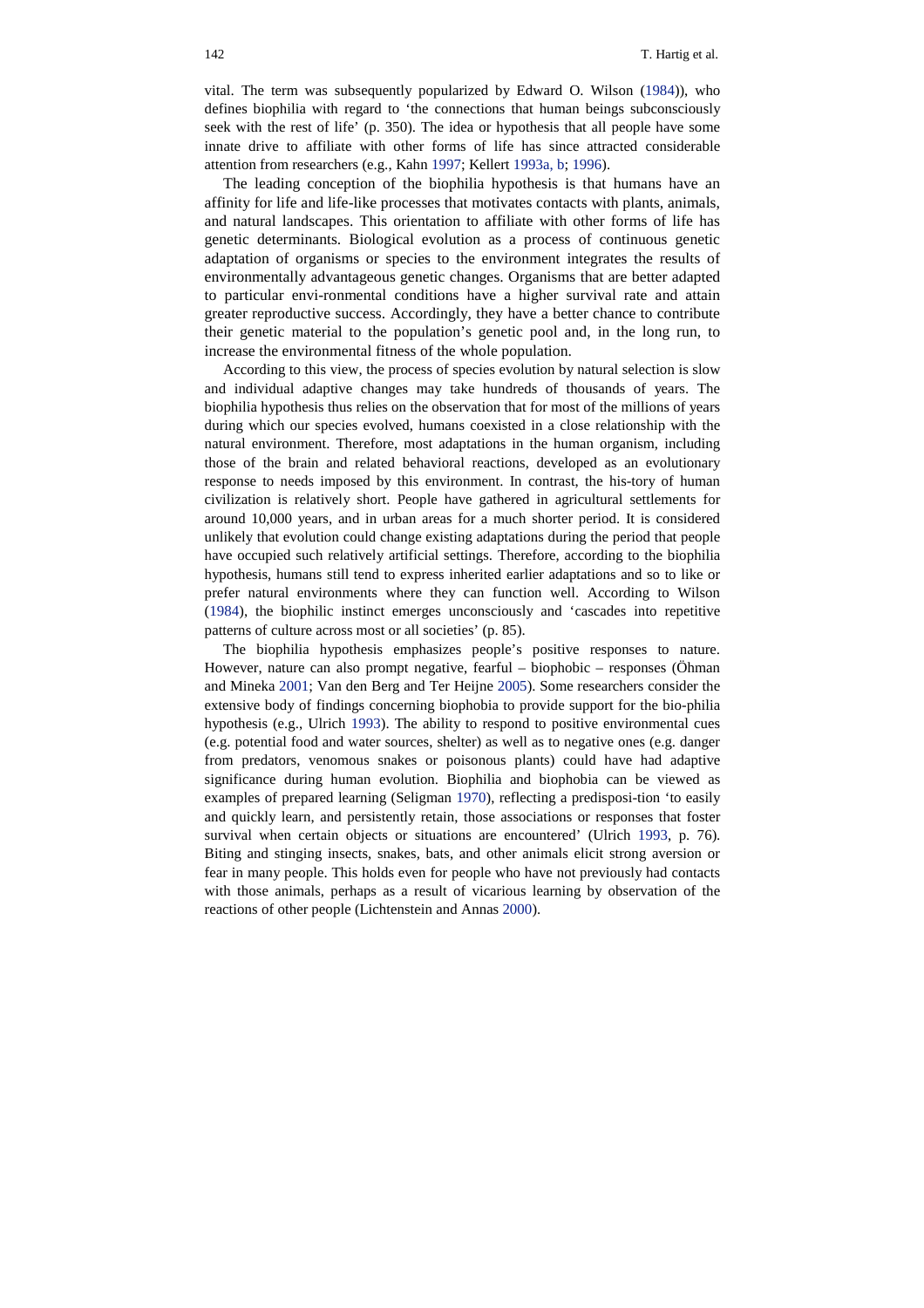vital. The term was subsequently popularized by Edward O. Wilson (1984)), who defines biophilia with regard to 'the connections that human beings subconsciously seek with the rest of life' (p. 350). The idea or hypothesis that all people have some innate drive to affiliate with other forms of life has since attracted considerable attention from researchers (e.g., Kahn 1997; Kellert 1993a, b; 1996).

The leading conception of the biophilia hypothesis is that humans have an affinity for life and life-like processes that motivates contacts with plants, animals, and natural landscapes. This orientation to affiliate with other forms of life has genetic determinants. Biological evolution as a process of continuous genetic adaptation of organisms or species to the environment integrates the results of environmentally advantageous genetic changes. Organisms that are better adapted to particular envi-ronmental conditions have a higher survival rate and attain greater reproductive success. Accordingly, they have a better chance to contribute their genetic material to the population's genetic pool and, in the long run, to increase the environmental fitness of the whole population.

According to this view, the process of species evolution by natural selection is slow and individual adaptive changes may take hundreds of thousands of years. The biophilia hypothesis thus relies on the observation that for most of the millions of years during which our species evolved, humans coexisted in a close relationship with the natural environment. Therefore, most adaptations in the human organism, including those of the brain and related behavioral reactions, developed as an evolutionary response to needs imposed by this environment. In contrast, the his-tory of human civilization is relatively short. People have gathered in agricultural settlements for around 10,000 years, and in urban areas for a much shorter period. It is considered unlikely that evolution could change existing adaptations during the period that people have occupied such relatively artificial settings. Therefore, according to the biophilia hypothesis, humans still tend to express inherited earlier adaptations and so to like or prefer natural environments where they can function well. According to Wilson (1984), the biophilic instinct emerges unconsciously and 'cascades into repetitive patterns of culture across most or all societies' (p. 85).

The biophilia hypothesis emphasizes people's positive responses to nature. However, nature can also prompt negative, fearful – biophobic – responses (Öhman and Mineka 2001; Van den Berg and Ter Heijne 2005). Some researchers consider the extensive body of findings concerning biophobia to provide support for the bio-philia hypothesis (e.g., Ulrich 1993). The ability to respond to positive environmental cues (e.g. potential food and water sources, shelter) as well as to negative ones (e.g. danger from predators, venomous snakes or poisonous plants) could have had adaptive significance during human evolution. Biophilia and biophobia can be viewed as examples of prepared learning (Seligman 1970), reflecting a predisposi-tion 'to easily and quickly learn, and persistently retain, those associations or responses that foster survival when certain objects or situations are encountered' (Ulrich 1993, p. 76). Biting and stinging insects, snakes, bats, and other animals elicit strong aversion or fear in many people. This holds even for people who have not previously had contacts with those animals, perhaps as a result of vicarious learning by observation of the reactions of other people (Lichtenstein and Annas 2000).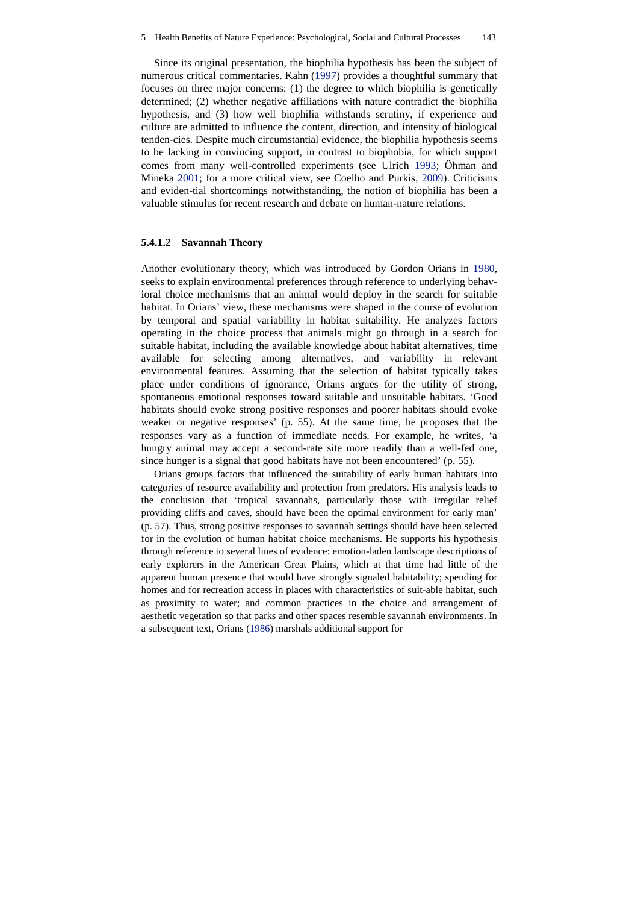Since its original presentation, the biophilia hypothesis has been the subject of numerous critical commentaries. Kahn (1997) provides a thoughtful summary that focuses on three major concerns: (1) the degree to which biophilia is genetically determined; (2) whether negative affiliations with nature contradict the biophilia hypothesis, and (3) how well biophilia withstands scrutiny, if experience and culture are admitted to influence the content, direction, and intensity of biological tenden-cies. Despite much circumstantial evidence, the biophilia hypothesis seems to be lacking in convincing support, in contrast to biophobia, for which support comes from many well-controlled experiments (see Ulrich 1993; Öhman and Mineka 2001; for a more critical view, see Coelho and Purkis, 2009). Criticisms and eviden-tial shortcomings notwithstanding, the notion of biophilia has been a valuable stimulus for recent research and debate on human-nature relations.

#### 5.4.1.2 Savannah Theory

Another evolutionary theory, which was introduced by Gordon Orians in 1980, seeks to explain environmental preferences through reference to underlying behav-ioral choice mechanisms that an animal would deploy in the search for suitable habitat. In Orians' view, these mechanisms were shaped in the course of evolution by temporal and spatial variability in habitat suitability. He analyzes factors operating in the choice process that animals might go through in a search for suitable habitat, including the available knowledge about habitat alternatives, time available for selecting among alternatives, and variability in relevant environmental features. Assuming that the selection of habitat typically takes place under conditions of ignorance, Orians argues for the utility of strong, spontaneous emotional responses toward suitable and unsuitable habitats. 'Good habitats should evoke strong positive responses and poorer habitats should evoke weaker or negative responses' (p. 55). At the same time, he proposes that the responses vary as a function of immediate needs. For example, he writes, 'a hungry animal may accept a second-rate site more readily than a well-fed one, since hunger is a signal that good habitats have not been encountered' (p. 55).

Orians groups factors that influenced the suitability of early human habitats into categories of resource availability and protection from predators. His analysis leads to the conclusion that 'tropical savannahs, particularly those with irregular relief providing cliffs and caves, should have been the optimal environment for early man' (p. 57). Thus, strong positive responses to savannah settings should have been selected for in the evolution of human habitat choice mechanisms. He supports his hypothesis through reference to several lines of evidence: emotion-laden landscape descriptions of early explorers in the American Great Plains, which at that time had little of the apparent human presence that would have strongly signaled habitability; spending for homes and for recreation access in places with characteristics of suit-able habitat, such as proximity to water; and common practices in the choice and arrangement of aesthetic vegetation so that parks and other spaces resemble savannah environments. In a subsequent text, Orians (1986) marshals additional support for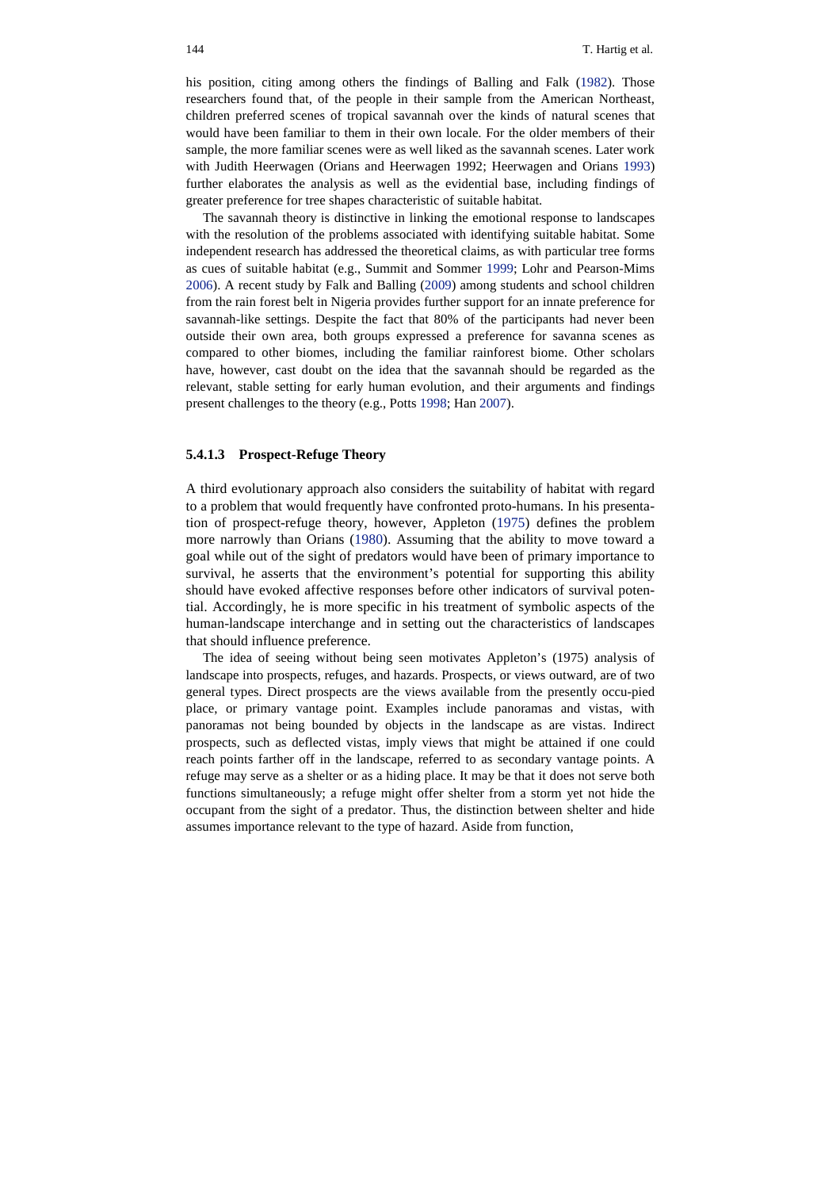his position, citing among others the findings of Balling and Falk (1982). Those researchers found that, of the people in their sample from the American Northeast, children preferred scenes of tropical savannah over the kinds of natural scenes that would have been familiar to them in their own locale. For the older members of their sample, the more familiar scenes were as well liked as the savannah scenes. Later work with Judith Heerwagen (Orians and Heerwagen 1992; Heerwagen and Orians 1993) further elaborates the analysis as well as the evidential base, including findings of greater preference for tree shapes characteristic of suitable habitat.

The savannah theory is distinctive in linking the emotional response to landscapes with the resolution of the problems associated with identifying suitable habitat. Some independent research has addressed the theoretical claims, as with particular tree forms as cues of suitable habitat (e.g., Summit and Sommer 1999; Lohr and Pearson-Mims 2006). A recent study by Falk and Balling (2009) among students and school children from the rain forest belt in Nigeria provides further support for an innate preference for savannah-like settings. Despite the fact that 80% of the participants had never been outside their own area, both groups expressed a preference for savanna scenes as compared to other biomes, including the familiar rainforest biome. Other scholars have, however, cast doubt on the idea that the savannah should be regarded as the relevant, stable setting for early human evolution, and their arguments and findings present challenges to the theory (e.g., Potts 1998; Han 2007).

#### 5.4.1.3 Prospect-Refuge Theory

A third evolutionary approach also considers the suitability of habitat with regard to a problem that would frequently have confronted proto-humans. In his presentation of prospect-refuge theory, however, Appleton (1975) defines the problem more narrowly than Orians (1980). Assuming that the ability to move toward a goal while out of the sight of predators would have been of primary importance to survival, he asserts that the environment's potential for supporting this ability should have evoked affective responses before other indicators of survival potential. Accordingly, he is more specific in his treatment of symbolic aspects of the human-landscape interchange and in setting out the characteristics of landscapes that should influence preference.

The idea of seeing without being seen motivates Appleton's (1975) analysis of landscape into prospects, refuges, and hazards. Prospects, or views outward, are of two general types. Direct prospects are the views available from the presently occu-pied place, or primary vantage point. Examples include panoramas and vistas, with panoramas not being bounded by objects in the landscape as are vistas. Indirect prospects, such as deflected vistas, imply views that might be attained if one could reach points farther off in the landscape, referred to as secondary vantage points. A refuge may serve as a shelter or as a hiding place. It may be that it does not serve both functions simultaneously; a refuge might offer shelter from a storm yet not hide the occupant from the sight of a predator. Thus, the distinction between shelter and hide assumes importance relevant to the type of hazard. Aside from function,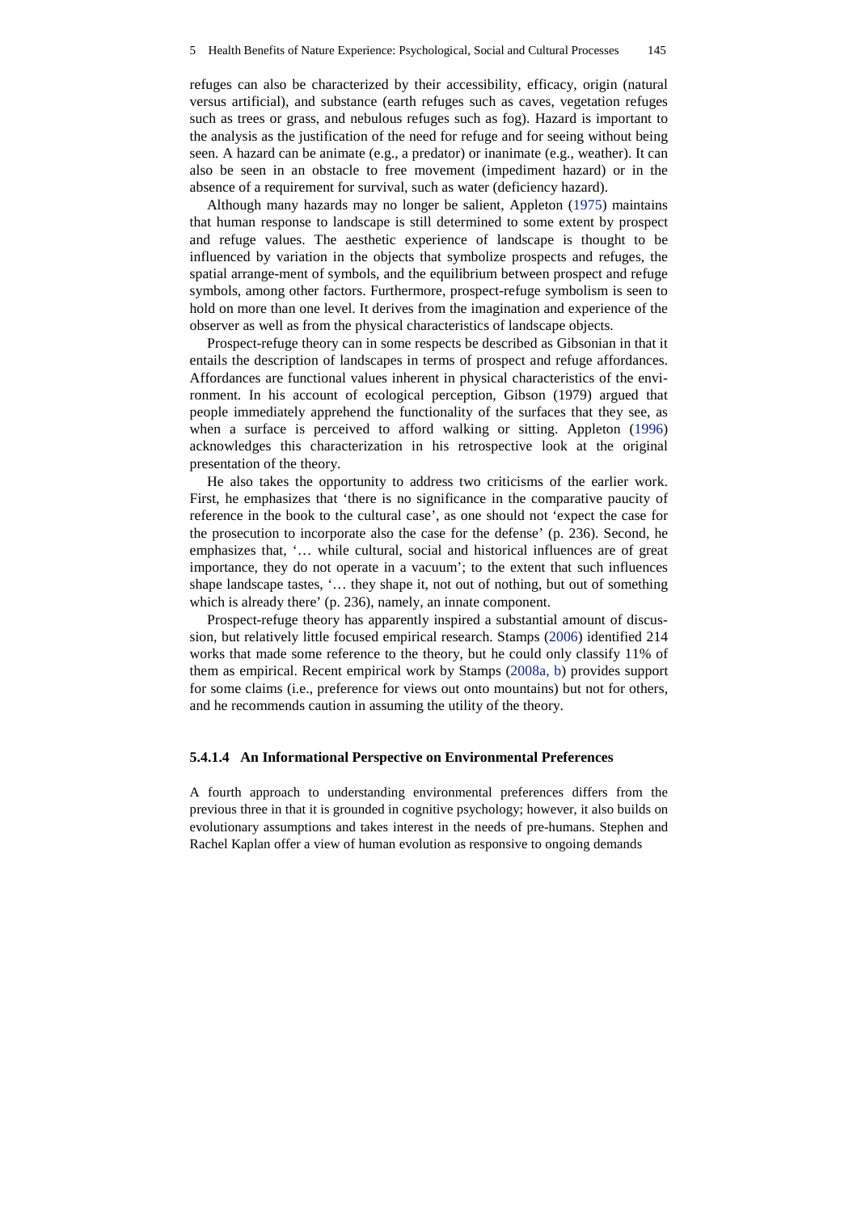refuges can also be characterized by their accessibility, efficacy, origin (natural versus artificial), and substance (earth refuges such as caves, vegetation refuges such as trees or grass, and nebulous refuges such as fog). Hazard is important to the analysis as the justification of the need for refuge and for seeing without being seen. A hazard can be animate (e.g., a predator) or inanimate (e.g., weather). It can also be seen in an obstacle to free movement (impediment hazard) or in the absence of a requirement for survival, such as water (deficiency hazard).

Although many hazards may no longer be salient, Appleton (1975) maintains that human response to landscape is still determined to some extent by prospect and refuge values. The aesthetic experience of landscape is thought to be influenced by variation in the objects that symbolize prospects and refuges, the spatial arrange-ment of symbols, and the equilibrium between prospect and refuge symbols, among other factors. Furthermore, prospect-refuge symbolism is seen to hold on more than one level. It derives from the imagination and experience of the observer as well as from the physical characteristics of landscape objects.

Prospect-refuge theory can in some respects be described as Gibsonian in that it entails the description of landscapes in terms of prospect and refuge affordances. Affordances are functional values inherent in physical characteristics of the environment. In his account of ecological perception, Gibson (1979) argued that people immediately apprehend the functionality of the surfaces that they see, as when a surface is perceived to afford walking or sitting. Appleton (1996) acknowledges this characterization in his retrospective look at the original presentation of the theory.

He also takes the opportunity to address two criticisms of the earlier work. First, he emphasizes that 'there is no significance in the comparative paucity of reference in the book to the cultural case', as one should not 'expect the case for the prosecution to incorporate also the case for the defense' (p. 236). Second, he emphasizes that, '… while cultural, social and historical influences are of great importance, they do not operate in a vacuum'; to the extent that such influences shape landscape tastes, '… they shape it, not out of nothing, but out of something which is already there' (p. 236), namely, an innate component.

Prospect-refuge theory has apparently inspired a substantial amount of discussion, but relatively little focused empirical research. Stamps (2006) identified 214 works that made some reference to the theory, but he could only classify 11% of them as empirical. Recent empirical work by Stamps (2008a, b) provides support for some claims (i.e., preference for views out onto mountains) but not for others, and he recommends caution in assuming the utility of the theory.

#### 5.4.1.4 An Informational Perspective on Environmental Preferences

A fourth approach to understanding environmental preferences differs from the previous three in that it is grounded in cognitive psychology; however, it also builds on evolutionary assumptions and takes interest in the needs of pre-humans. Stephen and Rachel Kaplan offer a view of human evolution as responsive to ongoing demands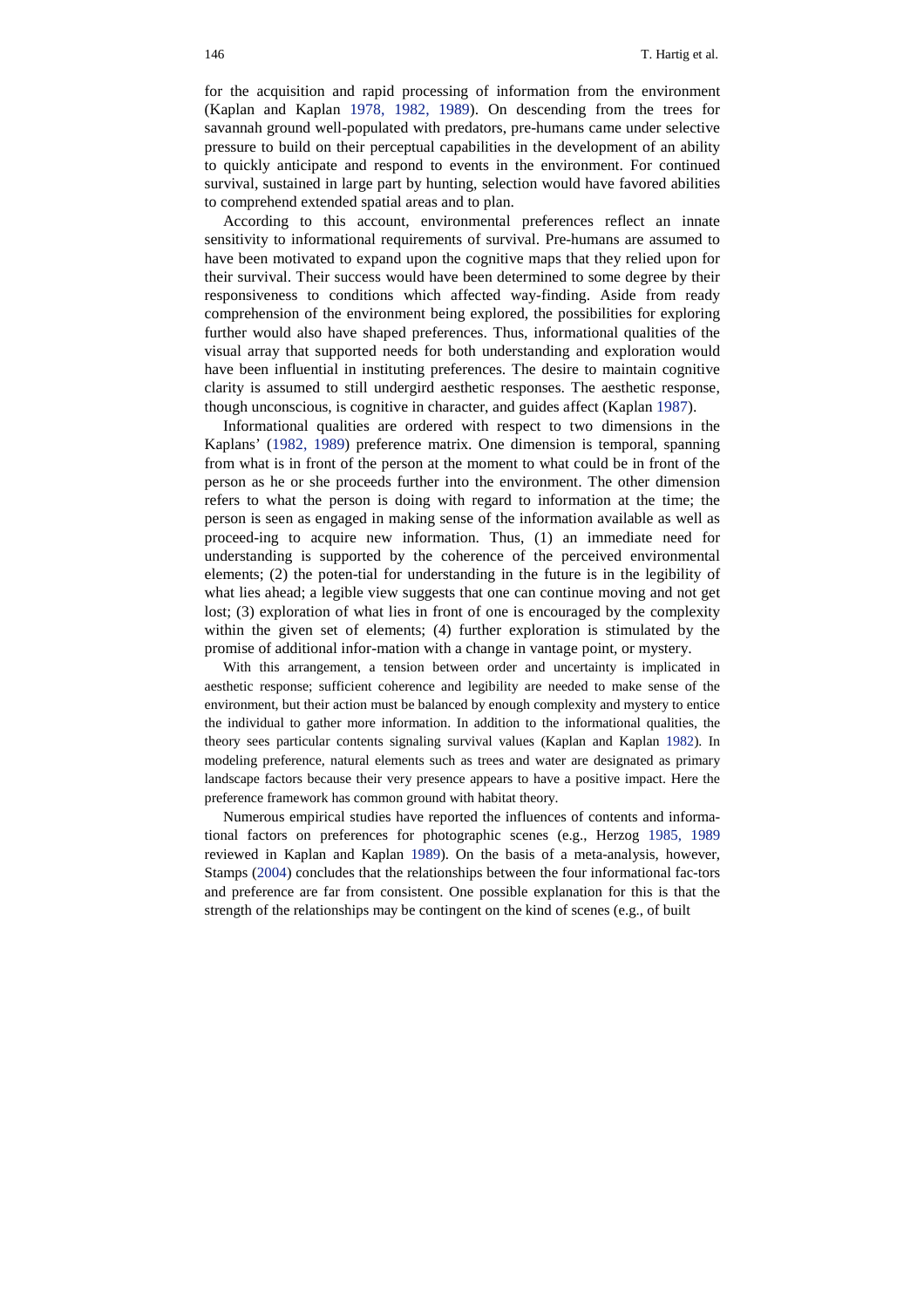for the acquisition and rapid processing of information from the environment (Kaplan and Kaplan 1978, 1982, 1989). On descending from the trees for savannah ground well-populated with predators, pre-humans came under selective pressure to build on their perceptual capabilities in the development of an ability to quickly anticipate and respond to events in the environment. For continued survival, sustained in large part by hunting, selection would have favored abilities to comprehend extended spatial areas and to plan.

According to this account, environmental preferences reflect an innate sensitivity to informational requirements of survival. Pre-humans are assumed to have been motivated to expand upon the cognitive maps that they relied upon for their survival. Their success would have been determined to some degree by their responsiveness to conditions which affected way-finding. Aside from ready comprehension of the environment being explored, the possibilities for exploring further would also have shaped preferences. Thus, informational qualities of the visual array that supported needs for both understanding and exploration would have been influential in instituting preferences. The desire to maintain cognitive clarity is assumed to still undergird aesthetic responses. The aesthetic response, though unconscious, is cognitive in character, and guides affect (Kaplan 1987).

Informational qualities are ordered with respect to two dimensions in the Kaplans' (1982, 1989) preference matrix. One dimension is temporal, spanning from what is in front of the person at the moment to what could be in front of the person as he or she proceeds further into the environment. The other dimension refers to what the person is doing with regard to information at the time; the person is seen as engaged in making sense of the information available as well as proceed-ing to acquire new information. Thus, (1) an immediate need for understanding is supported by the coherence of the perceived environmental elements; (2) the poten-tial for understanding in the future is in the legibility of what lies ahead; a legible view suggests that one can continue moving and not get lost; (3) exploration of what lies in front of one is encouraged by the complexity within the given set of elements; (4) further exploration is stimulated by the promise of additional infor-mation with a change in vantage point, or mystery.

With this arrangement, a tension between order and uncertainty is implicated in aesthetic response; sufficient coherence and legibility are needed to make sense of the environment, but their action must be balanced by enough complexity and mystery to entice the individual to gather more information. In addition to the informational qualities, the theory sees particular contents signaling survival values (Kaplan and Kaplan 1982). In modeling preference, natural elements such as trees and water are designated as primary landscape factors because their very presence appears to have a positive impact. Here the preference framework has common ground with habitat theory.

Numerous empirical studies have reported the influences of contents and informa-tional factors on preferences for photographic scenes (e.g., Herzog 1985, 1989 reviewed in Kaplan and Kaplan 1989). On the basis of a meta-analysis, however, Stamps (2004) concludes that the relationships between the four informational fac-tors and preference are far from consistent. One possible explanation for this is that the strength of the relationships may be contingent on the kind of scenes (e.g., of built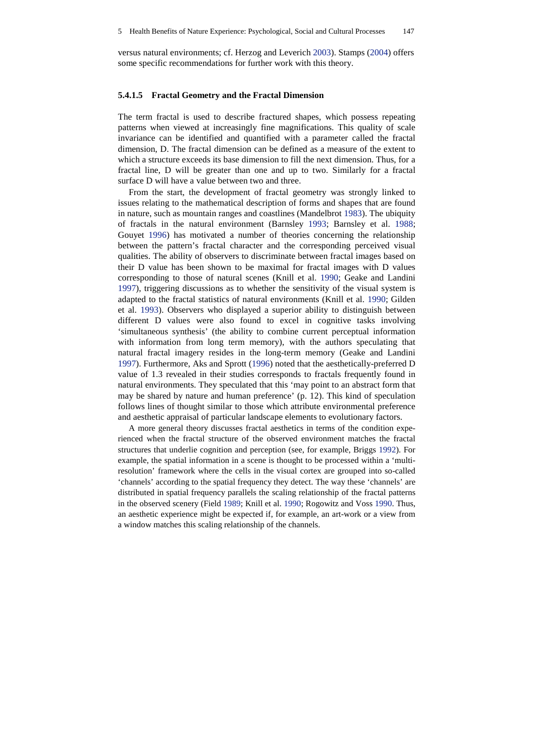versus natural environments; cf. Herzog and Leverich 2003). Stamps (2004) offers some specific recommendations for further work with this theory.

#### 5.4.1.5 Fractal Geometry and the Fractal Dimension

The term fractal is used to describe fractured shapes, which possess repeating patterns when viewed at increasingly fine magnifications. This quality of scale invariance can be identified and quantified with a parameter called the fractal dimension, D. The fractal dimension can be defined as a measure of the extent to which a structure exceeds its base dimension to fill the next dimension. Thus, for a fractal line, D will be greater than one and up to two. Similarly for a fractal surface D will have a value between two and three.

From the start, the development of fractal geometry was strongly linked to issues relating to the mathematical description of forms and shapes that are found in nature, such as mountain ranges and coastlines (Mandelbrot 1983). The ubiquity of fractals in the natural environment (Barnsley 1993; Barnsley et al. 1988; Gouyet 1996) has motivated a number of theories concerning the relationship between the pattern's fractal character and the corresponding perceived visual qualities. The ability of observers to discriminate between fractal images based on their D value has been shown to be maximal for fractal images with D values corresponding to those of natural scenes (Knill et al. 1990; Geake and Landini 1997), triggering discussions as to whether the sensitivity of the visual system is adapted to the fractal statistics of natural environments (Knill et al. 1990; Gilden et al. 1993). Observers who displayed a superior ability to distinguish between different D values were also found to excel in cognitive tasks involving 'simultaneous synthesis' (the ability to combine current perceptual information with information from long term memory), with the authors speculating that natural fractal imagery resides in the long-term memory (Geake and Landini 1997). Furthermore, Aks and Sprott (1996) noted that the aesthetically-preferred D value of 1.3 revealed in their studies corresponds to fractals frequently found in natural environments. They speculated that this 'may point to an abstract form that may be shared by nature and human preference' (p. 12). This kind of speculation follows lines of thought similar to those which attribute environmental preference and aesthetic appraisal of particular landscape elements to evolutionary factors.

A more general theory discusses fractal aesthetics in terms of the condition experienced when the fractal structure of the observed environment matches the fractal structures that underlie cognition and perception (see, for example, Briggs 1992). For example, the spatial information in a scene is thought to be processed within a 'multi-resolution' framework where the cells in the visual cortex are grouped into so-called 'channels' according to the spatial frequency they detect. The way these 'channels' are distributed in spatial frequency parallels the scaling relationship of the fractal patterns in the observed scenery (Field 1989; Knill et al. 1990; Rogowitz and Voss 1990. Thus, an aesthetic experience might be expected if, for example, an art-work or a view from a window matches this scaling relationship of the channels.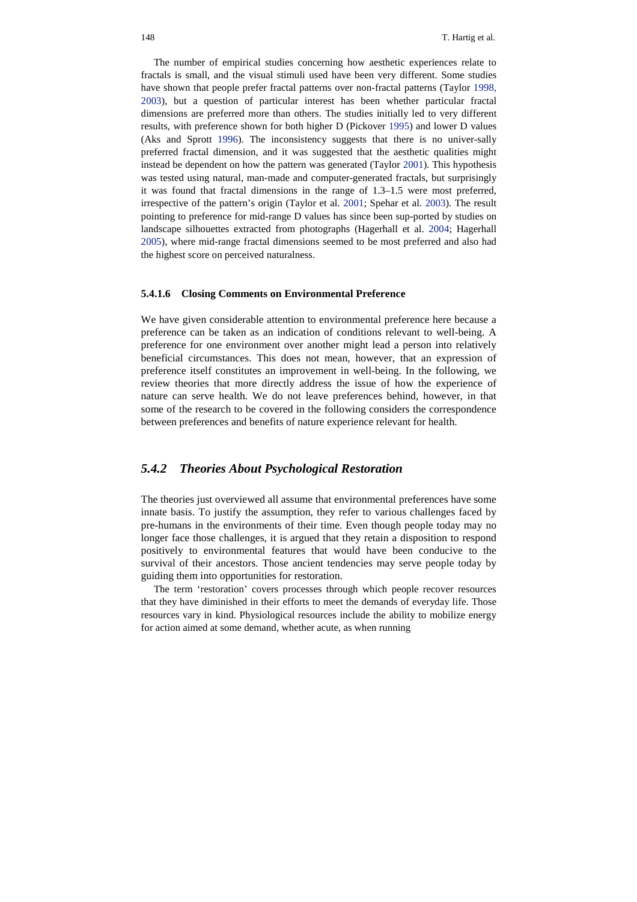The number of empirical studies concerning how aesthetic experiences relate to fractals is small, and the visual stimuli used have been very different. Some studies have shown that people prefer fractal patterns over non-fractal patterns (Taylor 1998, 2003), but a question of particular interest has been whether particular fractal dimensions are preferred more than others. The studies initially led to very different results, with preference shown for both higher D (Pickover 1995) and lower D values (Aks and Sprott 1996). The inconsistency suggests that there is no univer-sally preferred fractal dimension, and it was suggested that the aesthetic qualities might instead be dependent on how the pattern was generated (Taylor 2001). This hypothesis was tested using natural, man-made and computer-generated fractals, but surprisingly it was found that fractal dimensions in the range of 1.3–1.5 were most preferred, irrespective of the pattern's origin (Taylor et al. 2001; Spehar et al. 2003). The result pointing to preference for mid-range D values has since been sup-ported by studies on landscape silhouettes extracted from photographs (Hagerhall et al. 2004; Hagerhall 2005), where mid-range fractal dimensions seemed to be most preferred and also had the highest score on perceived naturalness.

#### 5.4.1.6 Closing Comments on Environmental Preference

We have given considerable attention to environmental preference here because a preference can be taken as an indication of conditions relevant to well-being. A preference for one environment over another might lead a person into relatively beneficial circumstances. This does not mean, however, that an expression of preference itself constitutes an improvement in well-being. In the following, we review theories that more directly address the issue of how the experience of nature can serve health. We do not leave preferences behind, however, in that some of the research to be covered in the following considers the correspondence between preferences and benefits of nature experience relevant for health.

### *5.4.2 Theories About Psychological Restoration*

The theories just overviewed all assume that environmental preferences have some innate basis. To justify the assumption, they refer to various challenges faced by pre-humans in the environments of their time. Even though people today may no longer face those challenges, it is argued that they retain a disposition to respond positively to environmental features that would have been conducive to the survival of their ancestors. Those ancient tendencies may serve people today by guiding them into opportunities for restoration.

The term 'restoration' covers processes through which people recover resources that they have diminished in their efforts to meet the demands of everyday life. Those resources vary in kind. Physiological resources include the ability to mobilize energy for action aimed at some demand, whether acute, as when running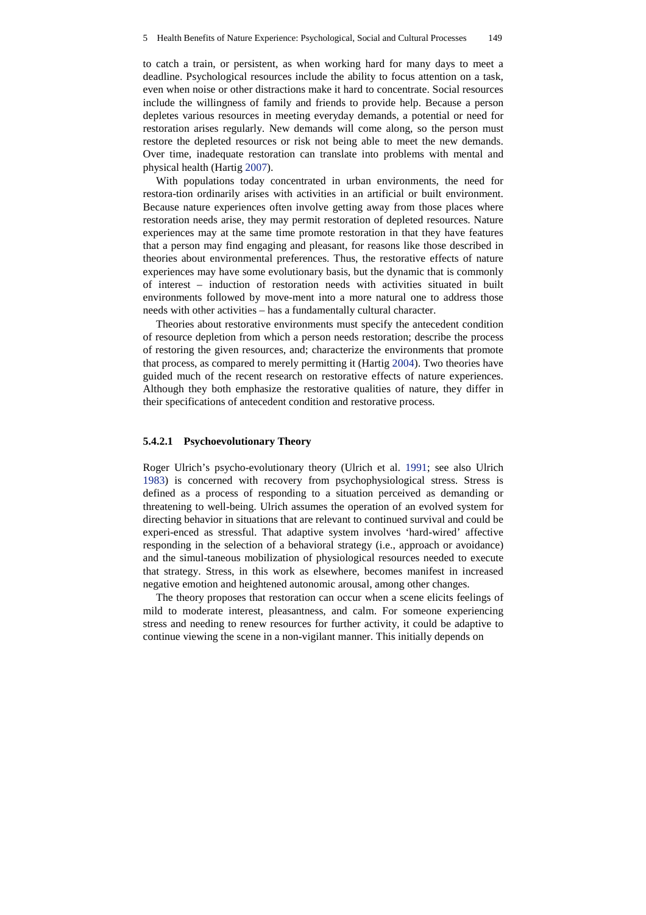to catch a train, or persistent, as when working hard for many days to meet a deadline. Psychological resources include the ability to focus attention on a task, even when noise or other distractions make it hard to concentrate. Social resources include the willingness of family and friends to provide help. Because a person depletes various resources in meeting everyday demands, a potential or need for restoration arises regularly. New demands will come along, so the person must restore the depleted resources or risk not being able to meet the new demands. Over time, inadequate restoration can translate into problems with mental and physical health (Hartig 2007).

With populations today concentrated in urban environments, the need for restora-tion ordinarily arises with activities in an artificial or built environment. Because nature experiences often involve getting away from those places where restoration needs arise, they may permit restoration of depleted resources. Nature experiences may at the same time promote restoration in that they have features that a person may find engaging and pleasant, for reasons like those described in theories about environmental preferences. Thus, the restorative effects of nature experiences may have some evolutionary basis, but the dynamic that is commonly of interest – induction of restoration needs with activities situated in built environments followed by move-ment into a more natural one to address those needs with other activities – has a fundamentally cultural character.

Theories about restorative environments must specify the antecedent condition of resource depletion from which a person needs restoration; describe the process of restoring the given resources, and; characterize the environments that promote that process, as compared to merely permitting it (Hartig 2004). Two theories have guided much of the recent research on restorative effects of nature experiences. Although they both emphasize the restorative qualities of nature, they differ in their specifications of antecedent condition and restorative process.

#### 5.4.2.1 Psychoevolutionary Theory

Roger Ulrich's psycho-evolutionary theory (Ulrich et al. 1991; see also Ulrich 1983) is concerned with recovery from psychophysiological stress. Stress is defined as a process of responding to a situation perceived as demanding or threatening to well-being. Ulrich assumes the operation of an evolved system for directing behavior in situations that are relevant to continued survival and could be experi-enced as stressful. That adaptive system involves 'hard-wired' affective responding in the selection of a behavioral strategy (i.e., approach or avoidance) and the simul-taneous mobilization of physiological resources needed to execute that strategy. Stress, in this work as elsewhere, becomes manifest in increased negative emotion and heightened autonomic arousal, among other changes.

The theory proposes that restoration can occur when a scene elicits feelings of mild to moderate interest, pleasantness, and calm. For someone experiencing stress and needing to renew resources for further activity, it could be adaptive to continue viewing the scene in a non-vigilant manner. This initially depends on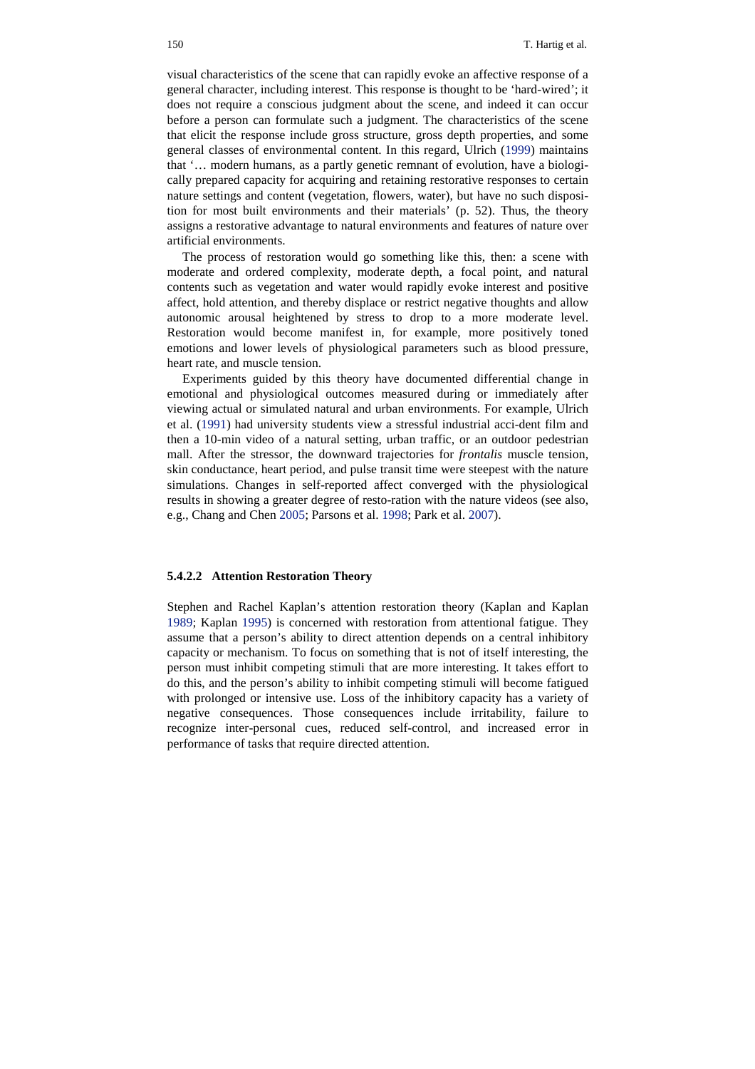visual characteristics of the scene that can rapidly evoke an affective response of a general character, including interest. This response is thought to be 'hard-wired'; it does not require a conscious judgment about the scene, and indeed it can occur before a person can formulate such a judgment. The characteristics of the scene that elicit the response include gross structure, gross depth properties, and some general classes of environmental content. In this regard, Ulrich (1999) maintains that '… modern humans, as a partly genetic remnant of evolution, have a biologically prepared capacity for acquiring and retaining restorative responses to certain nature settings and content (vegetation, flowers, water), but have no such disposition for most built environments and their materials' (p. 52). Thus, the theory assigns a restorative advantage to natural environments and features of nature over artificial environments.

The process of restoration would go something like this, then: a scene with moderate and ordered complexity, moderate depth, a focal point, and natural contents such as vegetation and water would rapidly evoke interest and positive affect, hold attention, and thereby displace or restrict negative thoughts and allow autonomic arousal heightened by stress to drop to a more moderate level. Restoration would become manifest in, for example, more positively toned emotions and lower levels of physiological parameters such as blood pressure, heart rate, and muscle tension.

Experiments guided by this theory have documented differential change in emotional and physiological outcomes measured during or immediately after viewing actual or simulated natural and urban environments. For example, Ulrich et al. (1991) had university students view a stressful industrial accident film and then a 10-min video of a natural setting, urban traffic, or an outdoor pedestrian mall. After the stressor, the downward trajectories for *frontalis* muscle tension, skin conductance, heart period, and pulse transit time were steepest with the nature simulations. Changes in self-reported affect converged with the physiological results in showing a greater degree of restoration with the nature videos (see also, e.g., Chang and Chen 2005; Parsons et al. 1998; Park et al. 2007).

#### 5.4.2.2 Attention Restoration Theory

Stephen and Rachel Kaplan's attention restoration theory (Kaplan and Kaplan 1989; Kaplan 1995) is concerned with restoration from attentional fatigue. They assume that a person's ability to direct attention depends on a central inhibitory capacity or mechanism. To focus on something that is not of itself interesting, the person must inhibit competing stimuli that are more interesting. It takes effort to do this, and the person's ability to inhibit competing stimuli will become fatigued with prolonged or intensive use. Loss of the inhibitory capacity has a variety of negative consequences. Those consequences include irritability, failure to recognize inter-personal cues, reduced self-control, and increased error in performance of tasks that require directed attention.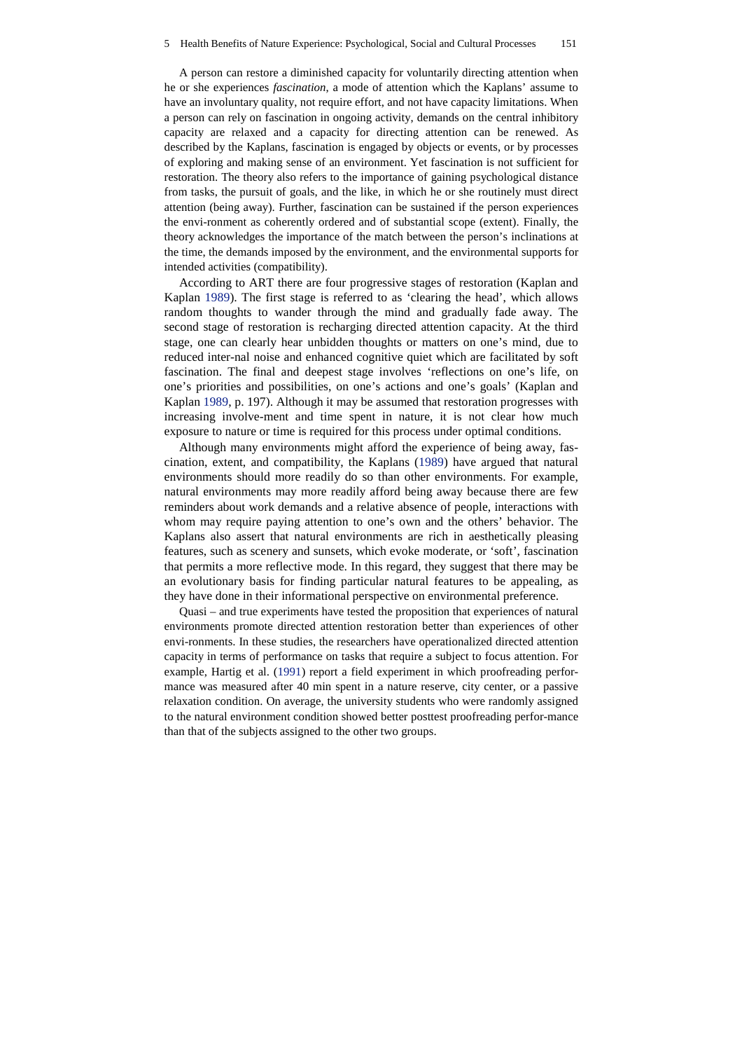A person can restore a diminished capacity for voluntarily directing attention when he or she experiences *fascination*, a mode of attention which the Kaplans' assume to have an involuntary quality, not require effort, and not have capacity limitations. When a person can rely on fascination in ongoing activity, demands on the central inhibitory capacity are relaxed and a capacity for directing attention can be renewed. As described by the Kaplans, fascination is engaged by objects or events, or by processes of exploring and making sense of an environment. Yet fascination is not sufficient for restoration. The theory also refers to the importance of gaining psychological distance from tasks, the pursuit of goals, and the like, in which he or she routinely must direct attention (being away). Further, fascination can be sustained if the person experiences the envi-ronment as coherently ordered and of substantial scope (extent). Finally, the theory acknowledges the importance of the match between the person's inclinations at the time, the demands imposed by the environment, and the environmental supports for intended activities (compatibility).

According to ART there are four progressive stages of restoration (Kaplan and Kaplan 1989). The first stage is referred to as 'clearing the head', which allows random thoughts to wander through the mind and gradually fade away. The second stage of restoration is recharging directed attention capacity. At the third stage, one can clearly hear unbidden thoughts or matters on one's mind, due to reduced inter-nal noise and enhanced cognitive quiet which are facilitated by soft fascination. The final and deepest stage involves 'reflections on one's life, on one's priorities and possibilities, on one's actions and one's goals' (Kaplan and Kaplan 1989, p. 197). Although it may be assumed that restoration progresses with increasing involve-ment and time spent in nature, it is not clear how much exposure to nature or time is required for this process under optimal conditions.

Although many environments might afford the experience of being away, fascination, extent, and compatibility, the Kaplans (1989) have argued that natural environments should more readily do so than other environments. For example, natural environments may more readily afford being away because there are few reminders about work demands and a relative absence of people, interactions with whom may require paying attention to one's own and the others' behavior. The Kaplans also assert that natural environments are rich in aesthetically pleasing features, such as scenery and sunsets, which evoke moderate, or 'soft', fascination that permits a more reflective mode. In this regard, they suggest that there may be an evolutionary basis for finding particular natural features to be appealing, as they have done in their informational perspective on environmental preference.

Quasi – and true experiments have tested the proposition that experiences of natural environments promote directed attention restoration better than experiences of other envi-ronments. In these studies, the researchers have operationalized directed attention capacity in terms of performance on tasks that require a subject to focus attention. For example, Hartig et al. (1991) report a field experiment in which proofreading performance was measured after 40 min spent in a nature reserve, city center, or a passive relaxation condition. On average, the university students who were randomly assigned to the natural environment condition showed better posttest proofreading perfor-mance than that of the subjects assigned to the other two groups.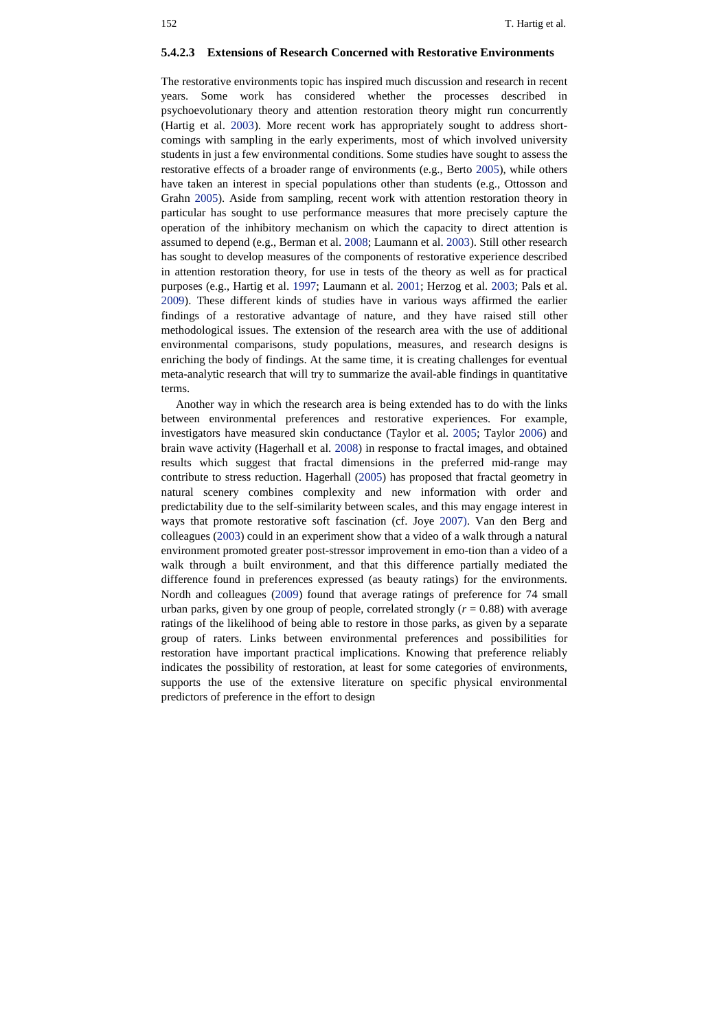#### 5.4.2.3 Extensions of Research Concerned with Restorative Environments

The restorative environments topic has inspired much discussion and research in recent years. Some work has considered whether the processes described in psychoevolutionary theory and attention restoration theory might run concurrently (Hartig et al. 2003). More recent work has appropriately sought to address shortcomings with sampling in the early experiments, most of which involved university students in just a few environmental conditions. Some studies have sought to assess the restorative effects of a broader range of environments (e.g., Berto 2005), while others have taken an interest in special populations other than students (e.g., Ottosson and Grahn 2005). Aside from sampling, recent work with attention restoration theory in particular has sought to use performance measures that more precisely capture the operation of the inhibitory mechanism on which the capacity to direct attention is assumed to depend (e.g., Berman et al. 2008; Laumann et al. 2003). Still other research has sought to develop measures of the components of restorative experience described in attention restoration theory, for use in tests of the theory as well as for practical purposes (e.g., Hartig et al. 1997; Laumann et al. 2001; Herzog et al. 2003; Pals et al. 2009). These different kinds of studies have in various ways affirmed the earlier findings of a restorative advantage of nature, and they have raised still other methodological issues. The extension of the research area with the use of additional environmental comparisons, study populations, measures, and research designs is enriching the body of findings. At the same time, it is creating challenges for eventual meta-analytic research that will try to summarize the avail-able findings in quantitative terms.

Another way in which the research area is being extended has to do with the links between environmental preferences and restorative experiences. For example, investigators have measured skin conductance (Taylor et al. 2005; Taylor 2006) and brain wave activity (Hagerhall et al. 2008) in response to fractal images, and obtained results which suggest that fractal dimensions in the preferred mid-range may contribute to stress reduction. Hagerhall (2005) has proposed that fractal geometry in natural scenery combines complexity and new information with order and predictability due to the self-similarity between scales, and this may engage interest in ways that promote restorative soft fascination (cf. Joye 2007). Van den Berg and colleagues (2003) could in an experiment show that a video of a walk through a natural environment promoted greater post-stressor improvement in emo-tion than a video of a walk through a built environment, and that this difference partially mediated the difference found in preferences expressed (as beauty ratings) for the environments. Nordh and colleagues (2009) found that average ratings of preference for 74 small urban parks, given by one group of people, correlated strongly ($r = 0.88$) with average ratings of the likelihood of being able to restore in those parks, as given by a separate group of raters. Links between environmental preferences and possibilities for restoration have important practical implications. Knowing that preference reliably indicates the possibility of restoration, at least for some categories of environments, supports the use of the extensive literature on specific physical environmental predictors of preference in the effort to design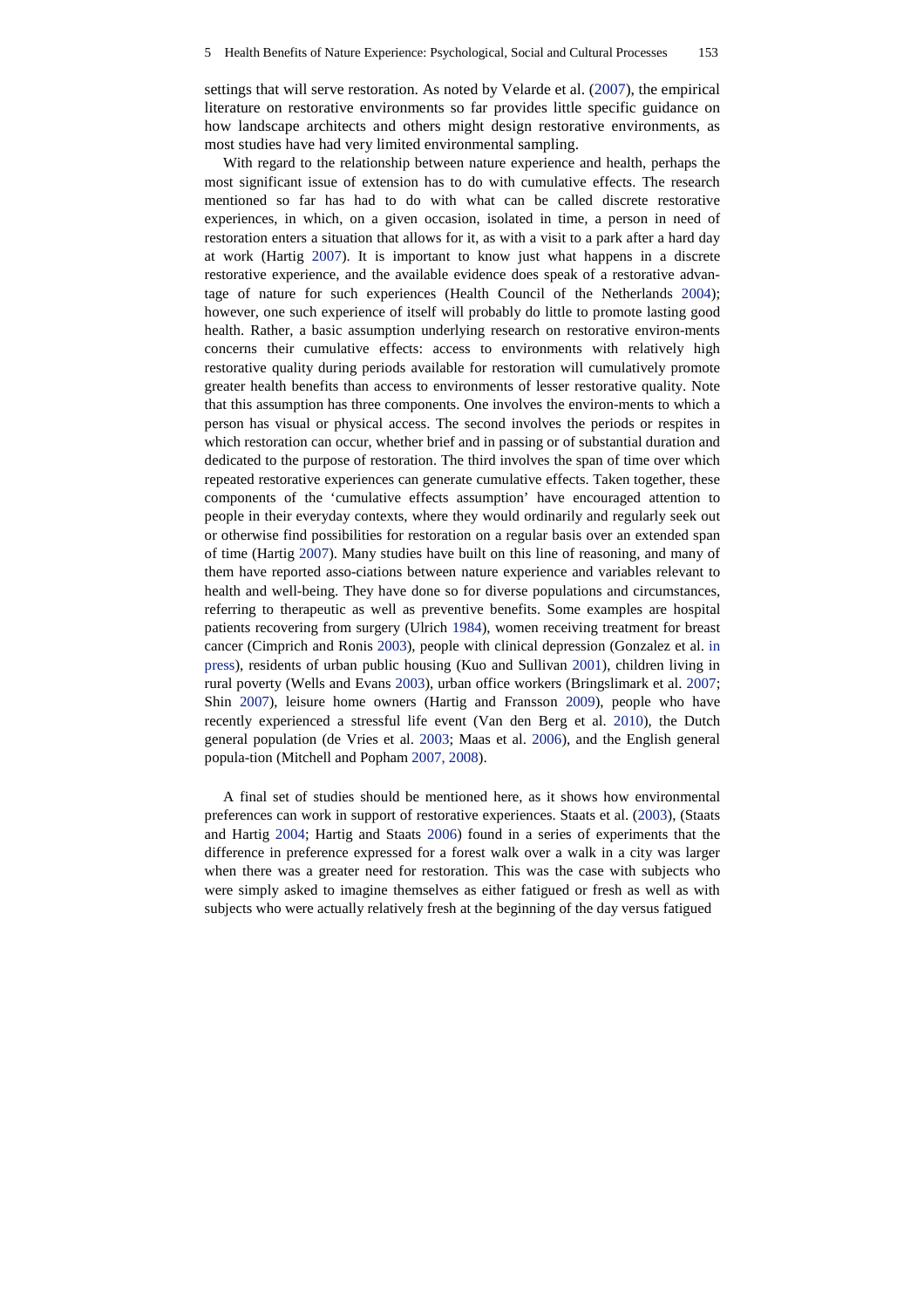settings that will serve restoration. As noted by Velarde et al. (2007), the empirical literature on restorative environments so far provides little specific guidance on how landscape architects and others might design restorative environments, as most studies have had very limited environmental sampling.

With regard to the relationship between nature experience and health, perhaps the most significant issue of extension has to do with cumulative effects. The research mentioned so far has had to do with what can be called discrete restorative experiences, in which, on a given occasion, isolated in time, a person in need of restoration enters a situation that allows for it, as with a visit to a park after a hard day at work (Hartig 2007). It is important to know just what happens in a discrete restorative experience, and the available evidence does speak of a restorative advantage of nature for such experiences (Health Council of the Netherlands 2004); however, one such experience of itself will probably do little to promote lasting good health. Rather, a basic assumption underlying research on restorative environ-ments concerns their cumulative effects: access to environments with relatively high restorative quality during periods available for restoration will cumulatively promote greater health benefits than access to environments of lesser restorative quality. Note that this assumption has three components. One involves the environ-ments to which a person has visual or physical access. The second involves the periods or respites in which restoration can occur, whether brief and in passing or of substantial duration and dedicated to the purpose of restoration. The third involves the span of time over which repeated restorative experiences can generate cumulative effects. Taken together, these components of the 'cumulative effects assumption' have encouraged attention to people in their everyday contexts, where they would ordinarily and regularly seek out or otherwise find possibilities for restoration on a regular basis over an extended span of time (Hartig 2007). Many studies have built on this line of reasoning, and many of them have reported asso-ciations between nature experience and variables relevant to health and well-being. They have done so for diverse populations and circumstances, referring to therapeutic as well as preventive benefits. Some examples are hospital patients recovering from surgery (Ulrich 1984), women receiving treatment for breast cancer (Cimprich and Ronis 2003), people with clinical depression (Gonzalez et al. in press), residents of urban public housing (Kuo and Sullivan 2001), children living in rural poverty (Wells and Evans 2003), urban office workers (Bringslimark et al. 2007; Shin 2007), leisure home owners (Hartig and Fransson 2009), people who have recently experienced a stressful life event (Van den Berg et al. 2010), the Dutch general population (de Vries et al. 2003; Maas et al. 2006), and the English general popula-tion (Mitchell and Popham 2007, 2008).

A final set of studies should be mentioned here, as it shows how environmental preferences can work in support of restorative experiences. Staats et al. (2003), (Staats and Hartig 2004; Hartig and Staats 2006) found in a series of experiments that the difference in preference expressed for a forest walk over a walk in a city was larger when there was a greater need for restoration. This was the case with subjects who were simply asked to imagine themselves as either fatigued or fresh as well as with subjects who were actually relatively fresh at the beginning of the day versus fatigued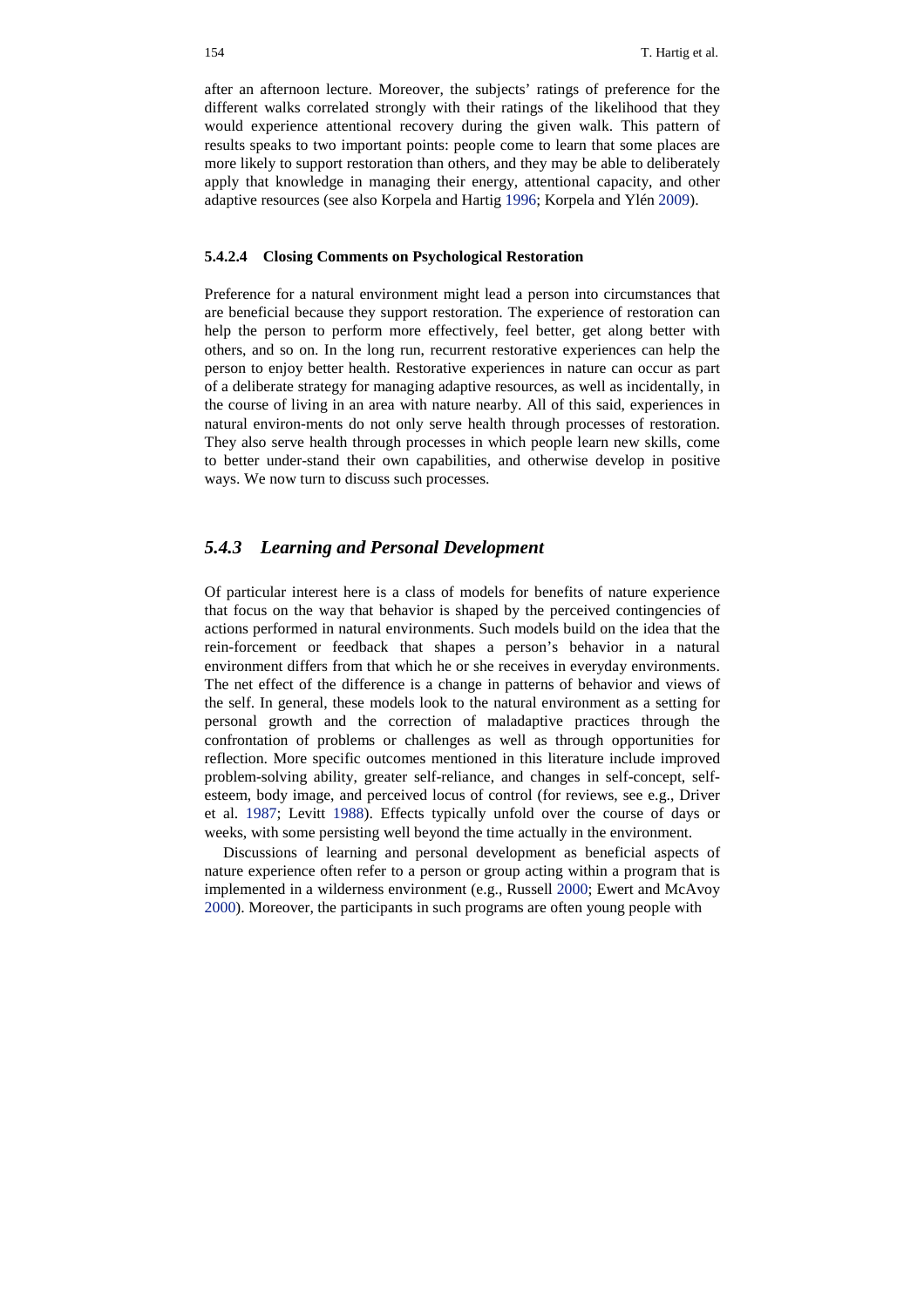after an afternoon lecture. Moreover, the subjects' ratings of preference for the different walks correlated strongly with their ratings of the likelihood that they would experience attentional recovery during the given walk. This pattern of results speaks to two important points: people come to learn that some places are more likely to support restoration than others, and they may be able to deliberately apply that knowledge in managing their energy, attentional capacity, and other adaptive resources (see also Korpela and Hartig 1996; Korpela and Ylén 2009).

#### 5.4.2.4 Closing Comments on Psychological Restoration

Preference for a natural environment might lead a person into circumstances that are beneficial because they support restoration. The experience of restoration can help the person to perform more effectively, feel better, get along better with others, and so on. In the long run, recurrent restorative experiences can help the person to enjoy better health. Restorative experiences in nature can occur as part of a deliberate strategy for managing adaptive resources, as well as incidentally, in the course of living in an area with nature nearby. All of this said, experiences in natural environ-ments do not only serve health through processes of restoration. They also serve health through processes in which people learn new skills, come to better under-stand their own capabilities, and otherwise develop in positive ways. We now turn to discuss such processes.

### *5.4.3 Learning and Personal Development*

Of particular interest here is a class of models for benefits of nature experience that focus on the way that behavior is shaped by the perceived contingencies of actions performed in natural environments. Such models build on the idea that the rein-forcement or feedback that shapes a person's behavior in a natural environment differs from that which he or she receives in everyday environments. The net effect of the difference is a change in patterns of behavior and views of the self. In general, these models look to the natural environment as a setting for personal growth and the correction of maladaptive practices through the confrontation of problems or challenges as well as through opportunities for reflection. More specific outcomes mentioned in this literature include improved problem-solving ability, greater self-reliance, and changes in self-concept, self-esteem, body image, and perceived locus of control (for reviews, see e.g., Driver et al. 1987; Levitt 1988). Effects typically unfold over the course of days or weeks, with some persisting well beyond the time actually in the environment.

Discussions of learning and personal development as beneficial aspects of nature experience often refer to a person or group acting within a program that is implemented in a wilderness environment (e.g., Russell 2000; Ewert and McAvoy 2000). Moreover, the participants in such programs are often young people with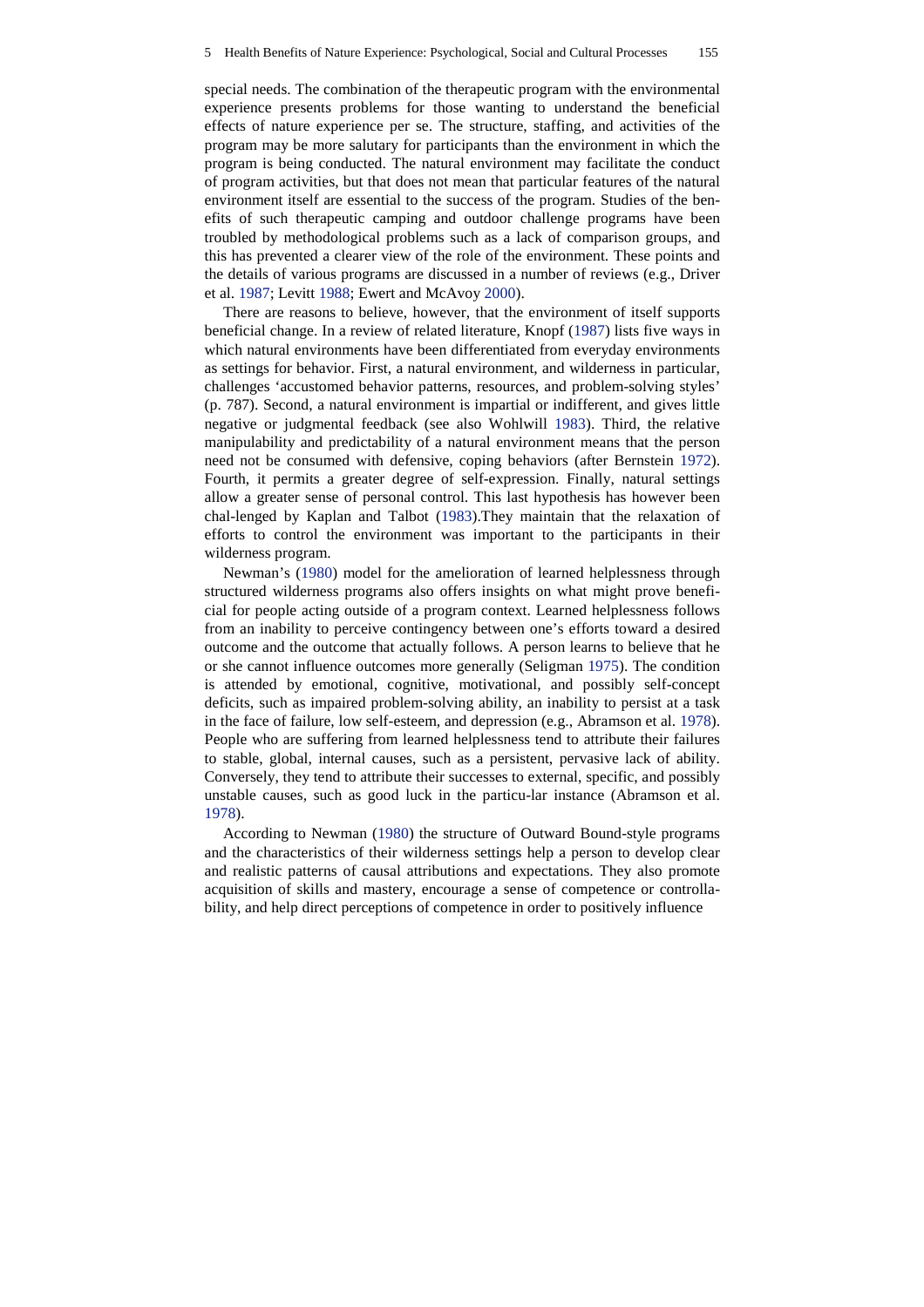special needs. The combination of the therapeutic program with the environmental experience presents problems for those wanting to understand the beneficial effects of nature experience per se. The structure, staffing, and activities of the program may be more salutary for participants than the environment in which the program is being conducted. The natural environment may facilitate the conduct of program activities, but that does not mean that particular features of the natural environment itself are essential to the success of the program. Studies of the benefits of such therapeutic camping and outdoor challenge programs have been troubled by methodological problems such as a lack of comparison groups, and this has prevented a clearer view of the role of the environment. These points and the details of various programs are discussed in a number of reviews (e.g., Driver et al. 1987; Levitt 1988; Ewert and McAvoy 2000).

There are reasons to believe, however, that the environment of itself supports beneficial change. In a review of related literature, Knopf (1987) lists five ways in which natural environments have been differentiated from everyday environments as settings for behavior. First, a natural environment, and wilderness in particular, challenges 'accustomed behavior patterns, resources, and problem-solving styles' (p. 787). Second, a natural environment is impartial or indifferent, and gives little negative or judgmental feedback (see also Wohlwill 1983). Third, the relative manipulability and predictability of a natural environment means that the person need not be consumed with defensive, coping behaviors (after Bernstein 1972). Fourth, it permits a greater degree of self-expression. Finally, natural settings allow a greater sense of personal control. This last hypothesis has however been chal-lenged by Kaplan and Talbot (1983).They maintain that the relaxation of efforts to control the environment was important to the participants in their wilderness program.

Newman's (1980) model for the amelioration of learned helplessness through structured wilderness programs also offers insights on what might prove beneficial for people acting outside of a program context. Learned helplessness follows from an inability to perceive contingency between one's efforts toward a desired outcome and the outcome that actually follows. A person learns to believe that he or she cannot influence outcomes more generally (Seligman 1975). The condition is attended by emotional, cognitive, motivational, and possibly self-concept deficits, such as impaired problem-solving ability, an inability to persist at a task in the face of failure, low self-esteem, and depression (e.g., Abramson et al. 1978). People who are suffering from learned helplessness tend to attribute their failures to stable, global, internal causes, such as a persistent, pervasive lack of ability. Conversely, they tend to attribute their successes to external, specific, and possibly unstable causes, such as good luck in the particu-lar instance (Abramson et al. 1978).

According to Newman (1980) the structure of Outward Bound-style programs and the characteristics of their wilderness settings help a person to develop clear and realistic patterns of causal attributions and expectations. They also promote acquisition of skills and mastery, encourage a sense of competence or controllability, and help direct perceptions of competence in order to positively influence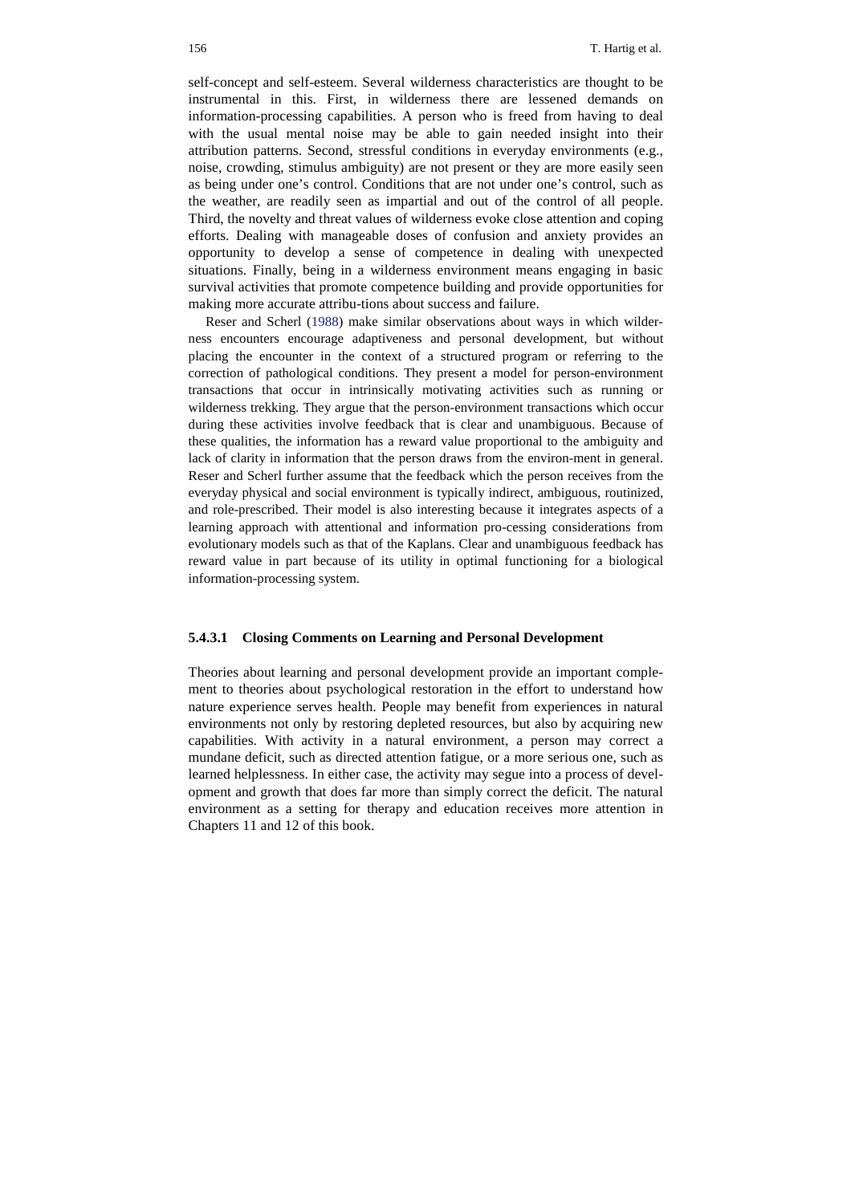self-concept and self-esteem. Several wilderness characteristics are thought to be instrumental in this. First, in wilderness there are lessened demands on information-processing capabilities. A person who is freed from having to deal with the usual mental noise may be able to gain needed insight into their attribution patterns. Second, stressful conditions in everyday environments (e.g., noise, crowding, stimulus ambiguity) are not present or they are more easily seen as being under one's control. Conditions that are not under one's control, such as the weather, are readily seen as impartial and out of the control of all people. Third, the novelty and threat values of wilderness evoke close attention and coping efforts. Dealing with manageable doses of confusion and anxiety provides an opportunity to develop a sense of competence in dealing with unexpected situations. Finally, being in a wilderness environment means engaging in basic survival activities that promote competence building and provide opportunities for making more accurate attributions about success and failure.

Reser and Scherl (1988) make similar observations about ways in which wilderness encounters encourage adaptiveness and personal development, but without placing the encounter in the context of a structured program or referring to the correction of pathological conditions. They present a model for person-environment transactions that occur in intrinsically motivating activities such as running or wilderness trekking. They argue that the person-environment transactions which occur during these activities involve feedback that is clear and unambiguous. Because of these qualities, the information has a reward value proportional to the ambiguity and lack of clarity in information that the person draws from the environment in general. Reser and Scherl further assume that the feedback which the person receives from the everyday physical and social environment is typically indirect, ambiguous, routinized, and role-prescribed. Their model is also interesting because it integrates aspects of a learning approach with attentional and information processing considerations from evolutionary models such as that of the Kaplans. Clear and unambiguous feedback has reward value in part because of its utility in optimal functioning for a biological information-processing system.

#### 5.4.3.1 Closing Comments on Learning and Personal Development

Theories about learning and personal development provide an important complement to theories about psychological restoration in the effort to understand how nature experience serves health. People may benefit from experiences in natural environments not only by restoring depleted resources, but also by acquiring new capabilities. With activity in a natural environment, a person may correct a mundane deficit, such as directed attention fatigue, or a more serious one, such as learned helplessness. In either case, the activity may segue into a process of development and growth that does far more than simply correct the deficit. The natural environment as a setting for therapy and education receives more attention in Chapters 11 and 12 of this book.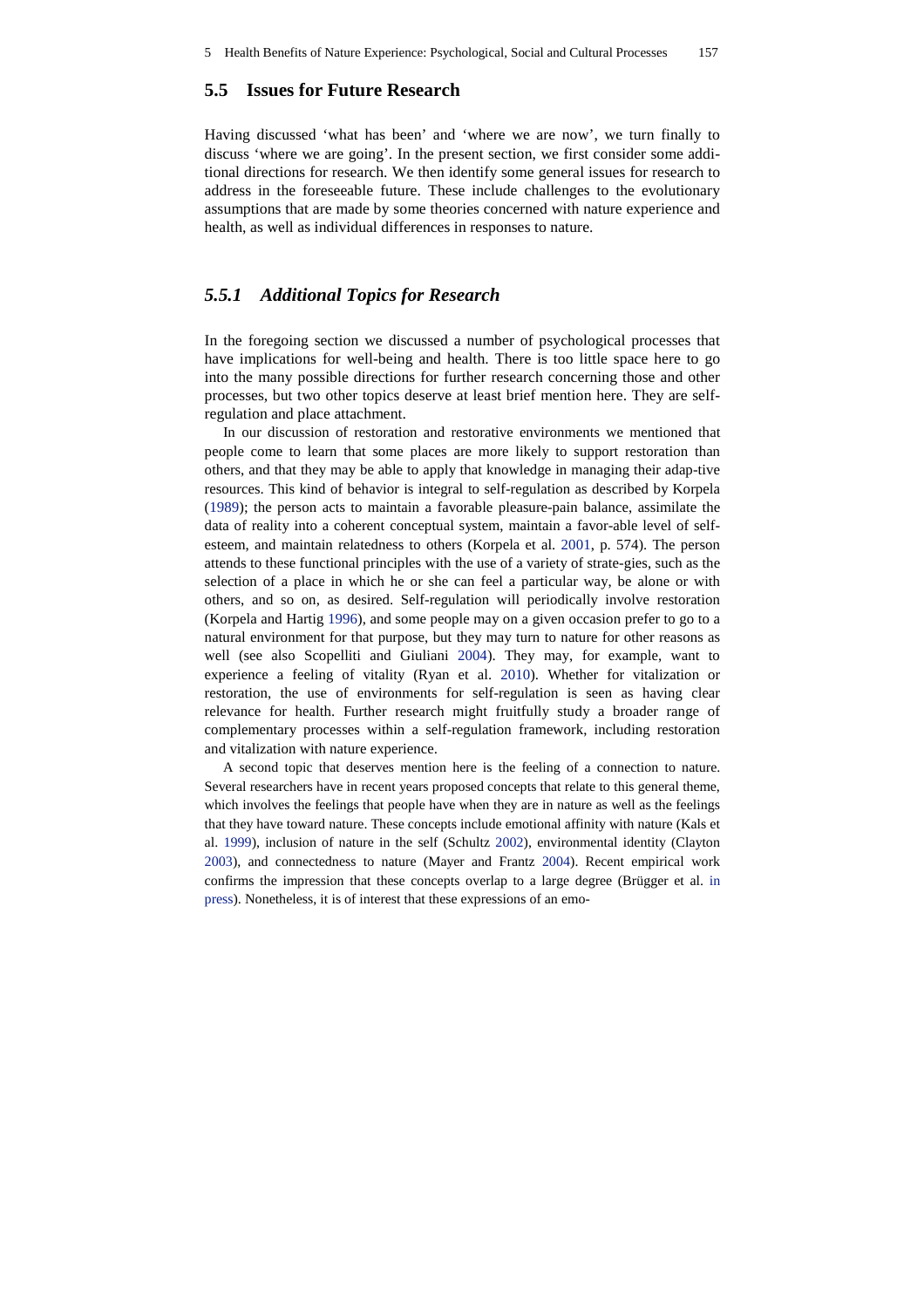## 5.5 Issues for Future Research

Having discussed 'what has been' and 'where we are now', we turn finally to discuss 'where we are going'. In the present section, we first consider some additional directions for research. We then identify some general issues for research to address in the foreseeable future. These include challenges to the evolutionary assumptions that are made by some theories concerned with nature experience and health, as well as individual differences in responses to nature.

### *5.5.1 Additional Topics for Research*

In the foregoing section we discussed a number of psychological processes that have implications for well-being and health. There is too little space here to go into the many possible directions for further research concerning those and other processes, but two other topics deserve at least brief mention here. They are self-regulation and place attachment.

In our discussion of restoration and restorative environments we mentioned that people come to learn that some places are more likely to support restoration than others, and that they may be able to apply that knowledge in managing their adap-tive resources. This kind of behavior is integral to self-regulation as described by Korpela (1989); the person acts to maintain a favorable pleasure-pain balance, assimilate the data of reality into a coherent conceptual system, maintain a favor-able level of self-esteem, and maintain relatedness to others (Korpela et al. 2001, p. 574). The person attends to these functional principles with the use of a variety of strate-gies, such as the selection of a place in which he or she can feel a particular way, be alone or with others, and so on, as desired. Self-regulation will periodically involve restoration (Korpela and Hartig 1996), and some people may on a given occasion prefer to go to a natural environment for that purpose, but they may turn to nature for other reasons as well (see also Scopelliti and Giuliani 2004). They may, for example, want to experience a feeling of vitality (Ryan et al. 2010). Whether for vitalization or restoration, the use of environments for self-regulation is seen as having clear relevance for health. Further research might fruitfully study a broader range of complementary processes within a self-regulation framework, including restoration and vitalization with nature experience.

A second topic that deserves mention here is the feeling of a connection to nature. Several researchers have in recent years proposed concepts that relate to this general theme, which involves the feelings that people have when they are in nature as well as the feelings that they have toward nature. These concepts include emotional affinity with nature (Kals et al. 1999), inclusion of nature in the self (Schultz 2002), environmental identity (Clayton 2003), and connectedness to nature (Mayer and Frantz 2004). Recent empirical work confirms the impression that these concepts overlap to a large degree (Brügger et al. in press). Nonetheless, it is of interest that these expressions of an emo-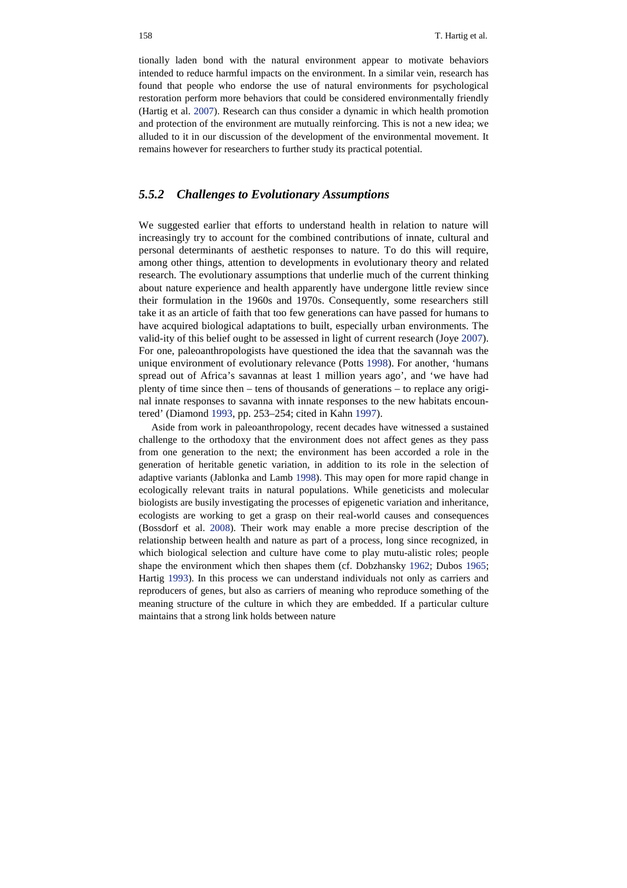tionally laden bond with the natural environment appear to motivate behaviors intended to reduce harmful impacts on the environment. In a similar vein, research has found that people who endorse the use of natural environments for psychological restoration perform more behaviors that could be considered environmentally friendly (Hartig et al. 2007). Research can thus consider a dynamic in which health promotion and protection of the environment are mutually reinforcing. This is not a new idea; we alluded to it in our discussion of the development of the environmental movement. It remains however for researchers to further study its practical potential.

### *5.5.2 Challenges to Evolutionary Assumptions*

We suggested earlier that efforts to understand health in relation to nature will increasingly try to account for the combined contributions of innate, cultural and personal determinants of aesthetic responses to nature. To do this will require, among other things, attention to developments in evolutionary theory and related research. The evolutionary assumptions that underlie much of the current thinking about nature experience and health apparently have undergone little review since their formulation in the 1960s and 1970s. Consequently, some researchers still take it as an article of faith that too few generations can have passed for humans to have acquired biological adaptations to built, especially urban environments. The valid-ity of this belief ought to be assessed in light of current research (Joye 2007). For one, paleoanthropologists have questioned the idea that the savannah was the unique environment of evolutionary relevance (Potts 1998). For another, 'humans spread out of Africa's savannas at least 1 million years ago', and 'we have had plenty of time since then – tens of thousands of generations – to replace any original innate responses to savanna with innate responses to the new habitats encountered' (Diamond 1993, pp. 253–254; cited in Kahn 1997).

Aside from work in paleoanthropology, recent decades have witnessed a sustained challenge to the orthodoxy that the environment does not affect genes as they pass from one generation to the next; the environment has been accorded a role in the generation of heritable genetic variation, in addition to its role in the selection of adaptive variants (Jablonka and Lamb 1998). This may open for more rapid change in ecologically relevant traits in natural populations. While geneticists and molecular biologists are busily investigating the processes of epigenetic variation and inheritance, ecologists are working to get a grasp on their real-world causes and consequences (Bossdorf et al. 2008). Their work may enable a more precise description of the relationship between health and nature as part of a process, long since recognized, in which biological selection and culture have come to play mutu-alistic roles; people shape the environment which then shapes them (cf. Dobzhansky 1962; Dubos 1965; Hartig 1993). In this process we can understand individuals not only as carriers and reproducers of genes, but also as carriers of meaning who reproduce something of the meaning structure of the culture in which they are embedded. If a particular culture maintains that a strong link holds between nature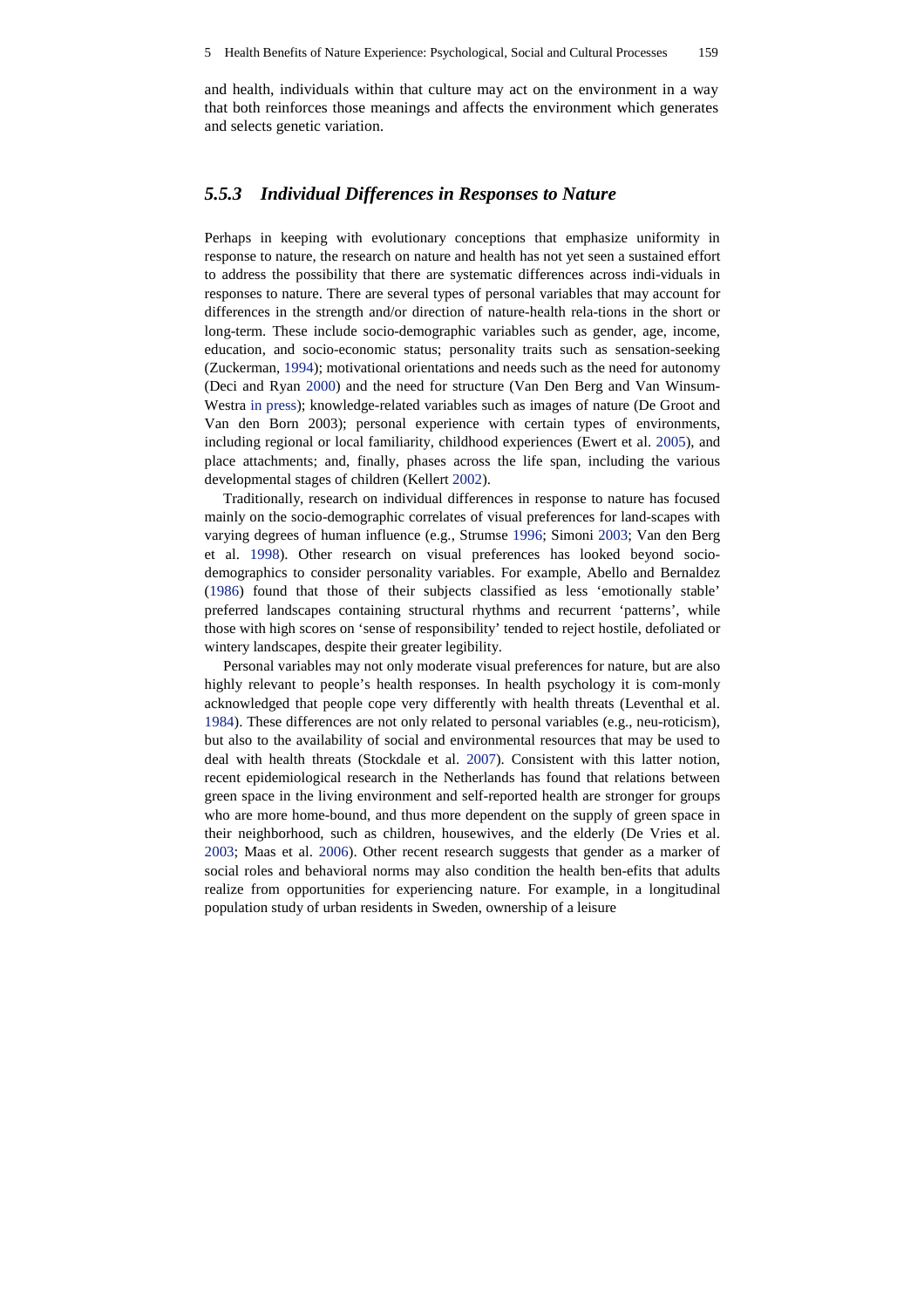and health, individuals within that culture may act on the environment in a way that both reinforces those meanings and affects the environment which generates and selects genetic variation.

### *5.5.3 Individual Differences in Responses to Nature*

Perhaps in keeping with evolutionary conceptions that emphasize uniformity in response to nature, the research on nature and health has not yet seen a sustained effort to address the possibility that there are systematic differences across indi-viduals in responses to nature. There are several types of personal variables that may account for differences in the strength and/or direction of nature-health rela-tions in the short or long-term. These include socio-demographic variables such as gender, age, income, education, and socio-economic status; personality traits such as sensation-seeking (Zuckerman, 1994); motivational orientations and needs such as the need for autonomy (Deci and Ryan 2000) and the need for structure (Van Den Berg and Van Winsum-Westra in press); knowledge-related variables such as images of nature (De Groot and Van den Born 2003); personal experience with certain types of environments, including regional or local familiarity, childhood experiences (Ewert et al. 2005), and place attachments; and, finally, phases across the life span, including the various developmental stages of children (Kellert 2002).

Traditionally, research on individual differences in response to nature has focused mainly on the socio-demographic correlates of visual preferences for land-scapes with varying degrees of human influence (e.g., Strumse 1996; Simoni 2003; Van den Berg et al. 1998). Other research on visual preferences has looked beyond socio-demographics to consider personality variables. For example, Abello and Bernaldez (1986) found that those of their subjects classified as less 'emotionally stable' preferred landscapes containing structural rhythms and recurrent 'patterns', while those with high scores on 'sense of responsibility' tended to reject hostile, defoliated or wintery landscapes, despite their greater legibility.

Personal variables may not only moderate visual preferences for nature, but are also highly relevant to people's health responses. In health psychology it is com-monly acknowledged that people cope very differently with health threats (Leventhal et al. 1984). These differences are not only related to personal variables (e.g., neu-roticism), but also to the availability of social and environmental resources that may be used to deal with health threats (Stockdale et al. 2007). Consistent with this latter notion, recent epidemiological research in the Netherlands has found that relations between green space in the living environment and self-reported health are stronger for groups who are more home-bound, and thus more dependent on the supply of green space in their neighborhood, such as children, housewives, and the elderly (De Vries et al. 2003; Maas et al. 2006). Other recent research suggests that gender as a marker of social roles and behavioral norms may also condition the health ben-efits that adults realize from opportunities for experiencing nature. For example, in a longitudinal population study of urban residents in Sweden, ownership of a leisure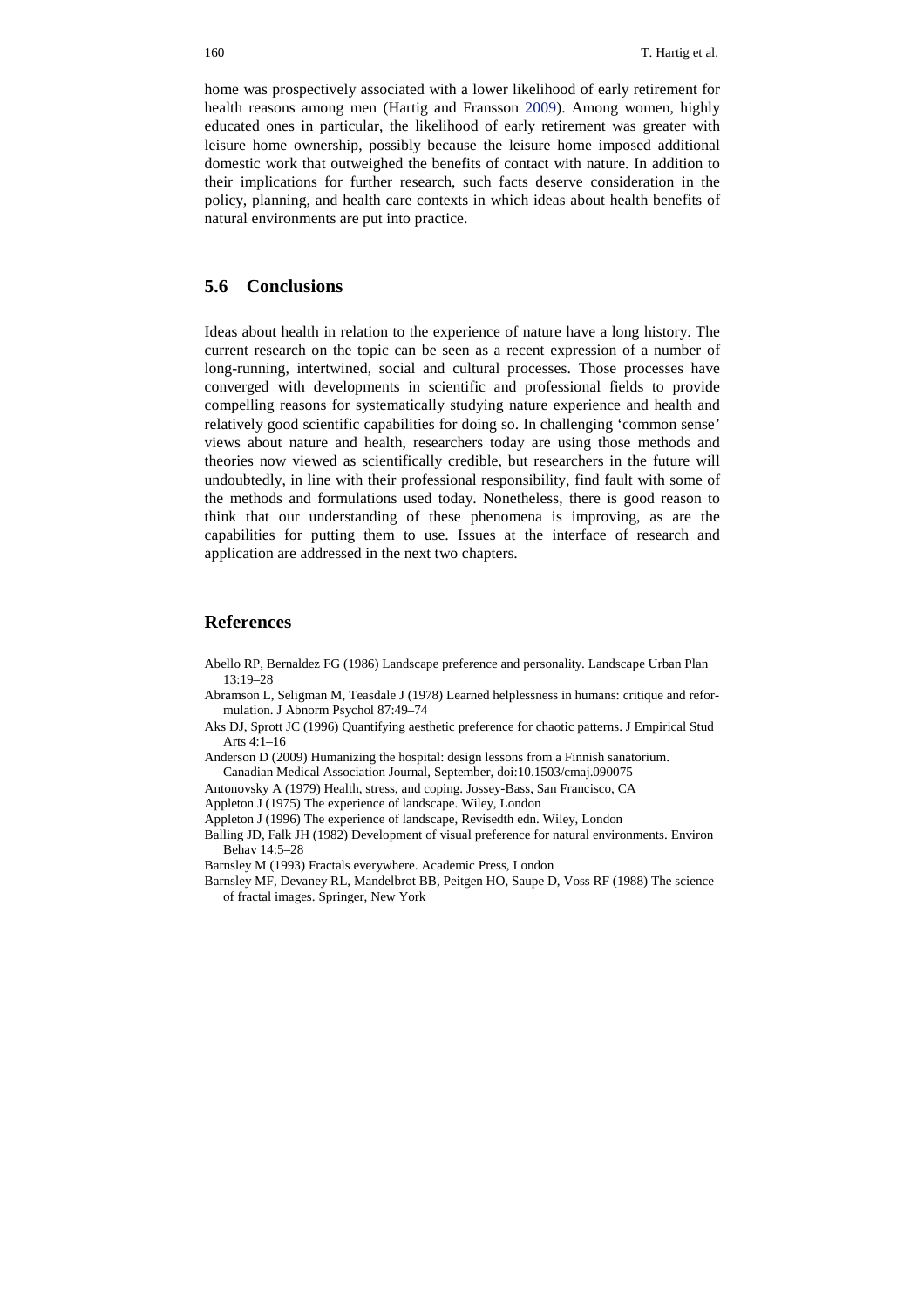home was prospectively associated with a lower likelihood of early retirement for health reasons among men (Hartig and Fransson 2009). Among women, highly educated ones in particular, the likelihood of early retirement was greater with leisure home ownership, possibly because the leisure home imposed additional domestic work that outweighed the benefits of contact with nature. In addition to their implications for further research, such facts deserve consideration in the policy, planning, and health care contexts in which ideas about health benefits of natural environments are put into practice.

## 5.6 Conclusions

Ideas about health in relation to the experience of nature have a long history. The current research on the topic can be seen as a recent expression of a number of long-running, intertwined, social and cultural processes. Those processes have converged with developments in scientific and professional fields to provide compelling reasons for systematically studying nature experience and health and relatively good scientific capabilities for doing so. In challenging 'common sense' views about nature and health, researchers today are using those methods and theories now viewed as scientifically credible, but researchers in the future will undoubtedly, in line with their professional responsibility, find fault with some of the methods and formulations used today. Nonetheless, there is good reason to think that our understanding of these phenomena is improving, as are the capabilities for putting them to use. Issues at the interface of research and application are addressed in the next two chapters.

## References

Abello RP, Bernaldez FG (1986) Landscape preference and personality. Landscape Urban Plan 13:19–28

Abramson L, Seligman M, Teasdale J (1978) Learned helplessness in humans: critique and reformulation. J Abnorm Psychol 87:49–74

Aks DJ, Sprott JC (1996) Quantifying aesthetic preference for chaotic patterns. J Empirical Stud Arts 4:1–16

Anderson D (2009) Humanizing the hospital: design lessons from a Finnish sanatorium. Canadian Medical Association Journal, September, doi:10.1503/cmaj.090075

Antonovsky A (1979) Health, stress, and coping. Jossey-Bass, San Francisco, CA

Appleton J (1975) The experience of landscape. Wiley, London

Appleton J (1996) The experience of landscape, Revisedth edn. Wiley, London

Balling JD, Falk JH (1982) Development of visual preference for natural environments. Environ Behav 14:5–28

Barnsley M (1993) Fractals everywhere. Academic Press, London

Barnsley MF, Devaney RL, Mandelbrot BB, Peitgen HO, Saupe D, Voss RF (1988) The science of fractal images. Springer, New York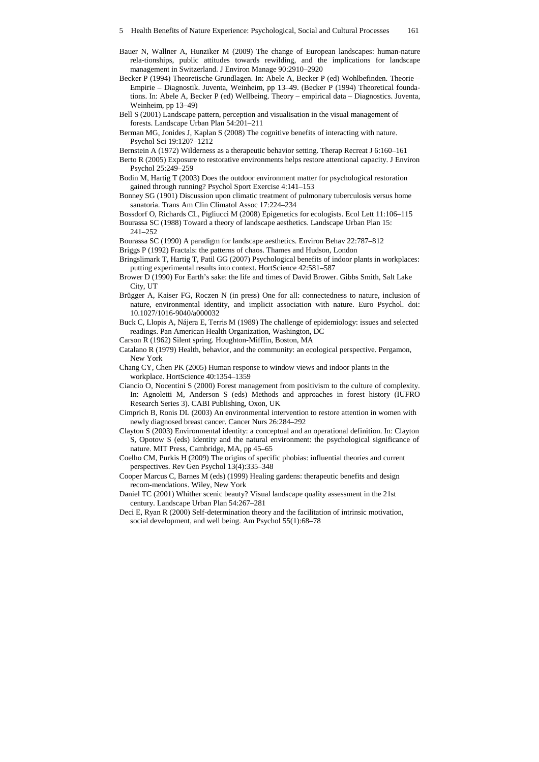Bauer N, Wallner A, Hunziker M (2009) The change of European landscapes: human-nature rela-tionships, public attitudes towards rewilding, and the implications for landscape management in Switzerland. J Environ Manage 90:2910–2920

Becker P (1994) Theoretische Grundlagen. In: Abele A, Becker P (ed) Wohlbefinden. Theorie – Empirie – Diagnostik. Juventa, Weinheim, pp 13–49. (Becker P (1994) Theoretical founda-tions. In: Abele A, Becker P (ed) Wellbeing. Theory – empirical data – Diagnostics. Juventa, Weinheim, pp 13–49)

Bell S (2001) Landscape pattern, perception and visualisation in the visual management of forests. Landscape Urban Plan 54:201–211

Berman MG, Jonides J, Kaplan S (2008) The cognitive benefits of interacting with nature. Psychol Sci 19:1207–1212

Bernstein A (1972) Wilderness as a therapeutic behavior setting. Therap Recreat J 6:160–161

Berto R (2005) Exposure to restorative environments helps restore attentional capacity. J Environ Psychol 25:249–259

Bodin M, Hartig T (2003) Does the outdoor environment matter for psychological restoration gained through running? Psychol Sport Exercise 4:141–153

Bonney SG (1901) Discussion upon climatic treatment of pulmonary tuberculosis versus home sanatoria. Trans Am Clin Climatol Assoc 17:224–234

Bossdorf O, Richards CL, Pigliucci M (2008) Epigenetics for ecologists. Ecol Lett 11:106–115

Bourassa SC (1988) Toward a theory of landscape aesthetics. Landscape Urban Plan 15: 241–252

Bourassa SC (1990) A paradigm for landscape aesthetics. Environ Behav 22:787–812

Briggs P (1992) Fractals: the patterns of chaos. Thames and Hudson, London

Bringslimark T, Hartig T, Patil GG (2007) Psychological benefits of indoor plants in workplaces: putting experimental results into context. HortScience 42:581–587

Brower D (1990) For Earth's sake: the life and times of David Brower. Gibbs Smith, Salt Lake City, UT

Brügger A, Kaiser FG, Roczen N (in press) One for all: connectedness to nature, inclusion of nature, environmental identity, and implicit association with nature. Euro Psychol. doi: 10.1027/1016-9040/a000032

Buck C, Llopis A, Nájera E, Terris M (1989) The challenge of epidemiology: issues and selected readings. Pan American Health Organization, Washington, DC

Carson R (1962) Silent spring. Houghton-Mifflin, Boston, MA

Catalano R (1979) Health, behavior, and the community: an ecological perspective. Pergamon, New York

Chang CY, Chen PK (2005) Human response to window views and indoor plants in the workplace. HortScience 40:1354–1359

Ciancio O, Nocentini S (2000) Forest management from positivism to the culture of complexity. In: Agnoletti M, Anderson S (eds) Methods and approaches in forest history (IUFRO Research Series 3). CABI Publishing, Oxon, UK

Cimprich B, Ronis DL (2003) An environmental intervention to restore attention in women with newly diagnosed breast cancer. Cancer Nurs 26:284–292

Clayton S (2003) Environmental identity: a conceptual and an operational definition. In: Clayton S, Opotow S (eds) Identity and the natural environment: the psychological significance of nature. MIT Press, Cambridge, MA, pp 45–65

Coelho CM, Purkis H (2009) The origins of specific phobias: influential theories and current perspectives. Rev Gen Psychol 13(4):335–348

Cooper Marcus C, Barnes M (eds) (1999) Healing gardens: therapeutic benefits and design recom-mendations. Wiley, New York

Daniel TC (2001) Whither scenic beauty? Visual landscape quality assessment in the 21st century. Landscape Urban Plan 54:267–281

Deci E, Ryan R (2000) Self-determination theory and the facilitation of intrinsic motivation, social development, and well being. Am Psychol 55(1):68–78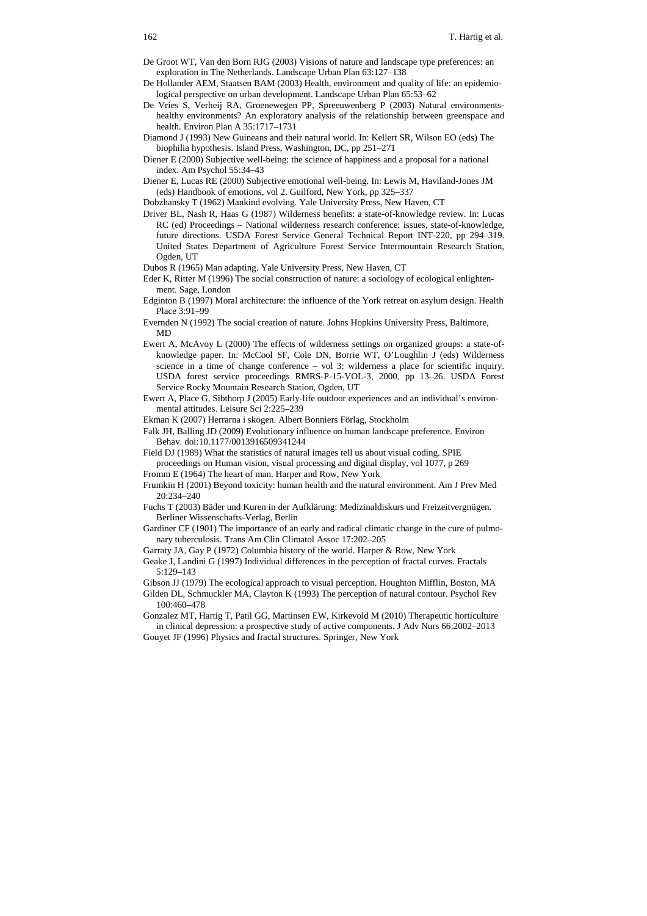De Groot WT, Van den Born RJG (2003) Visions of nature and landscape type preferences: an exploration in The Netherlands. Landscape Urban Plan 63:127–138

De Hollander AEM, Staatsen BAM (2003) Health, environment and quality of life: an epidemiological perspective on urban development. Landscape Urban Plan 65:53–62

De Vries S, Verheij RA, Groenewegen PP, Spreeuwenberg P (2003) Natural environments-healthy environments? An exploratory analysis of the relationship between greenspace and health. Environ Plan A 35:1717–1731

Diamond J (1993) New Guineans and their natural world. In: Kellert SR, Wilson EO (eds) The biophilia hypothesis. Island Press, Washington, DC, pp 251–271

Diener E (2000) Subjective well-being: the science of happiness and a proposal for a national index. Am Psychol 55:34–43

Diener E, Lucas RE (2000) Subjective emotional well-being. In: Lewis M, Haviland-Jones JM (eds) Handbook of emotions, vol 2. Guilford, New York, pp 325–337

Dobzhansky T (1962) Mankind evolving. Yale University Press, New Haven, CT

Driver BL, Nash R, Haas G (1987) Wilderness benefits: a state-of-knowledge review. In: Lucas RC (ed) Proceedings – National wilderness research conference: issues, state-of-knowledge, future directions. USDA Forest Service General Technical Report INT-220, pp 294–319. United States Department of Agriculture Forest Service Intermountain Research Station, Ogden, UT

Dubos R (1965) Man adapting. Yale University Press, New Haven, CT

Eder K, Ritter M (1996) The social construction of nature: a sociology of ecological enlightenment. Sage, London

Edginton B (1997) Moral architecture: the influence of the York retreat on asylum design. Health Place 3:91–99

Evernden N (1992) The social creation of nature. Johns Hopkins University Press, Baltimore, MD

Ewert A, McAvoy L (2000) The effects of wilderness settings on organized groups: a state-of-knowledge paper. In: McCool SF, Cole DN, Borrie WT, O'Loughlin J (eds) Wilderness science in a time of change conference – vol 3: wilderness a place for scientific inquiry. USDA forest service proceedings RMRS-P-15-VOL-3, 2000, pp 13–26. USDA Forest Service Rocky Mountain Research Station, Ogden, UT

Ewert A, Place G, Sibthorp J (2005) Early-life outdoor experiences and an individual's environmental attitudes. Leisure Sci 2:225–239

Ekman K (2007) Herrarna i skogen. Albert Bonniers Förlag, Stockholm

Falk JH, Balling JD (2009) Evolutionary influence on human landscape preference. Environ Behav. doi:10.1177/0013916509341244

Field DJ (1989) What the statistics of natural images tell us about visual coding. SPIE proceedings on Human vision, visual processing and digital display, vol 1077, p 269

Fromm E (1964) The heart of man. Harper and Row, New York

Frumkin H (2001) Beyond toxicity: human health and the natural environment. Am J Prev Med 20:234–240

Fuchs T (2003) Bäder und Kuren in der Aufklärung: Medizinaldiskurs und Freizeitvergnügen. Berliner Wissenschafts-Verlag, Berlin

Gardiner CF (1901) The importance of an early and radical climatic change in the cure of pulmonary tuberculosis. Trans Am Clin Climatol Assoc 17:202–205

Garraty JA, Gay P (1972) Columbia history of the world. Harper & Row, New York

Geake J, Landini G (1997) Individual differences in the perception of fractal curves. Fractals 5:129–143

Gibson JJ (1979) The ecological approach to visual perception. Houghton Mifflin, Boston, MA

Gilden DL, Schmuckler MA, Clayton K (1993) The perception of natural contour. Psychol Rev 100:460–478

Gonzalez MT, Hartig T, Patil GG, Martinsen EW, Kirkevold M (2010) Therapeutic horticulture in clinical depression: a prospective study of active components. J Adv Nurs 66:2002–2013

Gouyet JF (1996) Physics and fractal structures. Springer, New York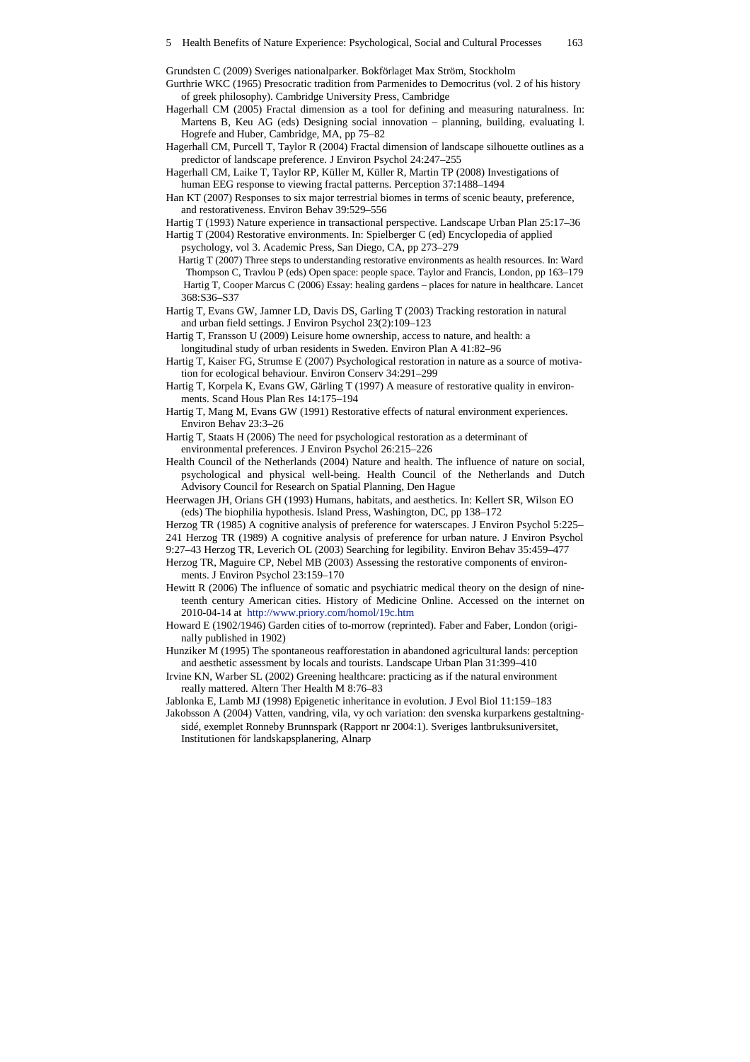Grundsten C (2009) Sveriges nationalparker. Bokförlaget Max Ström, Stockholm

Gurthrie WKC (1965) Presocratic tradition from Parmenides to Democritus (vol. 2 of his history of greek philosophy). Cambridge University Press, Cambridge

Hagerhall CM (2005) Fractal dimension as a tool for defining and measuring naturalness. In: Martens B, Keu AG (eds) Designing social innovation – planning, building, evaluating l. Hogrefe and Huber, Cambridge, MA, pp 75–82

Hagerhall CM, Purcell T, Taylor R (2004) Fractal dimension of landscape silhouette outlines as a predictor of landscape preference. J Environ Psychol 24:247–255

Hagerhall CM, Laike T, Taylor RP, Küller M, Küller R, Martin TP (2008) Investigations of human EEG response to viewing fractal patterns. Perception 37:1488–1494

Han KT (2007) Responses to six major terrestrial biomes in terms of scenic beauty, preference, and restorativeness. Environ Behav 39:529–556

Hartig T (1993) Nature experience in transactional perspective. Landscape Urban Plan 25:17–36

Hartig T (2004) Restorative environments. In: Spielberger C (ed) Encyclopedia of applied psychology, vol 3. Academic Press, San Diego, CA, pp 273–279

Hartig T (2007) Three steps to understanding restorative environments as health resources. In: Ward Thompson C, Travlou P (eds) Open space: people space. Taylor and Francis, London, pp 163–179

Hartig T, Cooper Marcus C (2006) Essay: healing gardens – places for nature in healthcare. Lancet 368:S36–S37

Hartig T, Evans GW, Jamner LD, Davis DS, Garling T (2003) Tracking restoration in natural and urban field settings. J Environ Psychol 23(2):109–123

Hartig T, Fransson U (2009) Leisure home ownership, access to nature, and health: a longitudinal study of urban residents in Sweden. Environ Plan A 41:82–96

Hartig T, Kaiser FG, Strumse E (2007) Psychological restoration in nature as a source of motivation for ecological behaviour. Environ Conserv 34:291–299

Hartig T, Korpela K, Evans GW, Gärling T (1997) A measure of restorative quality in environments. Scand Hous Plan Res 14:175–194

Hartig T, Mang M, Evans GW (1991) Restorative effects of natural environment experiences. Environ Behav 23:3–26

Hartig T, Staats H (2006) The need for psychological restoration as a determinant of environmental preferences. J Environ Psychol 26:215–226

Health Council of the Netherlands (2004) Nature and health. The influence of nature on social, psychological and physical well-being. Health Council of the Netherlands and Dutch Advisory Council for Research on Spatial Planning, Den Hague

Heerwagen JH, Orians GH (1993) Humans, habitats, and aesthetics. In: Kellert SR, Wilson EO (eds) The biophilia hypothesis. Island Press, Washington, DC, pp 138–172

Herzog TR (1985) A cognitive analysis of preference for waterscapes. J Environ Psychol 5:225–241

Herzog TR (1989) A cognitive analysis of preference for urban nature. J Environ Psychol 9:27–43

Herzog TR, Leverich OL (2003) Searching for legibility. Environ Behav 35:459–477

Herzog TR, Maguire CP, Nebel MB (2003) Assessing the restorative components of environments. J Environ Psychol 23:159–170

Hewitt R (2006) The influence of somatic and psychiatric medical theory on the design of nineteenth century American cities. History of Medicine Online. Accessed on the internet on 2010-04-14 at http://www.priory.com/homol/19c.htm

Howard E (1902/1946) Garden cities of to-morrow (reprinted). Faber and Faber, London (originally published in 1902)

Hunziker M (1995) The spontaneous reafforestation in abandoned agricultural lands: perception and aesthetic assessment by locals and tourists. Landscape Urban Plan 31:399–410

Irvine KN, Warber SL (2002) Greening healthcare: practicing as if the natural environment really mattered. Altern Ther Health M 8:76–83

Jablonka E, Lamb MJ (1998) Epigenetic inheritance in evolution. J Evol Biol 11:159–183

Jakobsson A (2004) Vatten, vandring, vila, vy och variation: den svenska kurparkens gestaltningsidé, exemplet Ronneby Brunnspark (Rapport nr 2004:1). Sveriges lantbruksuniversitet, Institutionen för landskapsplanering, Alnarp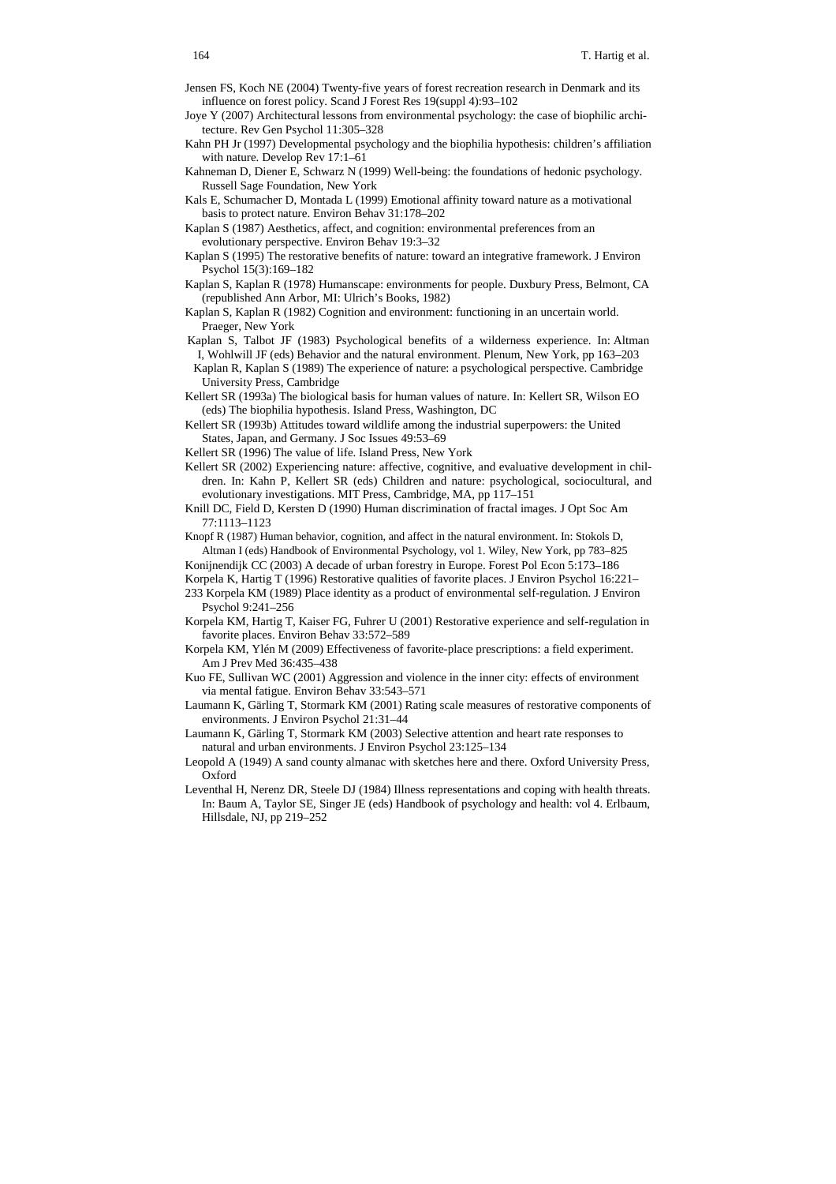Jensen FS, Koch NE (2004) Twenty-five years of forest recreation research in Denmark and its influence on forest policy. Scand J Forest Res 19(suppl 4):93–102

Joye Y (2007) Architectural lessons from environmental psychology: the case of biophilic architecture. Rev Gen Psychol 11:305–328

Kahn PH Jr (1997) Developmental psychology and the biophilia hypothesis: children's affiliation with nature. Develop Rev 17:1–61

Kahneman D, Diener E, Schwarz N (1999) Well-being: the foundations of hedonic psychology. Russell Sage Foundation, New York

Kals E, Schumacher D, Montada L (1999) Emotional affinity toward nature as a motivational basis to protect nature. Environ Behav 31:178–202

Kaplan S (1987) Aesthetics, affect, and cognition: environmental preferences from an evolutionary perspective. Environ Behav 19:3–32

Kaplan S (1995) The restorative benefits of nature: toward an integrative framework. J Environ Psychol 15(3):169–182

Kaplan S, Kaplan R (1978) Humanscape: environments for people. Duxbury Press, Belmont, CA (republished Ann Arbor, MI: Ulrich's Books, 1982)

Kaplan S, Kaplan R (1982) Cognition and environment: functioning in an uncertain world. Praeger, New York

Kaplan S, Talbot JF (1983) Psychological benefits of a wilderness experience. In: Altman I, Wohlwill JF (eds) Behavior and the natural environment. Plenum, New York, pp 163–203

Kaplan R, Kaplan S (1989) The experience of nature: a psychological perspective. Cambridge University Press, Cambridge

Kellert SR (1993a) The biological basis for human values of nature. In: Kellert SR, Wilson EO (eds) The biophilia hypothesis. Island Press, Washington, DC

Kellert SR (1993b) Attitudes toward wildlife among the industrial superpowers: the United States, Japan, and Germany. J Soc Issues 49:53–69

Kellert SR (1996) The value of life. Island Press, New York

Kellert SR (2002) Experiencing nature: affective, cognitive, and evaluative development in children. In: Kahn P, Kellert SR (eds) Children and nature: psychological, sociocultural, and evolutionary investigations. MIT Press, Cambridge, MA, pp 117–151

Knill DC, Field D, Kersten D (1990) Human discrimination of fractal images. J Opt Soc Am 77:1113–1123

Knopf R (1987) Human behavior, cognition, and affect in the natural environment. In: Stokols D, Altman I (eds) Handbook of Environmental Psychology, vol 1. Wiley, New York, pp 783–825

Konijnendijk CC (2003) A decade of urban forestry in Europe. Forest Pol Econ 5:173–186

Korpela K, Hartig T (1996) Restorative qualities of favorite places. J Environ Psychol 16:221–233

Korpela KM (1989) Place identity as a product of environmental self-regulation. J Environ Psychol 9:241–256

Korpela KM, Hartig T, Kaiser FG, Fuhrer U (2001) Restorative experience and self-regulation in favorite places. Environ Behav 33:572–589

Korpela KM, Ylén M (2009) Effectiveness of favorite-place prescriptions: a field experiment. Am J Prev Med 36:435–438

Kuo FE, Sullivan WC (2001) Aggression and violence in the inner city: effects of environment via mental fatigue. Environ Behav 33:543–571

Laumann K, Gärling T, Stormark KM (2001) Rating scale measures of restorative components of environments. J Environ Psychol 21:31–44

Laumann K, Gärling T, Stormark KM (2003) Selective attention and heart rate responses to natural and urban environments. J Environ Psychol 23:125–134

Leopold A (1949) A sand county almanac with sketches here and there. Oxford University Press, Oxford

Leventhal H, Nerenz DR, Steele DJ (1984) Illness representations and coping with health threats. In: Baum A, Taylor SE, Singer JE (eds) Handbook of psychology and health: vol 4. Erlbaum, Hillsdale, NJ, pp 219–252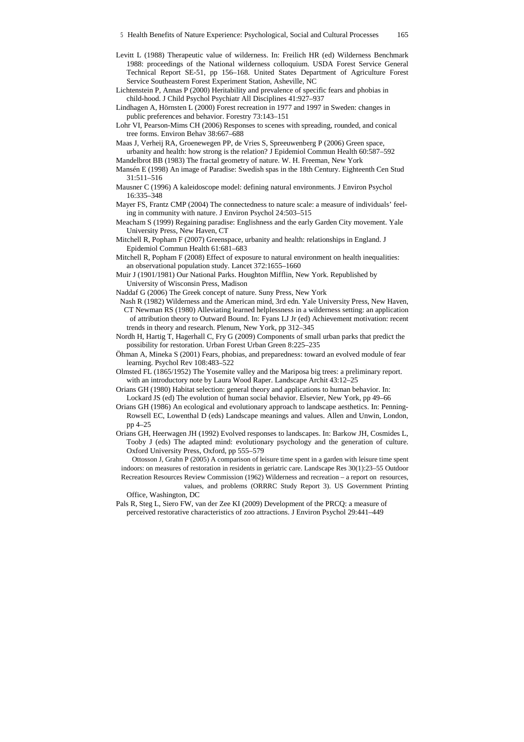Levitt L (1988) Therapeutic value of wilderness. In: Freilich HR (ed) Wilderness Benchmark 1988: proceedings of the National wilderness colloquium. USDA Forest Service General Technical Report SE-51, pp 156–168. United States Department of Agriculture Forest Service Southeastern Forest Experiment Station, Asheville, NC

Lichtenstein P, Annas P (2000) Heritability and prevalence of specific fears and phobias in child-hood. J Child Psychol Psychiatr All Disciplines 41:927–937

Lindhagen A, Hörnsten L (2000) Forest recreation in 1977 and 1997 in Sweden: changes in public preferences and behavior. Forestry 73:143–151

Lohr VI, Pearson-Mims CH (2006) Responses to scenes with spreading, rounded, and conical tree forms. Environ Behav 38:667–688

Maas J, Verheij RA, Groenewegen PP, de Vries S, Spreeuwenberg P (2006) Green space, urbanity and health: how strong is the relation? J Epidemiol Commun Health 60:587–592

Mandelbrot BB (1983) The fractal geometry of nature. W. H. Freeman, New York

Mansén E (1998) An image of Paradise: Swedish spas in the 18th Century. Eighteenth Cen Stud 31:511–516

Mausner C (1996) A kaleidoscope model: defining natural environments. J Environ Psychol 16:335–348

Mayer FS, Frantz CMP (2004) The connectedness to nature scale: a measure of individuals' feeling in community with nature. J Environ Psychol 24:503–515

Meacham S (1999) Regaining paradise: Englishness and the early Garden City movement. Yale University Press, New Haven, CT

Mitchell R, Popham F (2007) Greenspace, urbanity and health: relationships in England. J Epidemiol Commun Health 61:681–683

Mitchell R, Popham F (2008) Effect of exposure to natural environment on health inequalities: an observational population study. Lancet 372:1655–1660

Muir J (1901/1981) Our National Parks. Houghton Mifflin, New York. Republished by University of Wisconsin Press, Madison

Naddaf G (2006) The Greek concept of nature. Suny Press, New York

Nash R (1982) Wilderness and the American mind, 3rd edn. Yale University Press, New Haven, CT

Newman RS (1980) Alleviating learned helplessness in a wilderness setting: an application of attribution theory to Outward Bound. In: Fyans LJ Jr (ed) Achievement motivation: recent trends in theory and research. Plenum, New York, pp 312–345

Nordh H, Hartig T, Hagerhall C, Fry G (2009) Components of small urban parks that predict the possibility for restoration. Urban Forest Urban Green 8:225–235

Öhman A, Mineka S (2001) Fears, phobias, and preparedness: toward an evolved module of fear learning. Psychol Rev 108:483–522

Olmsted FL (1865/1952) The Yosemite valley and the Mariposa big trees: a preliminary report. with an introductory note by Laura Wood Raper. Landscape Archit 43:12–25

Orians GH (1980) Habitat selection: general theory and applications to human behavior. In: Lockard JS (ed) The evolution of human social behavior. Elsevier, New York, pp 49–66

Orians GH (1986) An ecological and evolutionary approach to landscape aesthetics. In: Penning-Rowsell EC, Lowenthal D (eds) Landscape meanings and values. Allen and Unwin, London, pp 4–25

Orians GH, Heerwagen JH (1992) Evolved responses to landscapes. In: Barkow JH, Cosmides L, Tooby J (eds) The adapted mind: evolutionary psychology and the generation of culture. Oxford University Press, Oxford, pp 555–579

Ottosson J, Grahn P (2005) A comparison of leisure time spent in a garden with leisure time spent indoors: on measures of restoration in residents in geriatric care. Landscape Res 30(1):23–55

Outdoor Recreation Resources Review Commission (1962) Wilderness and recreation – a report on resources, values, and problems (ORRRC Study Report 3). US Government Printing Office, Washington, DC

Pals R, Steg L, Siero FW, van der Zee KI (2009) Development of the PRCQ: a measure of perceived restorative characteristics of zoo attractions. J Environ Psychol 29:441–449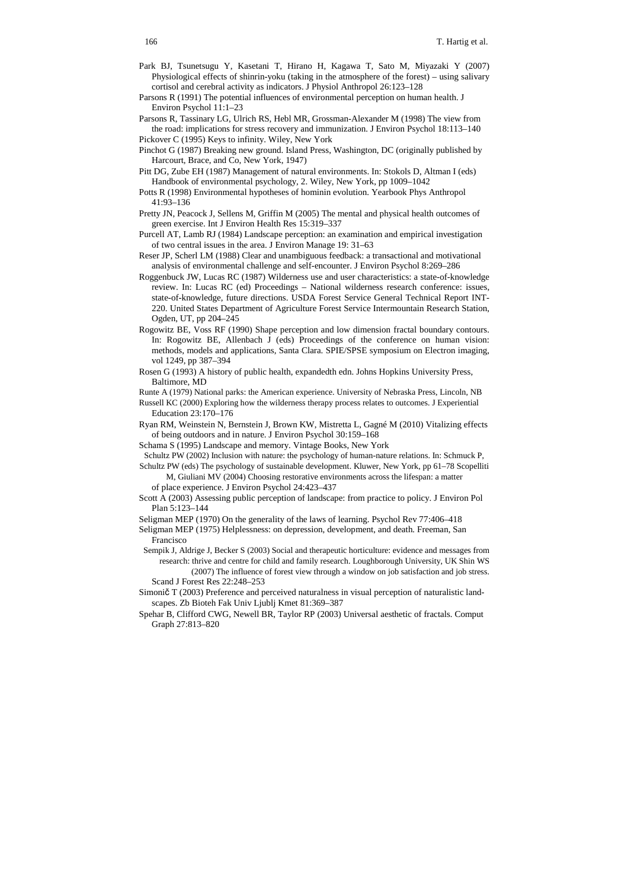Park BJ, Tsunetsugu Y, Kasetani T, Hirano H, Kagawa T, Sato M, Miyazaki Y (2007) Physiological effects of shinrin-yoku (taking in the atmosphere of the forest) – using salivary cortisol and cerebral activity as indicators. J Physiol Anthropol 26:123–128

Parsons R (1991) The potential influences of environmental perception on human health. J Environ Psychol 11:1–23

Parsons R, Tassinary LG, Ulrich RS, Hebl MR, Grossman-Alexander M (1998) The view from the road: implications for stress recovery and immunization. J Environ Psychol 18:113–140

Pickover C (1995) Keys to infinity. Wiley, New York

Pinchot G (1987) Breaking new ground. Island Press, Washington, DC (originally published by Harcourt, Brace, and Co, New York, 1947)

Pitt DG, Zube EH (1987) Management of natural environments. In: Stokols D, Altman I (eds) Handbook of environmental psychology, 2. Wiley, New York, pp 1009–1042

Potts R (1998) Environmental hypotheses of hominin evolution. Yearbook Phys Anthropol 41:93–136

Pretty JN, Peacock J, Sellens M, Griffin M (2005) The mental and physical health outcomes of green exercise. Int J Environ Health Res 15:319–337

Purcell AT, Lamb RJ (1984) Landscape perception: an examination and empirical investigation of two central issues in the area. J Environ Manage 19: 31–63

Reser JP, Scherl LM (1988) Clear and unambiguous feedback: a transactional and motivational analysis of environmental challenge and self-encounter. J Environ Psychol 8:269–286

Roggenbuck JW, Lucas RC (1987) Wilderness use and user characteristics: a state-of-knowledge review. In: Lucas RC (ed) Proceedings – National wilderness research conference: issues, state-of-knowledge, future directions. USDA Forest Service General Technical Report INT-220. United States Department of Agriculture Forest Service Intermountain Research Station, Ogden, UT, pp 204–245

Rogowitz BE, Voss RF (1990) Shape perception and low dimension fractal boundary contours. In: Rogowitz BE, Allenbach J (eds) Proceedings of the conference on human vision: methods, models and applications, Santa Clara. SPIE/SPSE symposium on Electron imaging, vol 1249, pp 387–394

Rosen G (1993) A history of public health, expandedth edn. Johns Hopkins University Press, Baltimore, MD

Runte A (1979) National parks: the American experience. University of Nebraska Press, Lincoln, NB

Russell KC (2000) Exploring how the wilderness therapy process relates to outcomes. J Experiential Education 23:170–176

Ryan RM, Weinstein N, Bernstein J, Brown KW, Mistretta L, Gagné M (2010) Vitalizing effects of being outdoors and in nature. J Environ Psychol 30:159–168

Schama S (1995) Landscape and memory. Vintage Books, New York

Schultz PW (2002) Inclusion with nature: the psychology of human-nature relations. In: Schmuck P, Schultz PW (eds) The psychology of sustainable development. Kluwer, New York, pp 61–78

Scopelliti M, Giuliani MV (2004) Choosing restorative environments across the lifespan: a matter of place experience. J Environ Psychol 24:423–437

Scott A (2003) Assessing public perception of landscape: from practice to policy. J Environ Pol Plan 5:123–144

Seligman MEP (1970) On the generality of the laws of learning. Psychol Rev 77:406–418

Seligman MEP (1975) Helplessness: on depression, development, and death. Freeman, San Francisco

Sempik J, Aldrige J, Becker S (2003) Social and therapeutic horticulture: evidence and messages from research: thrive and centre for child and family research. Loughborough University, UK

Shin WS (2007) The influence of forest view through a window on job satisfaction and job stress. Scand J Forest Res 22:248–253

Simonič T (2003) Preference and perceived naturalness in visual perception of naturalistic landscapes. Zb Bioteh Fak Univ Ljublj Kmet 81:369–387

Spehar B, Clifford CWG, Newell BR, Taylor RP (2003) Universal aesthetic of fractals. Comput Graph 27:813–820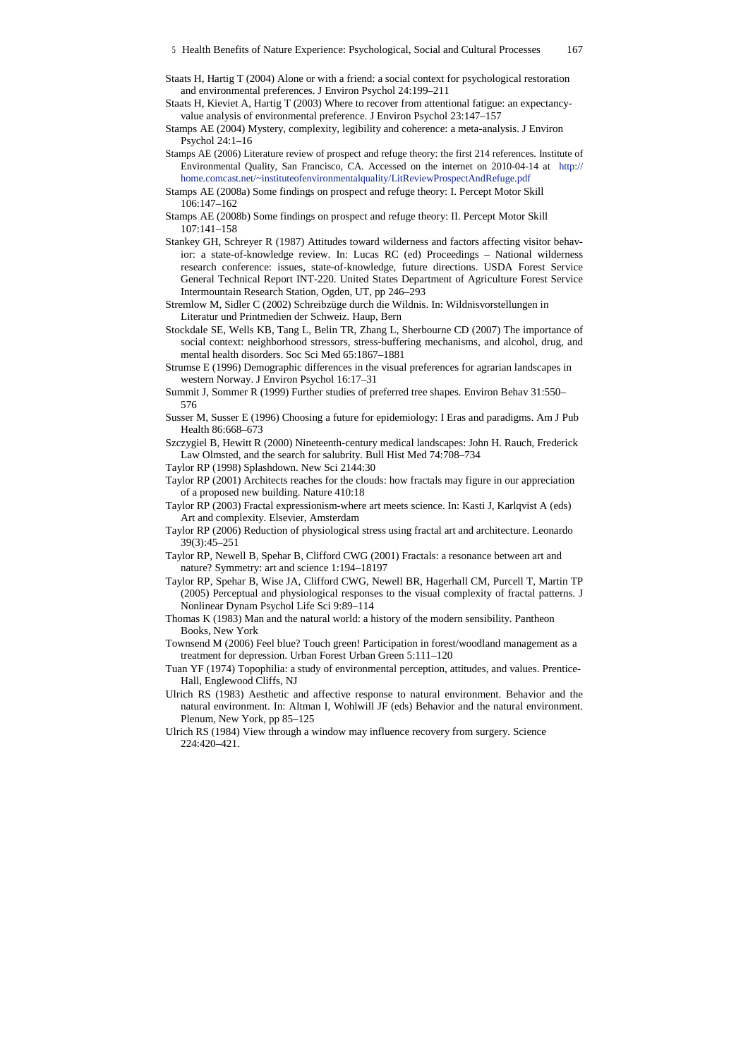Staats H, Hartig T (2004) Alone or with a friend: a social context for psychological restoration and environmental preferences. J Environ Psychol 24:199–211

Staats H, Kieviet A, Hartig T (2003) Where to recover from attentional fatigue: an expectancy-value analysis of environmental preference. J Environ Psychol 23:147–157

Stamps AE (2004) Mystery, complexity, legibility and coherence: a meta-analysis. J Environ Psychol 24:1–16

Stamps AE (2006) Literature review of prospect and refuge theory: the first 214 references. Institute of Environmental Quality, San Francisco, CA. Accessed on the internet on 2010-04-14 at http://home.comcast.net/~instituteofenvironmentalquality/LitReviewProspectAndRefuge.pdf

Stamps AE (2008a) Some findings on prospect and refuge theory: I. Percept Motor Skill 106:147–162

Stamps AE (2008b) Some findings on prospect and refuge theory: II. Percept Motor Skill 107:141–158

Stankey GH, Schreyer R (1987) Attitudes toward wilderness and factors affecting visitor behavior: a state-of-knowledge review. In: Lucas RC (ed) Proceedings – National wilderness research conference: issues, state-of-knowledge, future directions. USDA Forest Service General Technical Report INT-220. United States Department of Agriculture Forest Service Intermountain Research Station, Ogden, UT, pp 246–293

Stremlow M, Sidler C (2002) Schreibzüge durch die Wildnis. In: Wildnisvorstellungen in Literatur und Printmedien der Schweiz. Haup, Bern

Stockdale SE, Wells KB, Tang L, Belin TR, Zhang L, Sherbourne CD (2007) The importance of social context: neighborhood stressors, stress-buffering mechanisms, and alcohol, drug, and mental health disorders. Soc Sci Med 65:1867–1881

Strumse E (1996) Demographic differences in the visual preferences for agrarian landscapes in western Norway. J Environ Psychol 16:17–31

Summit J, Sommer R (1999) Further studies of preferred tree shapes. Environ Behav 31:550–576

Susser M, Susser E (1996) Choosing a future for epidemiology: I Eras and paradigms. Am J Pub Health 86:668–673

Szczygiel B, Hewitt R (2000) Nineteenth-century medical landscapes: John H. Rauch, Frederick Law Olmsted, and the search for salubrity. Bull Hist Med 74:708–734

Taylor RP (1998) Splashdown. New Sci 2144:30

Taylor RP (2001) Architects reaches for the clouds: how fractals may figure in our appreciation of a proposed new building. Nature 410:18

Taylor RP (2003) Fractal expressionism-where art meets science. In: Kasti J, Karlqvist A (eds) Art and complexity. Elsevier, Amsterdam

Taylor RP (2006) Reduction of physiological stress using fractal art and architecture. Leonardo 39(3):45–251

Taylor RP, Newell B, Spehar B, Clifford CWG (2001) Fractals: a resonance between art and nature? Symmetry: art and science 1:194–18197

Taylor RP, Spehar B, Wise JA, Clifford CWG, Newell BR, Hagerhall CM, Purcell T, Martin TP (2005) Perceptual and physiological responses to the visual complexity of fractal patterns. J Nonlinear Dynam Psychol Life Sci 9:89–114

Thomas K (1983) Man and the natural world: a history of the modern sensibility. Pantheon Books, New York

Townsend M (2006) Feel blue? Touch green! Participation in forest/woodland management as a treatment for depression. Urban Forest Urban Green 5:111–120

Tuan YF (1974) Topophilia: a study of environmental perception, attitudes, and values. Prentice-Hall, Englewood Cliffs, NJ

Ulrich RS (1983) Aesthetic and affective response to natural environment. Behavior and the natural environment. In: Altman I, Wohlwill JF (eds) Behavior and the natural environment. Plenum, New York, pp 85–125

Ulrich RS (1984) View through a window may influence recovery from surgery. Science 224:420–421.